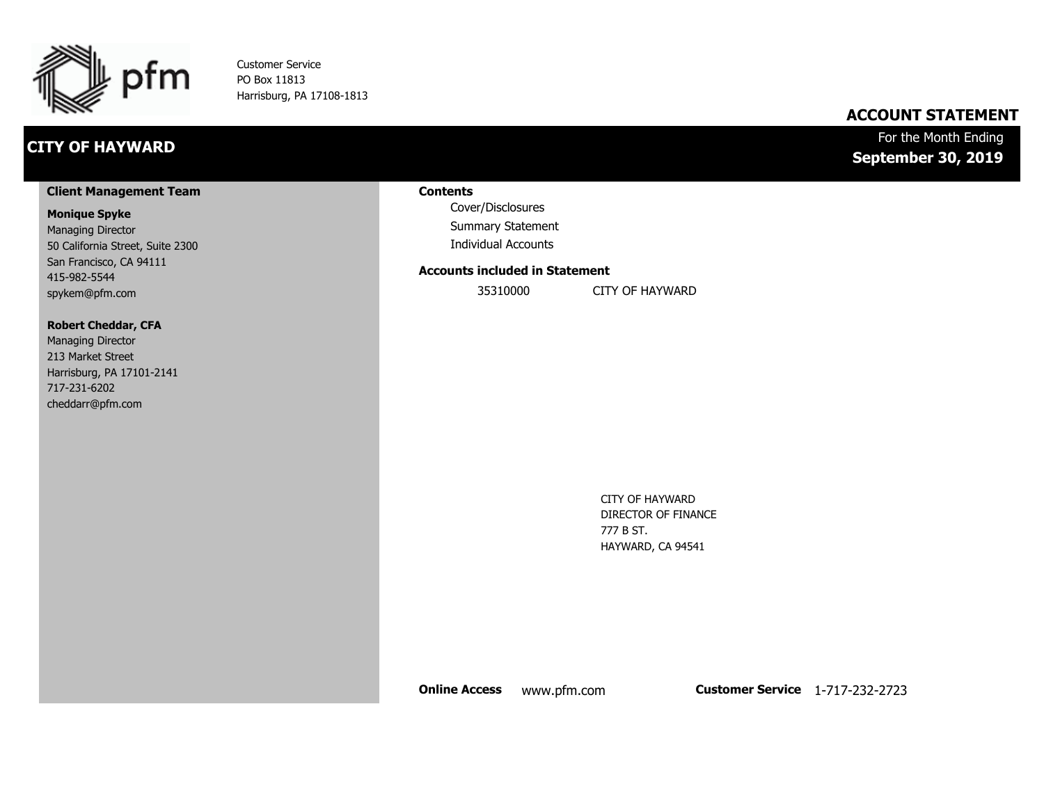pfm

Customer Service
PO Box 11813
Harrisburg, PA 17108-1813

# ACCOUNT STATEMENT

## CITY OF HAYWARD

For the Month Ending
**September 30, 2019**

### Client Management Team

**Monique Spyke**
Managing Director
50 California Street, Suite 2300
San Francisco, CA 94111
415-982-5544
spykem@pfm.com

**Robert Cheddar, CFA**
Managing Director
213 Market Street
Harrisburg, PA 17101-2141
717-231-6202
cheddarr@pfm.com

### Contents

- Cover/Disclosures
- Summary Statement
- Individual Accounts

### Accounts included in Statement

| | |
|---|---|
| 35310000 | CITY OF HAYWARD |

CITY OF HAYWARD
DIRECTOR OF FINANCE
777 B ST.
HAYWARD, CA 94541

**Online Access** www.pfm.com **Customer Service** 1-717-232-2723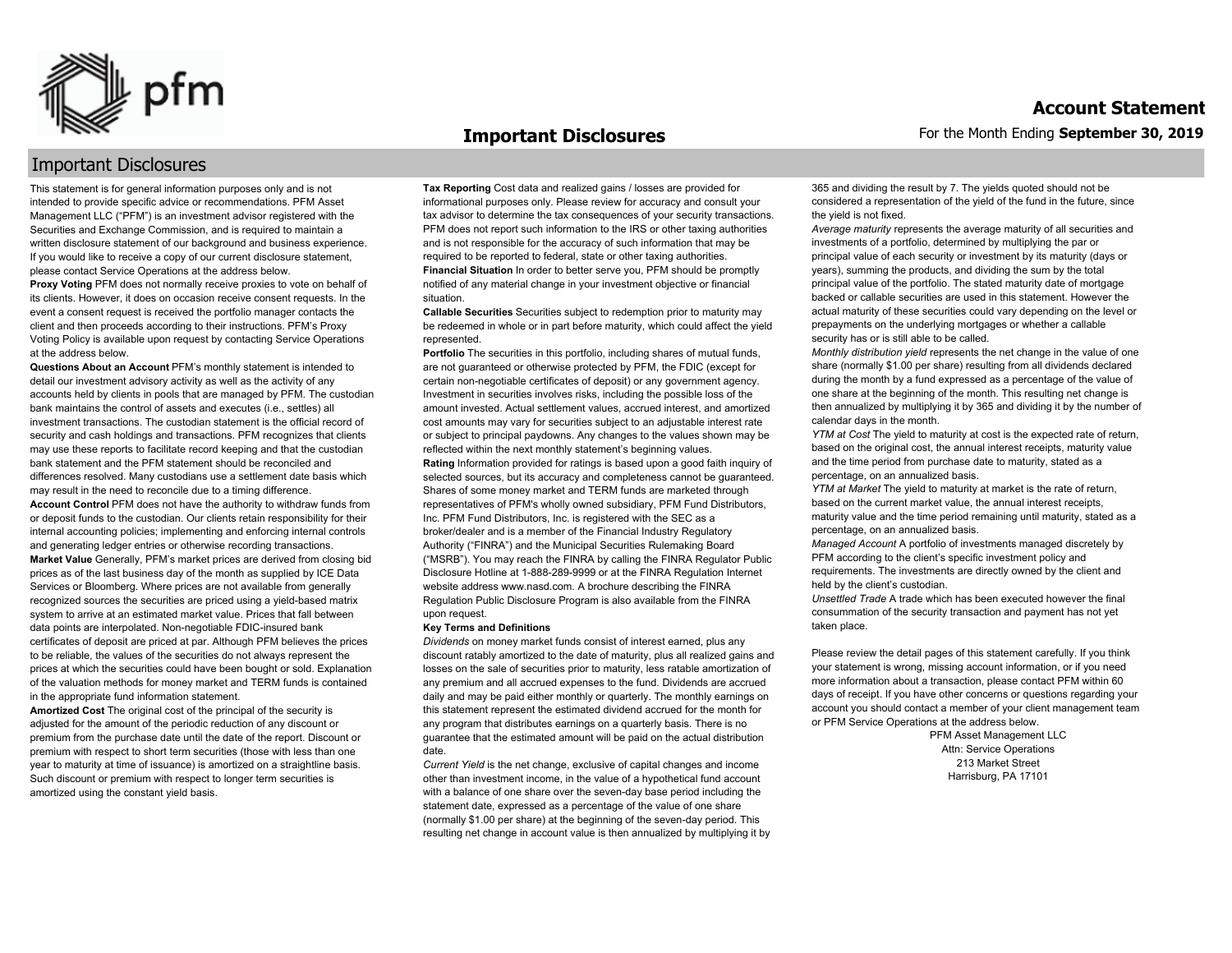# Important Disclosures

## Important Disclosures

This statement is for general information purposes only and is not intended to provide specific advice or recommendations. PFM Asset Management LLC ("PFM") is an investment advisor registered with the Securities and Exchange Commission, and is required to maintain a written disclosure statement of our background and business experience. If you would like to receive a copy of our current disclosure statement, please contact Service Operations at the address below.

**Proxy Voting** PFM does not normally receive proxies to vote on behalf of its clients. However, it does on occasion receive consent requests. In the event a consent request is received the portfolio manager contacts the client and then proceeds according to their instructions. PFM's Proxy Voting Policy is available upon request by contacting Service Operations at the address below.

**Questions About an Account** PFM's monthly statement is intended to detail our investment advisory activity as well as the activity of any accounts held by clients in pools that are managed by PFM. The custodian bank maintains the control of assets and executes (i.e., settles) all investment transactions. The custodian statement is the official record of security and cash holdings and transactions. PFM recognizes that clients may use these reports to facilitate record keeping and that the custodian bank statement and the PFM statement should be reconciled and differences resolved. Many custodians use a settlement date basis which may result in the need to reconcile due to a timing difference.

**Account Control** PFM does not have the authority to withdraw funds from or deposit funds to the custodian. Our clients retain responsibility for their internal accounting policies; implementing and enforcing internal controls and generating ledger entries or otherwise recording transactions.

**Market Value** Generally, PFM's market prices are derived from closing bid prices as of the last business day of the month as supplied by ICE Data Services or Bloomberg. Where prices are not available from generally recognized sources the securities are priced using a yield-based matrix system to arrive at an estimated market value. Prices that fall between data points are interpolated. Non-negotiable FDIC-insured bank certificates of deposit are priced at par. Although PFM believes the prices to be reliable, the values of the securities do not always represent the prices at which the securities could have been bought or sold. Explanation of the valuation methods for money market and TERM funds is contained in the appropriate fund information statement.

**Amortized Cost** The original cost of the principal of the security is adjusted for the amount of the periodic reduction of any discount or premium from the purchase date until the date of the report. Discount or premium with respect to short term securities (those with less than one year to maturity at time of issuance) is amortized on a straightline basis. Such discount or premium with respect to longer term securities is amortized using the constant yield basis.

**Tax Reporting** Cost data and realized gains / losses are provided for informational purposes only. Please review for accuracy and consult your tax advisor to determine the tax consequences of your security transactions. PFM does not report such information to the IRS or other taxing authorities and is not responsible for the accuracy of such information that may be required to be reported to federal, state or other taxing authorities.

**Financial Situation** In order to better serve you, PFM should be promptly notified of any material change in your investment objective or financial situation.

**Callable Securities** Securities subject to redemption prior to maturity may be redeemed in whole or in part before maturity, which could affect the yield represented.

**Portfolio** The securities in this portfolio, including shares of mutual funds, are not guaranteed or otherwise protected by PFM, the FDIC (except for certain non-negotiable certificates of deposit) or any government agency. Investment in securities involves risks, including the possible loss of the amount invested. Actual settlement values, accrued interest, and amortized cost amounts may vary for securities subject to an adjustable interest rate or subject to principal paydowns. Any changes to the values shown may be reflected within the next monthly statement's beginning values.

**Rating** Information provided for ratings is based upon a good faith inquiry of selected sources, but its accuracy and completeness cannot be guaranteed. Shares of some money market and TERM funds are marketed through representatives of PFM's wholly owned subsidiary, PFM Fund Distributors, Inc. PFM Fund Distributors, Inc. is registered with the SEC as a broker/dealer and is a member of the Financial Industry Regulatory Authority ("FINRA") and the Municipal Securities Rulemaking Board ("MSRB"). You may reach the FINRA by calling the FINRA Regulator Public Disclosure Hotline at 1-888-289-9999 or at the FINRA Regulation Internet website address www.nasd.com. A brochure describing the FINRA Regulation Public Disclosure Program is also available from the FINRA upon request.

**Key Terms and Definitions**

*Dividends* on money market funds consist of interest earned, plus any discount ratably amortized to the date of maturity, plus all realized gains and losses on the sale of securities prior to maturity, less ratable amortization of any premium and all accrued expenses to the fund. Dividends are accrued daily and may be paid either monthly or quarterly. The monthly earnings on this statement represent the estimated dividend accrued for the month for any program that distributes earnings on a quarterly basis. There is no guarantee that the estimated amount will be paid on the actual distribution date.

*Current Yield* is the net change, exclusive of capital changes and income other than investment income, in the value of a hypothetical fund account with a balance of one share over the seven-day base period including the statement date, expressed as a percentage of the value of one share (normally $1.00 per share) at the beginning of the seven-day period. This resulting net change in account value is then annualized by multiplying it by 365 and dividing the result by 7. The yields quoted should not be considered a representation of the yield of the fund in the future, since the yield is not fixed.

*Average maturity* represents the average maturity of all securities and investments of a portfolio, determined by multiplying the par or principal value of each security or investment by its maturity (days or years), summing the products, and dividing the sum by the total principal value of the portfolio. The stated maturity date of mortgage backed or callable securities are used in this statement. However the actual maturity of these securities could vary depending on the level or prepayments on the underlying mortgages or whether a callable security has or is still able to be called.

*Monthly distribution yield* represents the net change in the value of one share (normally $1.00 per share) resulting from all dividends declared during the month by a fund expressed as a percentage of the value of one share at the beginning of the month. This resulting net change is then annualized by multiplying it by 365 and dividing it by the number of calendar days in the month.

*YTM at Cost* The yield to maturity at cost is the expected rate of return, based on the original cost, the annual interest receipts, maturity value and the time period from purchase date to maturity, stated as a percentage, on an annualized basis.

*YTM at Market* The yield to maturity at market is the rate of return, based on the current market value, the annual interest receipts, maturity value and the time period remaining until maturity, stated as a percentage, on an annualized basis.

*Managed Account* A portfolio of investments managed discretely by PFM according to the client's specific investment policy and requirements. The investments are directly owned by the client and held by the client's custodian.

*Unsettled Trade* A trade which has been executed however the final consummation of the security transaction and payment has not yet taken place.

Please review the detail pages of this statement carefully. If you think your statement is wrong, missing account information, or if you need more information about a transaction, please contact PFM within 60 days of receipt. If you have other concerns or questions regarding your account you should contact a member of your client management team or PFM Service Operations at the address below.

PFM Asset Management LLC
Attn: Service Operations
213 Market Street
Harrisburg, PA 17101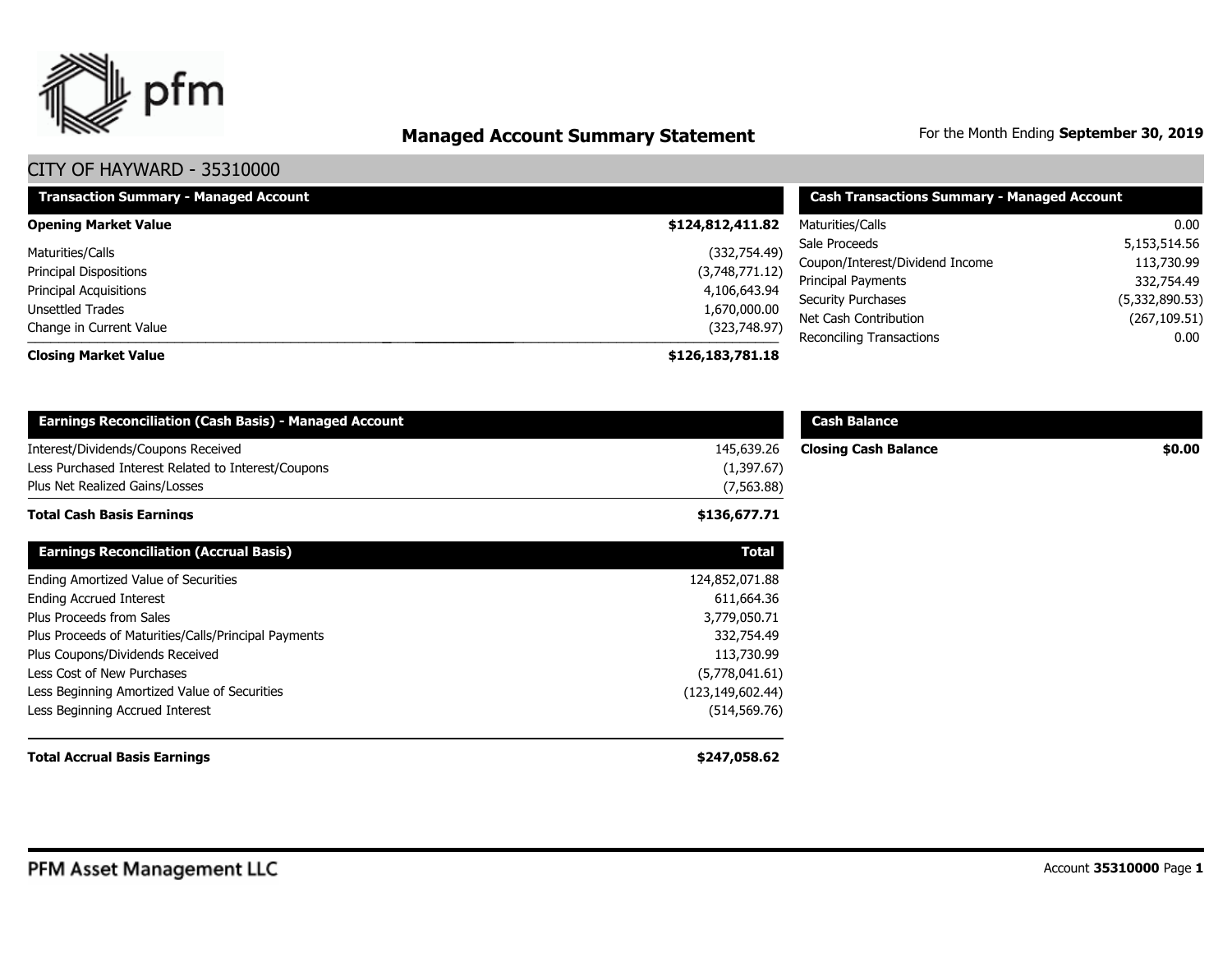# Managed Account Summary Statement

For the Month Ending **September 30, 2019**

## CITY OF HAYWARD - 35310000

| Transaction Summary - Managed Account | |
|---|---|
| **Opening Market Value** | **$124,812,411.82** |
| Maturities/Calls | (332,754.49) |
| Principal Dispositions | (3,748,771.12) |
| Principal Acquisitions | 4,106,643.94 |
| Unsettled Trades | 1,670,000.00 |
| Change in Current Value | (323,748.97) |
| **Closing Market Value** | **$126,183,781.18** |

| Cash Transactions Summary - Managed Account | |
|---|---|
| Maturities/Calls | 0.00 |
| Sale Proceeds | 5,153,514.56 |
| Coupon/Interest/Dividend Income | 113,730.99 |
| Principal Payments | 332,754.49 |
| Security Purchases | (5,332,890.53) |
| Net Cash Contribution | (267,109.51) |
| Reconciling Transactions | 0.00 |

| Earnings Reconciliation (Cash Basis) - Managed Account | |
|---|---|
| Interest/Dividends/Coupons Received | 145,639.26 |
| Less Purchased Interest Related to Interest/Coupons | (1,397.67) |
| Plus Net Realized Gains/Losses | (7,563.88) |
| **Total Cash Basis Earnings** | **$136,677.71** |

| Cash Balance | |
|---|---|
| **Closing Cash Balance** | **$0.00** |

| Earnings Reconciliation (Accrual Basis) | Total |
|---|---|
| Ending Amortized Value of Securities | 124,852,071.88 |
| Ending Accrued Interest | 611,664.36 |
| Plus Proceeds from Sales | 3,779,050.71 |
| Plus Proceeds of Maturities/Calls/Principal Payments | 332,754.49 |
| Plus Coupons/Dividends Received | 113,730.99 |
| Less Cost of New Purchases | (5,778,041.61) |
| Less Beginning Amortized Value of Securities | (123,149,602.44) |
| Less Beginning Accrued Interest | (514,569.76) |
| **Total Accrual Basis Earnings** | **$247,058.62** |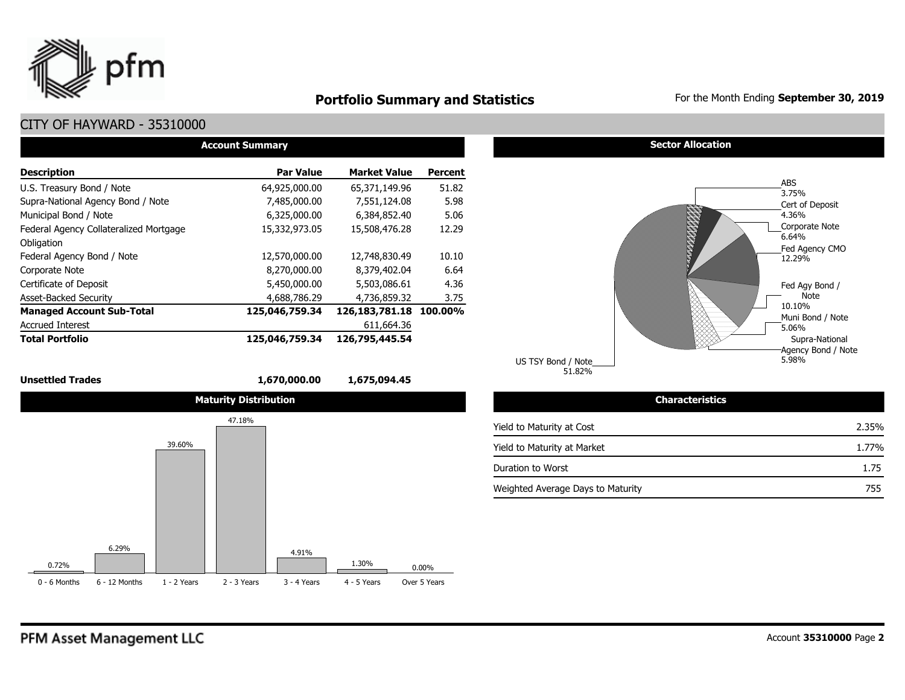# Portfolio Summary and Statistics

For the Month Ending **September 30, 2019**

## CITY OF HAYWARD - 35310000

### Account Summary

| Description | Par Value | Market Value | Percent |
|---|---|---|---|
| U.S. Treasury Bond / Note | 64,925,000.00 | 65,371,149.96 | 51.82 |
| Supra-National Agency Bond / Note | 7,485,000.00 | 7,551,124.08 | 5.98 |
| Municipal Bond / Note | 6,325,000.00 | 6,384,852.40 | 5.06 |
| Federal Agency Collateralized Mortgage Obligation | 15,332,973.05 | 15,508,476.28 | 12.29 |
| Federal Agency Bond / Note | 12,570,000.00 | 12,748,830.49 | 10.10 |
| Corporate Note | 8,270,000.00 | 8,379,402.04 | 6.64 |
| Certificate of Deposit | 5,450,000.00 | 5,503,086.61 | 4.36 |
| Asset-Backed Security | 4,688,786.29 | 4,736,859.32 | 3.75 |
| **Managed Account Sub-Total** | **125,046,759.34** | **126,183,781.18** | **100.00%** |
| Accrued Interest | | 611,664.36 | |
| **Total Portfolio** | **125,046,759.34** | **126,795,445.54** | |
| **Unsettled Trades** | **1,670,000.00** | **1,675,094.45** | |

### Sector Allocation

| Sector | Percent |
|---|---|
| ABS | 3.75% |
| Cert of Deposit | 4.36% |
| Corporate Note | 6.64% |
| Fed Agency CMO | 12.29% |
| Fed Agy Bond / Note | 10.10% |
| Muni Bond / Note | 5.06% |
| Supra-National Agency Bond / Note | 5.98% |
| US TSY Bond / Note | 51.82% |

### Maturity Distribution

| 0 - 6 Months | 6 - 12 Months | 1 - 2 Years | 2 - 3 Years | 3 - 4 Years | 4 - 5 Years | Over 5 Years |
|---|---|---|---|---|---|---|
| 0.72% | 6.29% | 39.60% | 47.18% | 4.91% | 1.30% | 0.00% |

### Characteristics

| | |
|---|---|
| Yield to Maturity at Cost | 2.35% |
| Yield to Maturity at Market | 1.77% |
| Duration to Worst | 1.75 |
| Weighted Average Days to Maturity | 755 |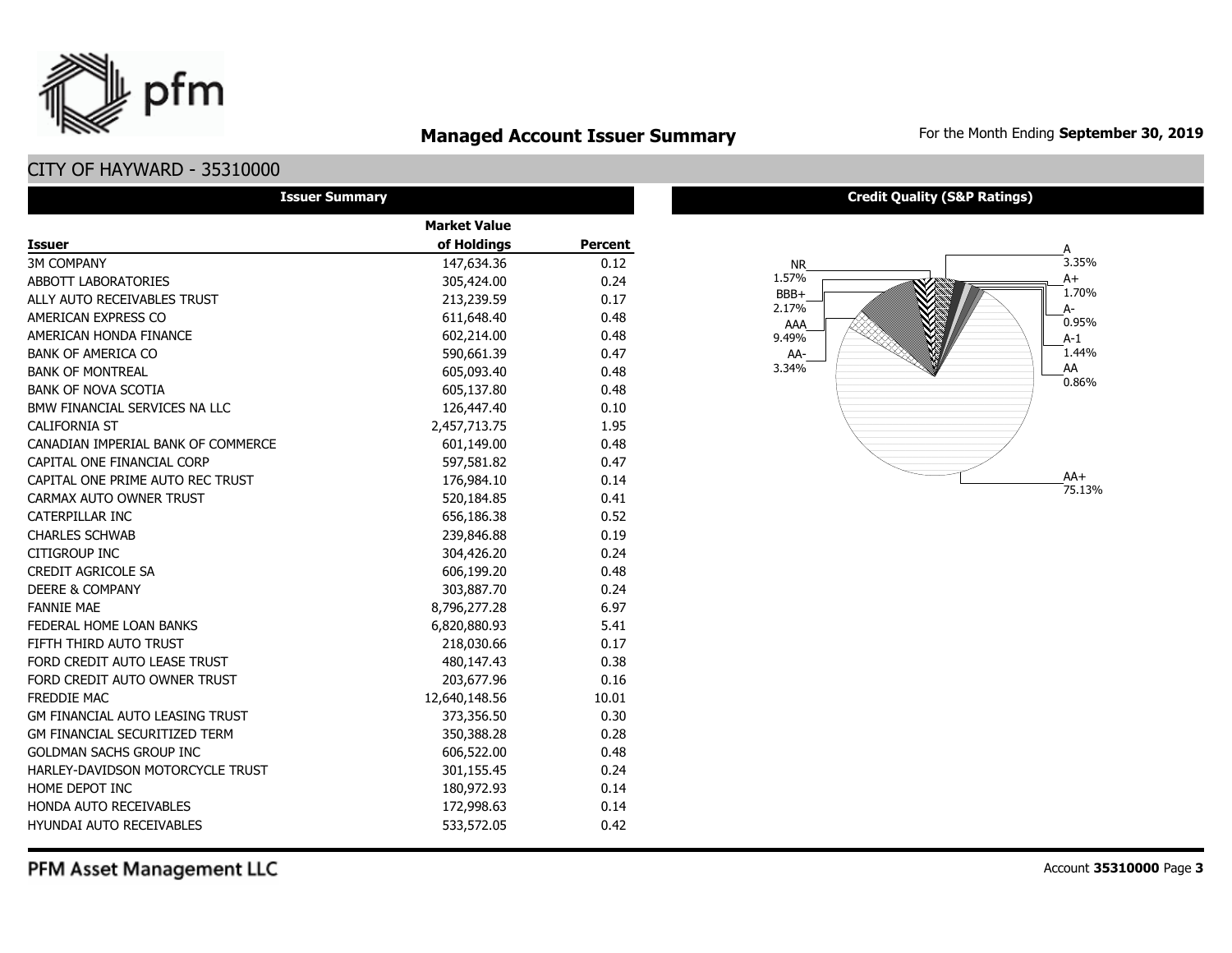# Managed Account Issuer Summary

For the Month Ending **September 30, 2019**

## CITY OF HAYWARD - 35310000

### Issuer Summary

| Issuer | Market Value of Holdings | Percent |
|---|---|---|
| 3M COMPANY | 147,634.36 | 0.12 |
| ABBOTT LABORATORIES | 305,424.00 | 0.24 |
| ALLY AUTO RECEIVABLES TRUST | 213,239.59 | 0.17 |
| AMERICAN EXPRESS CO | 611,648.40 | 0.48 |
| AMERICAN HONDA FINANCE | 602,214.00 | 0.48 |
| BANK OF AMERICA CO | 590,661.39 | 0.47 |
| BANK OF MONTREAL | 605,093.40 | 0.48 |
| BANK OF NOVA SCOTIA | 605,137.80 | 0.48 |
| BMW FINANCIAL SERVICES NA LLC | 126,447.40 | 0.10 |
| CALIFORNIA ST | 2,457,713.75 | 1.95 |
| CANADIAN IMPERIAL BANK OF COMMERCE | 601,149.00 | 0.48 |
| CAPITAL ONE FINANCIAL CORP | 597,581.82 | 0.47 |
| CAPITAL ONE PRIME AUTO REC TRUST | 176,984.10 | 0.14 |
| CARMAX AUTO OWNER TRUST | 520,184.85 | 0.41 |
| CATERPILLAR INC | 656,186.38 | 0.52 |
| CHARLES SCHWAB | 239,846.88 | 0.19 |
| CITIGROUP INC | 304,426.20 | 0.24 |
| CREDIT AGRICOLE SA | 606,199.20 | 0.48 |
| DEERE & COMPANY | 303,887.70 | 0.24 |
| FANNIE MAE | 8,796,277.28 | 6.97 |
| FEDERAL HOME LOAN BANKS | 6,820,880.93 | 5.41 |
| FIFTH THIRD AUTO TRUST | 218,030.66 | 0.17 |
| FORD CREDIT AUTO LEASE TRUST | 480,147.43 | 0.38 |
| FORD CREDIT AUTO OWNER TRUST | 203,677.96 | 0.16 |
| FREDDIE MAC | 12,640,148.56 | 10.01 |
| GM FINANCIAL AUTO LEASING TRUST | 373,356.50 | 0.30 |
| GM FINANCIAL SECURITIZED TERM | 350,388.28 | 0.28 |
| GOLDMAN SACHS GROUP INC | 606,522.00 | 0.48 |
| HARLEY-DAVIDSON MOTORCYCLE TRUST | 301,155.45 | 0.24 |
| HOME DEPOT INC | 180,972.93 | 0.14 |
| HONDA AUTO RECEIVABLES | 172,998.63 | 0.14 |
| HYUNDAI AUTO RECEIVABLES | 533,572.05 | 0.42 |

### Credit Quality (S&P Ratings)

| Rating | Percent |
|---|---|
| NR | 1.57% |
| BBB+ | 2.17% |
| AAA | 9.49% |
| AA- | 3.34% |
| A | 3.35% |
| A+ | 1.70% |
| A- | 0.95% |
| A-1 | 1.44% |
| AA | 0.86% |
| AA+ | 75.13% |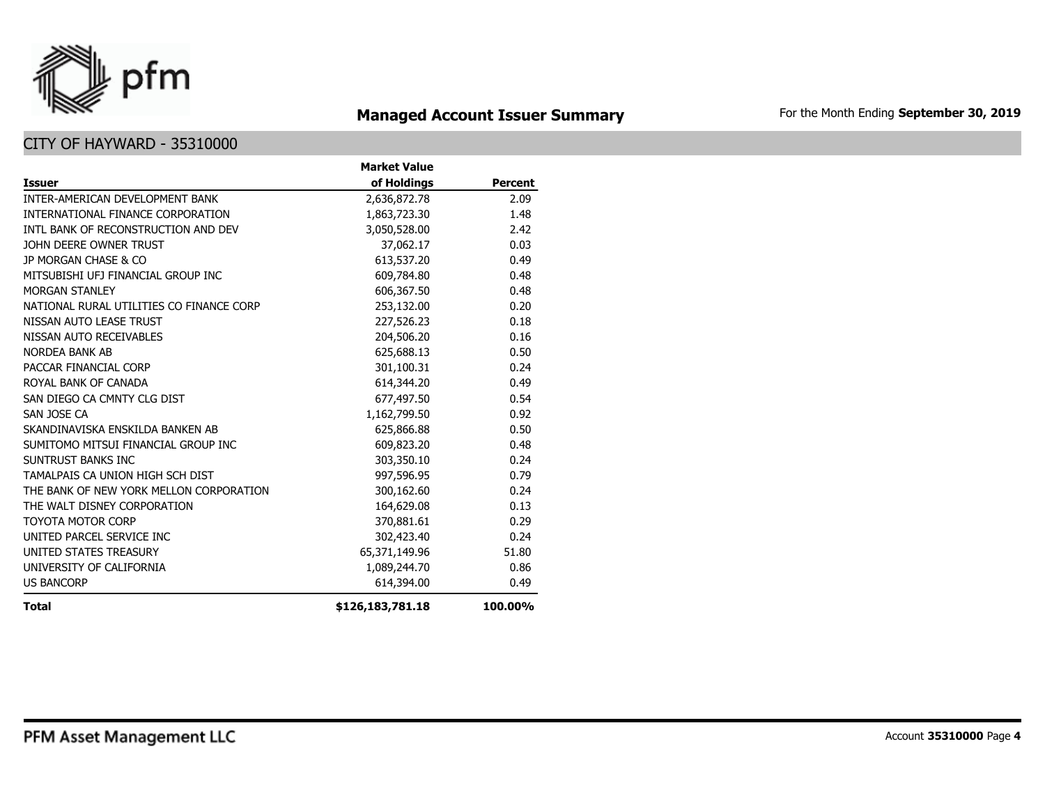## Managed Account Issuer Summary

For the Month Ending **September 30, 2019**

### CITY OF HAYWARD - 35310000

| Issuer | Market Value of Holdings | Percent |
|---|---:|---:|
| INTER-AMERICAN DEVELOPMENT BANK | 2,636,872.78 | 2.09 |
| INTERNATIONAL FINANCE CORPORATION | 1,863,723.30 | 1.48 |
| INTL BANK OF RECONSTRUCTION AND DEV | 3,050,528.00 | 2.42 |
| JOHN DEERE OWNER TRUST | 37,062.17 | 0.03 |
| JP MORGAN CHASE & CO | 613,537.20 | 0.49 |
| MITSUBISHI UFJ FINANCIAL GROUP INC | 609,784.80 | 0.48 |
| MORGAN STANLEY | 606,367.50 | 0.48 |
| NATIONAL RURAL UTILITIES CO FINANCE CORP | 253,132.00 | 0.20 |
| NISSAN AUTO LEASE TRUST | 227,526.23 | 0.18 |
| NISSAN AUTO RECEIVABLES | 204,506.20 | 0.16 |
| NORDEA BANK AB | 625,688.13 | 0.50 |
| PACCAR FINANCIAL CORP | 301,100.31 | 0.24 |
| ROYAL BANK OF CANADA | 614,344.20 | 0.49 |
| SAN DIEGO CA CMNTY CLG DIST | 677,497.50 | 0.54 |
| SAN JOSE CA | 1,162,799.50 | 0.92 |
| SKANDINAVISKA ENSKILDA BANKEN AB | 625,866.88 | 0.50 |
| SUMITOMO MITSUI FINANCIAL GROUP INC | 609,823.20 | 0.48 |
| SUNTRUST BANKS INC | 303,350.10 | 0.24 |
| TAMALPAIS CA UNION HIGH SCH DIST | 997,596.95 | 0.79 |
| THE BANK OF NEW YORK MELLON CORPORATION | 300,162.60 | 0.24 |
| THE WALT DISNEY CORPORATION | 164,629.08 | 0.13 |
| TOYOTA MOTOR CORP | 370,881.61 | 0.29 |
| UNITED PARCEL SERVICE INC | 302,423.40 | 0.24 |
| UNITED STATES TREASURY | 65,371,149.96 | 51.80 |
| UNIVERSITY OF CALIFORNIA | 1,089,244.70 | 0.86 |
| US BANCORP | 614,394.00 | 0.49 |
| **Total** | **$126,183,781.18** | **100.00%** |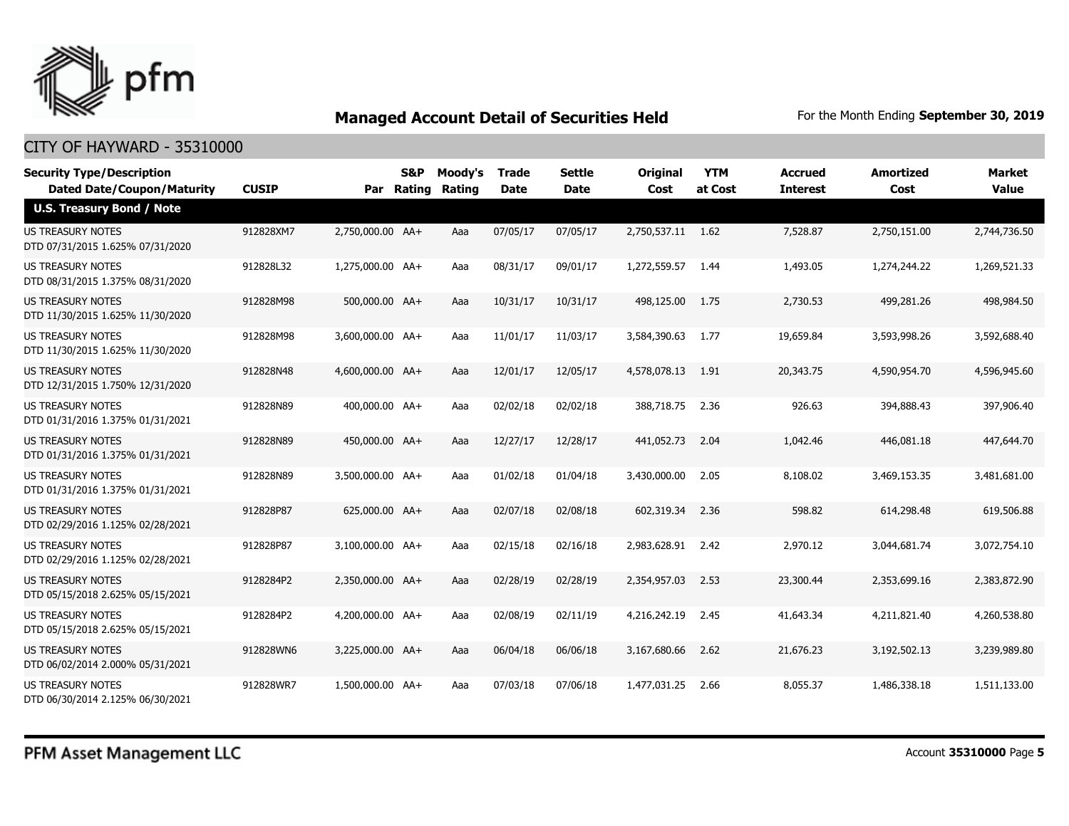## Managed Account Detail of Securities Held

For the Month Ending **September 30, 2019**

### CITY OF HAYWARD - 35310000

| Security Type/Description Dated Date/Coupon/Maturity | CUSIP | Par | S&P Rating | Moody's Rating | Trade Date | Settle Date | Original Cost | YTM at Cost | Accrued Interest | Amortized Cost | Market Value |
|---|---|---|---|---|---|---|---|---|---|---|---|
| **U.S. Treasury Bond / Note** | | | | | | | | | | | |
| US TREASURY NOTES DTD 07/31/2015 1.625% 07/31/2020 | 912828XM7 | 2,750,000.00 | AA+ | Aaa | 07/05/17 | 07/05/17 | 2,750,537.11 | 1.62 | 7,528.87 | 2,750,151.00 | 2,744,736.50 |
| US TREASURY NOTES DTD 08/31/2015 1.375% 08/31/2020 | 912828L32 | 1,275,000.00 | AA+ | Aaa | 08/31/17 | 09/01/17 | 1,272,559.57 | 1.44 | 1,493.05 | 1,274,244.22 | 1,269,521.33 |
| US TREASURY NOTES DTD 11/30/2015 1.625% 11/30/2020 | 912828M98 | 500,000.00 | AA+ | Aaa | 10/31/17 | 10/31/17 | 498,125.00 | 1.75 | 2,730.53 | 499,281.26 | 498,984.50 |
| US TREASURY NOTES DTD 11/30/2015 1.625% 11/30/2020 | 912828M98 | 3,600,000.00 | AA+ | Aaa | 11/01/17 | 11/03/17 | 3,584,390.63 | 1.77 | 19,659.84 | 3,593,998.26 | 3,592,688.40 |
| US TREASURY NOTES DTD 12/31/2015 1.750% 12/31/2020 | 912828N48 | 4,600,000.00 | AA+ | Aaa | 12/01/17 | 12/05/17 | 4,578,078.13 | 1.91 | 20,343.75 | 4,590,954.70 | 4,596,945.60 |
| US TREASURY NOTES DTD 01/31/2016 1.375% 01/31/2021 | 912828N89 | 400,000.00 | AA+ | Aaa | 02/02/18 | 02/02/18 | 388,718.75 | 2.36 | 926.63 | 394,888.43 | 397,906.40 |
| US TREASURY NOTES DTD 01/31/2016 1.375% 01/31/2021 | 912828N89 | 450,000.00 | AA+ | Aaa | 12/27/17 | 12/28/17 | 441,052.73 | 2.04 | 1,042.46 | 446,081.18 | 447,644.70 |
| US TREASURY NOTES DTD 01/31/2016 1.375% 01/31/2021 | 912828N89 | 3,500,000.00 | AA+ | Aaa | 01/02/18 | 01/04/18 | 3,430,000.00 | 2.05 | 8,108.02 | 3,469,153.35 | 3,481,681.00 |
| US TREASURY NOTES DTD 02/29/2016 1.125% 02/28/2021 | 912828P87 | 625,000.00 | AA+ | Aaa | 02/07/18 | 02/08/18 | 602,319.34 | 2.36 | 598.82 | 614,298.48 | 619,506.88 |
| US TREASURY NOTES DTD 02/29/2016 1.125% 02/28/2021 | 912828P87 | 3,100,000.00 | AA+ | Aaa | 02/15/18 | 02/16/18 | 2,983,628.91 | 2.42 | 2,970.12 | 3,044,681.74 | 3,072,754.10 |
| US TREASURY NOTES DTD 05/15/2018 2.625% 05/15/2021 | 9128284P2 | 2,350,000.00 | AA+ | Aaa | 02/28/19 | 02/28/19 | 2,354,957.03 | 2.53 | 23,300.44 | 2,353,699.16 | 2,383,872.90 |
| US TREASURY NOTES DTD 05/15/2018 2.625% 05/15/2021 | 9128284P2 | 4,200,000.00 | AA+ | Aaa | 02/08/19 | 02/11/19 | 4,216,242.19 | 2.45 | 41,643.34 | 4,211,821.40 | 4,260,538.80 |
| US TREASURY NOTES DTD 06/02/2014 2.000% 05/31/2021 | 912828WN6 | 3,225,000.00 | AA+ | Aaa | 06/04/18 | 06/06/18 | 3,167,680.66 | 2.62 | 21,676.23 | 3,192,502.13 | 3,239,989.80 |
| US TREASURY NOTES DTD 06/30/2014 2.125% 06/30/2021 | 912828WR7 | 1,500,000.00 | AA+ | Aaa | 07/03/18 | 07/06/18 | 1,477,031.25 | 2.66 | 8,055.37 | 1,486,338.18 | 1,511,133.00 |

PFM Asset Management LLC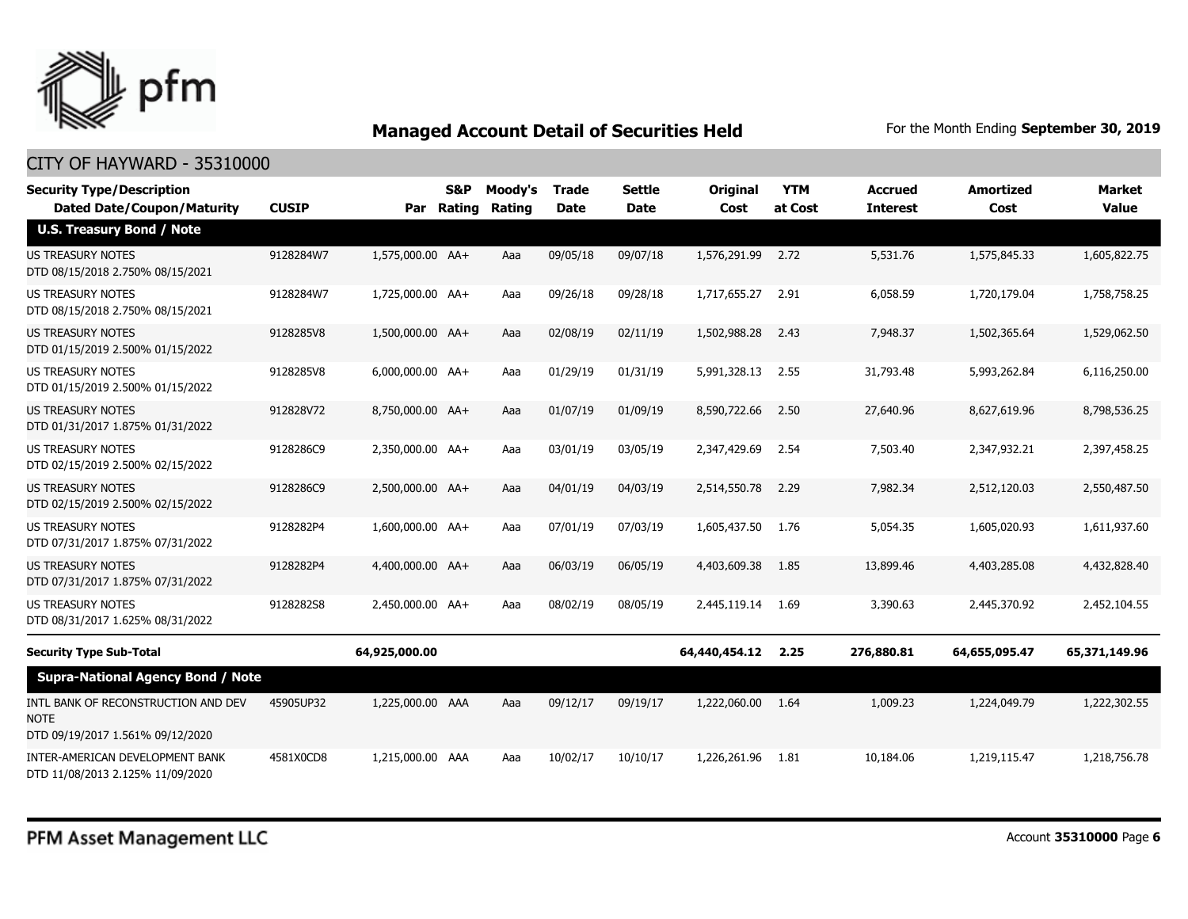## Managed Account Detail of Securities Held

For the Month Ending **September 30, 2019**

CITY OF HAYWARD - 35310000

| Security Type/Description Dated Date/Coupon/Maturity | CUSIP | Par | S&P Rating | Moody's Rating | Trade Date | Settle Date | Original Cost | YTM at Cost | Accrued Interest | Amortized Cost | Market Value |
|---|---|---|---|---|---|---|---|---|---|---|---|
| **U.S. Treasury Bond / Note** | | | | | | | | | | | |
| US TREASURY NOTES DTD 08/15/2018 2.750% 08/15/2021 | 9128284W7 | 1,575,000.00 | AA+ | Aaa | 09/05/18 | 09/07/18 | 1,576,291.99 | 2.72 | 5,531.76 | 1,575,845.33 | 1,605,822.75 |
| US TREASURY NOTES DTD 08/15/2018 2.750% 08/15/2021 | 9128284W7 | 1,725,000.00 | AA+ | Aaa | 09/26/18 | 09/28/18 | 1,717,655.27 | 2.91 | 6,058.59 | 1,720,179.04 | 1,758,758.25 |
| US TREASURY NOTES DTD 01/15/2019 2.500% 01/15/2022 | 9128285V8 | 1,500,000.00 | AA+ | Aaa | 02/08/19 | 02/11/19 | 1,502,988.28 | 2.43 | 7,948.37 | 1,502,365.64 | 1,529,062.50 |
| US TREASURY NOTES DTD 01/15/2019 2.500% 01/15/2022 | 9128285V8 | 6,000,000.00 | AA+ | Aaa | 01/29/19 | 01/31/19 | 5,991,328.13 | 2.55 | 31,793.48 | 5,993,262.84 | 6,116,250.00 |
| US TREASURY NOTES DTD 01/31/2017 1.875% 01/31/2022 | 912828V72 | 8,750,000.00 | AA+ | Aaa | 01/07/19 | 01/09/19 | 8,590,722.66 | 2.50 | 27,640.96 | 8,627,619.96 | 8,798,536.25 |
| US TREASURY NOTES DTD 02/15/2019 2.500% 02/15/2022 | 9128286C9 | 2,350,000.00 | AA+ | Aaa | 03/01/19 | 03/05/19 | 2,347,429.69 | 2.54 | 7,503.40 | 2,347,932.21 | 2,397,458.25 |
| US TREASURY NOTES DTD 02/15/2019 2.500% 02/15/2022 | 9128286C9 | 2,500,000.00 | AA+ | Aaa | 04/01/19 | 04/03/19 | 2,514,550.78 | 2.29 | 7,982.34 | 2,512,120.03 | 2,550,487.50 |
| US TREASURY NOTES DTD 07/31/2017 1.875% 07/31/2022 | 9128282P4 | 1,600,000.00 | AA+ | Aaa | 07/01/19 | 07/03/19 | 1,605,437.50 | 1.76 | 5,054.35 | 1,605,020.93 | 1,611,937.60 |
| US TREASURY NOTES DTD 07/31/2017 1.875% 07/31/2022 | 9128282P4 | 4,400,000.00 | AA+ | Aaa | 06/03/19 | 06/05/19 | 4,403,609.38 | 1.85 | 13,899.46 | 4,403,285.08 | 4,432,828.40 |
| US TREASURY NOTES DTD 08/31/2017 1.625% 08/31/2022 | 9128282S8 | 2,450,000.00 | AA+ | Aaa | 08/02/19 | 08/05/19 | 2,445,119.14 | 1.69 | 3,390.63 | 2,445,370.92 | 2,452,104.55 |
| **Security Type Sub-Total** | | **64,925,000.00** | | | | | **64,440,454.12** | **2.25** | **276,880.81** | **64,655,095.47** | **65,371,149.96** |
| **Supra-National Agency Bond / Note** | | | | | | | | | | | |
| INTL BANK OF RECONSTRUCTION AND DEV NOTE DTD 09/19/2017 1.561% 09/12/2020 | 45905UP32 | 1,225,000.00 | AAA | Aaa | 09/12/17 | 09/19/17 | 1,222,060.00 | 1.64 | 1,009.23 | 1,224,049.79 | 1,222,302.55 |
| INTER-AMERICAN DEVELOPMENT BANK DTD 11/08/2013 2.125% 11/09/2020 | 4581X0CD8 | 1,215,000.00 | AAA | Aaa | 10/02/17 | 10/10/17 | 1,226,261.96 | 1.81 | 10,184.06 | 1,219,115.47 | 1,218,756.78 |

PFM Asset Management LLC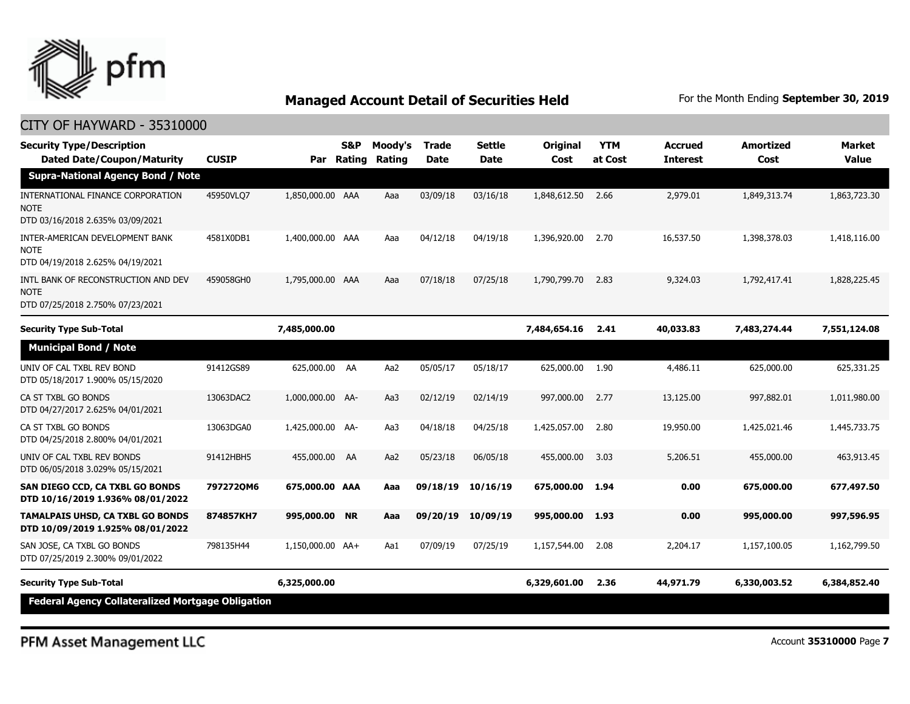## Managed Account Detail of Securities Held

For the Month Ending **September 30, 2019**

CITY OF HAYWARD - 35310000

| Security Type/Description Dated Date/Coupon/Maturity | CUSIP | Par | S&P Rating | Moody's Rating | Trade Date | Settle Date | Original Cost | YTM at Cost | Accrued Interest | Amortized Cost | Market Value |
|---|---|---|---|---|---|---|---|---|---|---|---|
| **Supra-National Agency Bond / Note** | | | | | | | | | | | |
| INTERNATIONAL FINANCE CORPORATION NOTE DTD 03/16/2018 2.635% 03/09/2021 | 45950VLQ7 | 1,850,000.00 | AAA | Aaa | 03/09/18 | 03/16/18 | 1,848,612.50 | 2.66 | 2,979.01 | 1,849,313.74 | 1,863,723.30 |
| INTER-AMERICAN DEVELOPMENT BANK NOTE DTD 04/19/2018 2.625% 04/19/2021 | 4581X0DB1 | 1,400,000.00 | AAA | Aaa | 04/12/18 | 04/19/18 | 1,396,920.00 | 2.70 | 16,537.50 | 1,398,378.03 | 1,418,116.00 |
| INTL BANK OF RECONSTRUCTION AND DEV NOTE DTD 07/25/2018 2.750% 07/23/2021 | 459058GH0 | 1,795,000.00 | AAA | Aaa | 07/18/18 | 07/25/18 | 1,790,799.70 | 2.83 | 9,324.03 | 1,792,417.41 | 1,828,225.45 |
| **Security Type Sub-Total** | | **7,485,000.00** | | | | | **7,484,654.16** | **2.41** | **40,033.83** | **7,483,274.44** | **7,551,124.08** |
| **Municipal Bond / Note** | | | | | | | | | | | |
| UNIV OF CAL TXBL REV BOND DTD 05/18/2017 1.900% 05/15/2020 | 91412GS89 | 625,000.00 | AA | Aa2 | 05/05/17 | 05/18/17 | 625,000.00 | 1.90 | 4,486.11 | 625,000.00 | 625,331.25 |
| CA ST TXBL GO BONDS DTD 04/27/2017 2.625% 04/01/2021 | 13063DAC2 | 1,000,000.00 | AA- | Aa3 | 02/12/19 | 02/14/19 | 997,000.00 | 2.77 | 13,125.00 | 997,882.01 | 1,011,980.00 |
| CA ST TXBL GO BONDS DTD 04/25/2018 2.800% 04/01/2021 | 13063DGA0 | 1,425,000.00 | AA- | Aa3 | 04/18/18 | 04/25/18 | 1,425,057.00 | 2.80 | 19,950.00 | 1,425,021.46 | 1,445,733.75 |
| UNIV OF CAL TXBL REV BONDS DTD 06/05/2018 3.029% 05/15/2021 | 91412HBH5 | 455,000.00 | AA | Aa2 | 05/23/18 | 06/05/18 | 455,000.00 | 3.03 | 5,206.51 | 455,000.00 | 463,913.45 |
| **SAN DIEGO CCD, CA TXBL GO BONDS DTD 10/16/2019 1.936% 08/01/2022** | **797272QM6** | **675,000.00** | **AAA** | **Aaa** | **09/18/19** | **10/16/19** | **675,000.00** | **1.94** | **0.00** | **675,000.00** | **677,497.50** |
| **TAMALPAIS UHSD, CA TXBL GO BONDS DTD 10/09/2019 1.925% 08/01/2022** | **874857KH7** | **995,000.00** | **NR** | **Aaa** | **09/20/19** | **10/09/19** | **995,000.00** | **1.93** | **0.00** | **995,000.00** | **997,596.95** |
| SAN JOSE, CA TXBL GO BONDS DTD 07/25/2019 2.300% 09/01/2022 | 798135H44 | 1,150,000.00 | AA+ | Aa1 | 07/09/19 | 07/25/19 | 1,157,544.00 | 2.08 | 2,204.17 | 1,157,100.05 | 1,162,799.50 |
| **Security Type Sub-Total** | | **6,325,000.00** | | | | | **6,329,601.00** | **2.36** | **44,971.79** | **6,330,003.52** | **6,384,852.40** |
| **Federal Agency Collateralized Mortgage Obligation** | | | | | | | | | | | |

PFM Asset Management LLC

Account **35310000**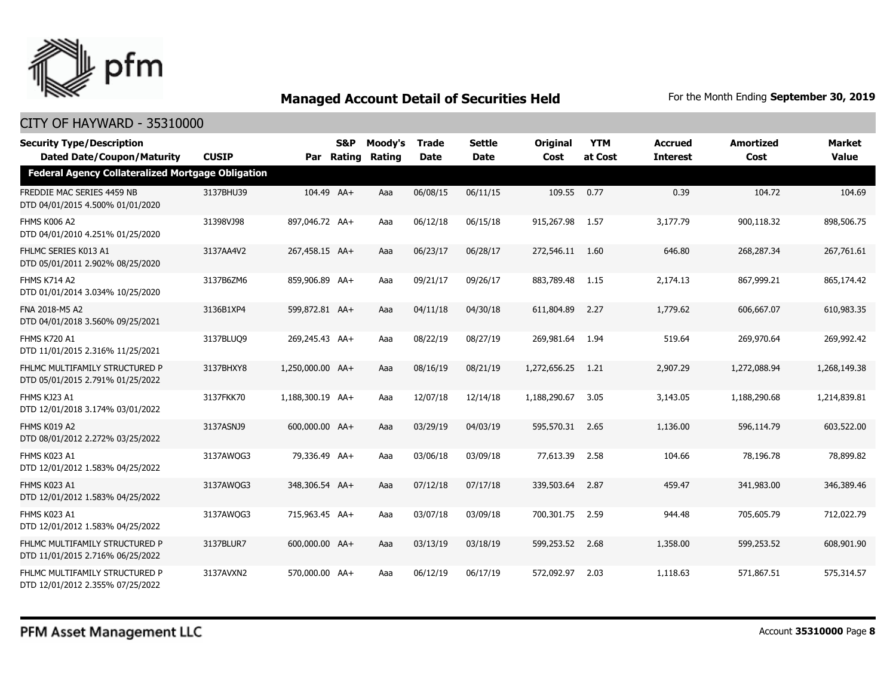## Managed Account Detail of Securities Held

For the Month Ending **September 30, 2019**

### CITY OF HAYWARD - 35310000

| Security Type/Description Dated Date/Coupon/Maturity | CUSIP | Par | S&P Rating | Moody's Rating | Trade Date | Settle Date | Original Cost | YTM at Cost | Accrued Interest | Amortized Cost | Market Value |
|---|---|---|---|---|---|---|---|---|---|---|---|
| **Federal Agency Collateralized Mortgage Obligation** | | | | | | | | | | | |
| FREDDIE MAC SERIES 4459 NB DTD 04/01/2015 4.500% 01/01/2020 | 3137BHU39 | 104.49 | AA+ | Aaa | 06/08/15 | 06/11/15 | 109.55 | 0.77 | 0.39 | 104.72 | 104.69 |
| FHMS K006 A2 DTD 04/01/2010 4.251% 01/25/2020 | 31398VJ98 | 897,046.72 | AA+ | Aaa | 06/12/18 | 06/15/18 | 915,267.98 | 1.57 | 3,177.79 | 900,118.32 | 898,506.75 |
| FHLMC SERIES K013 A1 DTD 05/01/2011 2.902% 08/25/2020 | 3137AA4V2 | 267,458.15 | AA+ | Aaa | 06/23/17 | 06/28/17 | 272,546.11 | 1.60 | 646.80 | 268,287.34 | 267,761.61 |
| FHMS K714 A2 DTD 01/01/2014 3.034% 10/25/2020 | 3137B6ZM6 | 859,906.89 | AA+ | Aaa | 09/21/17 | 09/26/17 | 883,789.48 | 1.15 | 2,174.13 | 867,999.21 | 865,174.42 |
| FNA 2018-M5 A2 DTD 04/01/2018 3.560% 09/25/2021 | 3136B1XP4 | 599,872.81 | AA+ | Aaa | 04/11/18 | 04/30/18 | 611,804.89 | 2.27 | 1,779.62 | 606,667.07 | 610,983.35 |
| FHMS K720 A1 DTD 11/01/2015 2.316% 11/25/2021 | 3137BLUQ9 | 269,245.43 | AA+ | Aaa | 08/22/19 | 08/27/19 | 269,981.64 | 1.94 | 519.64 | 269,970.64 | 269,992.42 |
| FHLMC MULTIFAMILY STRUCTURED P DTD 05/01/2015 2.791% 01/25/2022 | 3137BHXY8 | 1,250,000.00 | AA+ | Aaa | 08/16/19 | 08/21/19 | 1,272,656.25 | 1.21 | 2,907.29 | 1,272,088.94 | 1,268,149.38 |
| FHMS KJ23 A1 DTD 12/01/2018 3.174% 03/01/2022 | 3137FKK70 | 1,188,300.19 | AA+ | Aaa | 12/07/18 | 12/14/18 | 1,188,290.67 | 3.05 | 3,143.05 | 1,188,290.68 | 1,214,839.81 |
| FHMS K019 A2 DTD 08/01/2012 2.272% 03/25/2022 | 3137ASNJ9 | 600,000.00 | AA+ | Aaa | 03/29/19 | 04/03/19 | 595,570.31 | 2.65 | 1,136.00 | 596,114.79 | 603,522.00 |
| FHMS K023 A1 DTD 12/01/2012 1.583% 04/25/2022 | 3137AWQG3 | 79,336.49 | AA+ | Aaa | 03/06/18 | 03/09/18 | 77,613.39 | 2.58 | 104.66 | 78,196.78 | 78,899.82 |
| FHMS K023 A1 DTD 12/01/2012 1.583% 04/25/2022 | 3137AWQG3 | 348,306.54 | AA+ | Aaa | 07/12/18 | 07/17/18 | 339,503.64 | 2.87 | 459.47 | 341,983.00 | 346,389.46 |
| FHMS K023 A1 DTD 12/01/2012 1.583% 04/25/2022 | 3137AWQG3 | 715,963.45 | AA+ | Aaa | 03/07/18 | 03/09/18 | 700,301.75 | 2.59 | 944.48 | 705,605.79 | 712,022.79 |
| FHLMC MULTIFAMILY STRUCTURED P DTD 11/01/2015 2.716% 06/25/2022 | 3137BLUR7 | 600,000.00 | AA+ | Aaa | 03/13/19 | 03/18/19 | 599,253.52 | 2.68 | 1,358.00 | 599,253.52 | 608,901.90 |
| FHLMC MULTIFAMILY STRUCTURED P DTD 12/01/2012 2.355% 07/25/2022 | 3137AVXN2 | 570,000.00 | AA+ | Aaa | 06/12/19 | 06/17/19 | 572,092.97 | 2.03 | 1,118.63 | 571,867.51 | 575,314.57 |

PFM Asset Management LLC

Account **35310000**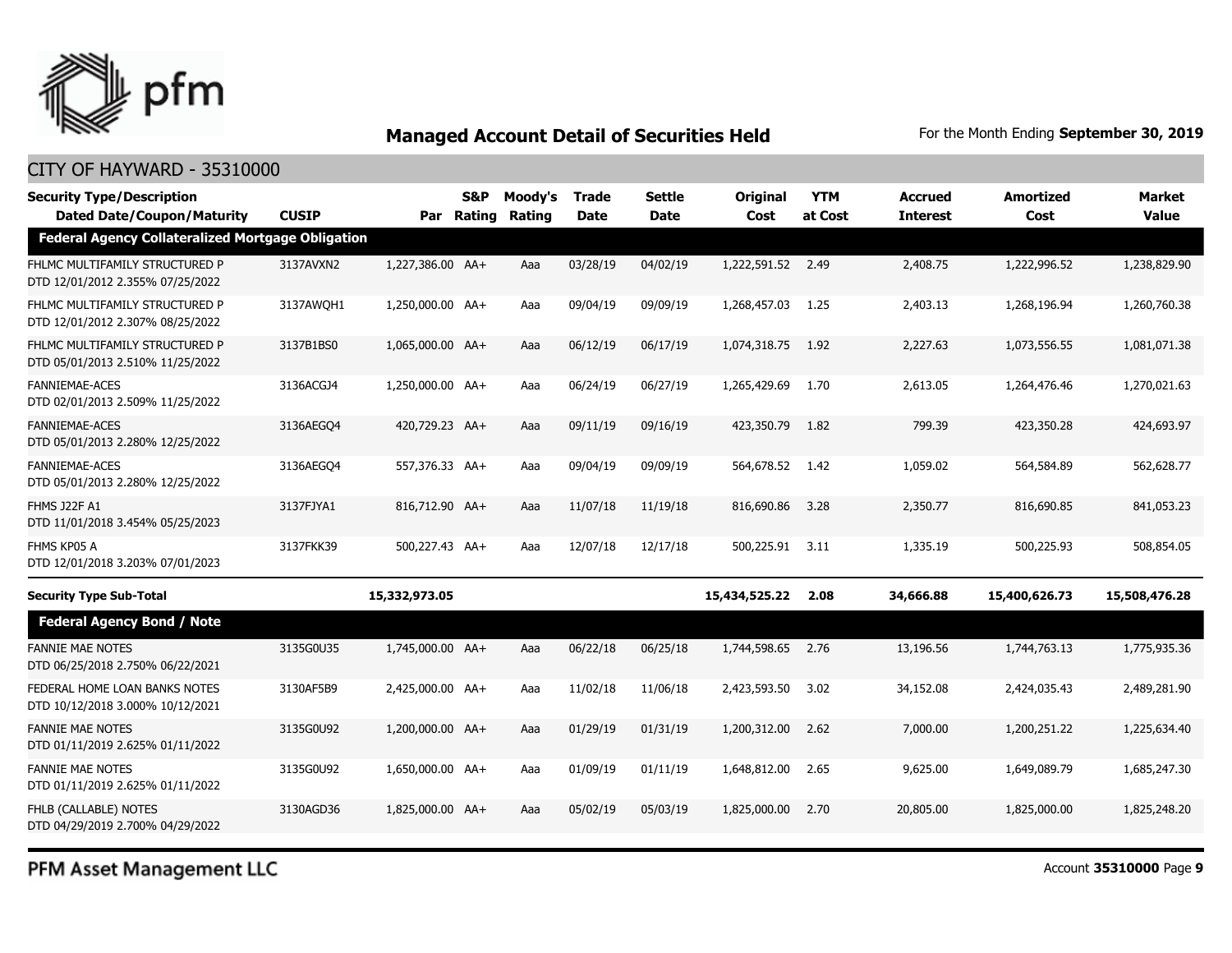## Managed Account Detail of Securities Held

For the Month Ending **September 30, 2019**

CITY OF HAYWARD - 35310000

| Security Type/Description Dated Date/Coupon/Maturity | CUSIP | Par | S&P Rating | Moody's Rating | Trade Date | Settle Date | Original Cost | YTM at Cost | Accrued Interest | Amortized Cost | Market Value |
|---|---|---|---|---|---|---|---|---|---|---|---|
| **Federal Agency Collateralized Mortgage Obligation** | | | | | | | | | | | |
| FHLMC MULTIFAMILY STRUCTURED P DTD 12/01/2012 2.355% 07/25/2022 | 3137AVXN2 | 1,227,386.00 | AA+ | Aaa | 03/28/19 | 04/02/19 | 1,222,591.52 | 2.49 | 2,408.75 | 1,222,996.52 | 1,238,829.90 |
| FHLMC MULTIFAMILY STRUCTURED P DTD 12/01/2012 2.307% 08/25/2022 | 3137AWQH1 | 1,250,000.00 | AA+ | Aaa | 09/04/19 | 09/09/19 | 1,268,457.03 | 1.25 | 2,403.13 | 1,268,196.94 | 1,260,760.38 |
| FHLMC MULTIFAMILY STRUCTURED P DTD 05/01/2013 2.510% 11/25/2022 | 3137B1BS0 | 1,065,000.00 | AA+ | Aaa | 06/12/19 | 06/17/19 | 1,074,318.75 | 1.92 | 2,227.63 | 1,073,556.55 | 1,081,071.38 |
| FANNIEMAE-ACES DTD 02/01/2013 2.509% 11/25/2022 | 3136ACGJ4 | 1,250,000.00 | AA+ | Aaa | 06/24/19 | 06/27/19 | 1,265,429.69 | 1.70 | 2,613.05 | 1,264,476.46 | 1,270,021.63 |
| FANNIEMAE-ACES DTD 05/01/2013 2.280% 12/25/2022 | 3136AEGQ4 | 420,729.23 | AA+ | Aaa | 09/11/19 | 09/16/19 | 423,350.79 | 1.82 | 799.39 | 423,350.28 | 424,693.97 |
| FANNIEMAE-ACES DTD 05/01/2013 2.280% 12/25/2022 | 3136AEGQ4 | 557,376.33 | AA+ | Aaa | 09/04/19 | 09/09/19 | 564,678.52 | 1.42 | 1,059.02 | 564,584.89 | 562,628.77 |
| FHMS J22F A1 DTD 11/01/2018 3.454% 05/25/2023 | 3137FJYA1 | 816,712.90 | AA+ | Aaa | 11/07/18 | 11/19/18 | 816,690.86 | 3.28 | 2,350.77 | 816,690.85 | 841,053.23 |
| FHMS KP05 A DTD 12/01/2018 3.203% 07/01/2023 | 3137FKK39 | 500,227.43 | AA+ | Aaa | 12/07/18 | 12/17/18 | 500,225.91 | 3.11 | 1,335.19 | 500,225.93 | 508,854.05 |
| **Security Type Sub-Total** | | **15,332,973.05** | | | | | **15,434,525.22** | **2.08** | **34,666.88** | **15,400,626.73** | **15,508,476.28** |
| **Federal Agency Bond / Note** | | | | | | | | | | | |
| FANNIE MAE NOTES DTD 06/25/2018 2.750% 06/22/2021 | 3135G0U35 | 1,745,000.00 | AA+ | Aaa | 06/22/18 | 06/25/18 | 1,744,598.65 | 2.76 | 13,196.56 | 1,744,763.13 | 1,775,935.36 |
| FEDERAL HOME LOAN BANKS NOTES DTD 10/12/2018 3.000% 10/12/2021 | 3130AF5B9 | 2,425,000.00 | AA+ | Aaa | 11/02/18 | 11/06/18 | 2,423,593.50 | 3.02 | 34,152.08 | 2,424,035.43 | 2,489,281.90 |
| FANNIE MAE NOTES DTD 01/11/2019 2.625% 01/11/2022 | 3135G0U92 | 1,200,000.00 | AA+ | Aaa | 01/29/19 | 01/31/19 | 1,200,312.00 | 2.62 | 7,000.00 | 1,200,251.22 | 1,225,634.40 |
| FANNIE MAE NOTES DTD 01/11/2019 2.625% 01/11/2022 | 3135G0U92 | 1,650,000.00 | AA+ | Aaa | 01/09/19 | 01/11/19 | 1,648,812.00 | 2.65 | 9,625.00 | 1,649,089.79 | 1,685,247.30 |
| FHLB (CALLABLE) NOTES DTD 04/29/2019 2.700% 04/29/2022 | 3130AGD36 | 1,825,000.00 | AA+ | Aaa | 05/02/19 | 05/03/19 | 1,825,000.00 | 2.70 | 20,805.00 | 1,825,000.00 | 1,825,248.20 |

PFM Asset Management LLC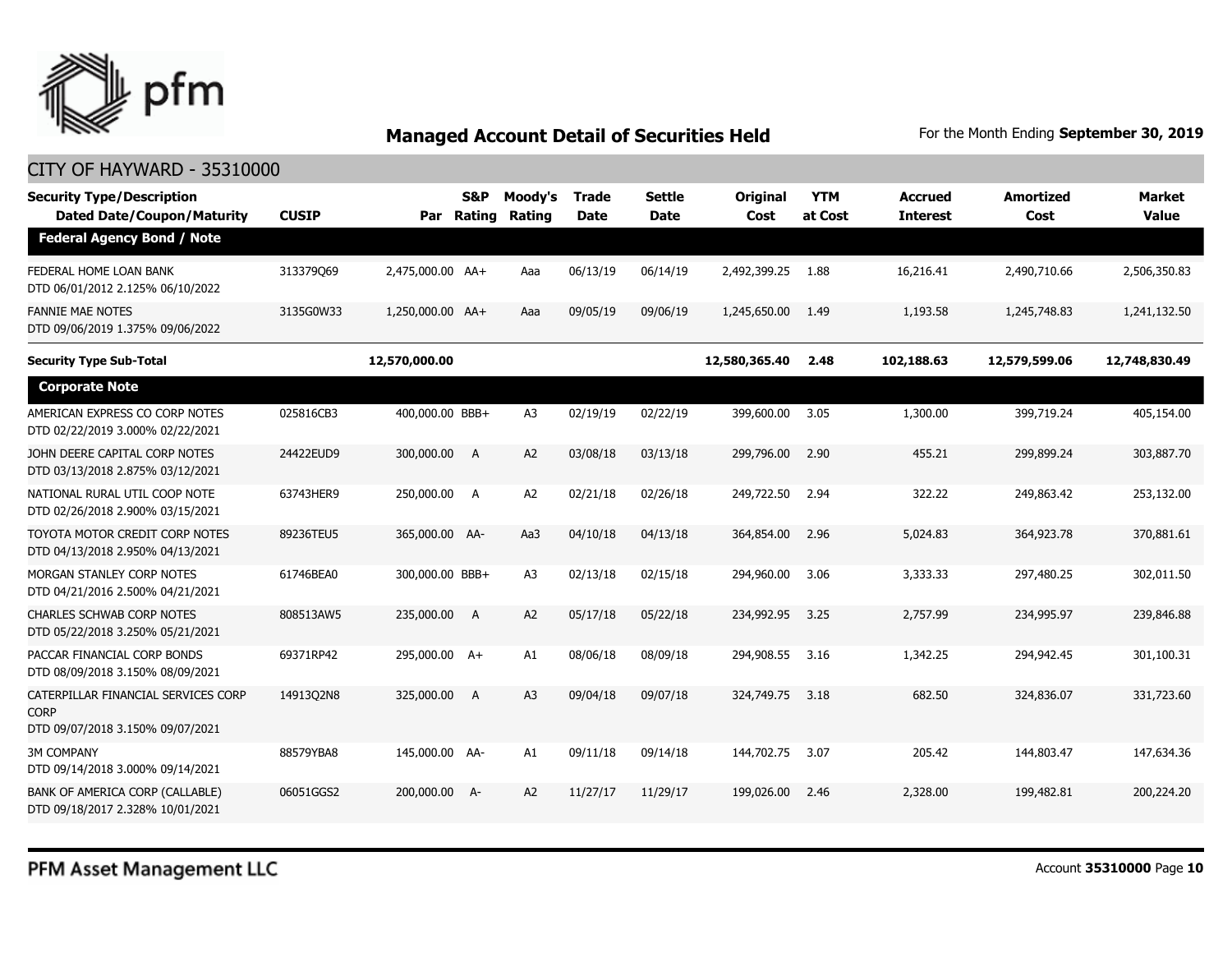# Managed Account Detail of Securities Held

For the Month Ending **September 30, 2019**

## CITY OF HAYWARD - 35310000

| Security Type/Description<br>Dated Date/Coupon/Maturity | CUSIP | Par | S&P Rating | Moody's Rating | Trade Date | Settle Date | Original Cost | YTM at Cost | Accrued Interest | Amortized Cost | Market Value |
|---|---|---|---|---|---|---|---|---|---|---|---|
| **Federal Agency Bond / Note** | | | | | | | | | | | |
| FEDERAL HOME LOAN BANK<br>DTD 06/01/2012 2.125% 06/10/2022 | 313379Q69 | 2,475,000.00 | AA+ | Aaa | 06/13/19 | 06/14/19 | 2,492,399.25 | 1.88 | 16,216.41 | 2,490,710.66 | 2,506,350.83 |
| FANNIE MAE NOTES<br>DTD 09/06/2019 1.375% 09/06/2022 | 3135G0W33 | 1,250,000.00 | AA+ | Aaa | 09/05/19 | 09/06/19 | 1,245,650.00 | 1.49 | 1,193.58 | 1,245,748.83 | 1,241,132.50 |
| **Security Type Sub-Total** | | **12,570,000.00** | | | | | **12,580,365.40** | **2.48** | **102,188.63** | **12,579,599.06** | **12,748,830.49** |
| **Corporate Note** | | | | | | | | | | | |
| AMERICAN EXPRESS CO CORP NOTES<br>DTD 02/22/2019 3.000% 02/22/2021 | 025816CB3 | 400,000.00 | BBB+ | A3 | 02/19/19 | 02/22/19 | 399,600.00 | 3.05 | 1,300.00 | 399,719.24 | 405,154.00 |
| JOHN DEERE CAPITAL CORP NOTES<br>DTD 03/13/2018 2.875% 03/12/2021 | 24422EUD9 | 300,000.00 | A | A2 | 03/08/18 | 03/13/18 | 299,796.00 | 2.90 | 455.21 | 299,899.24 | 303,887.70 |
| NATIONAL RURAL UTIL COOP NOTE<br>DTD 02/26/2018 2.900% 03/15/2021 | 63743HER9 | 250,000.00 | A | A2 | 02/21/18 | 02/26/18 | 249,722.50 | 2.94 | 322.22 | 249,863.42 | 253,132.00 |
| TOYOTA MOTOR CREDIT CORP NOTES<br>DTD 04/13/2018 2.950% 04/13/2021 | 89236TEU5 | 365,000.00 | AA- | Aa3 | 04/10/18 | 04/13/18 | 364,854.00 | 2.96 | 5,024.83 | 364,923.78 | 370,881.61 |
| MORGAN STANLEY CORP NOTES<br>DTD 04/21/2016 2.500% 04/21/2021 | 61746BEA0 | 300,000.00 | BBB+ | A3 | 02/13/18 | 02/15/18 | 294,960.00 | 3.06 | 3,333.33 | 297,480.25 | 302,011.50 |
| CHARLES SCHWAB CORP NOTES<br>DTD 05/22/2018 3.250% 05/21/2021 | 808513AW5 | 235,000.00 | A | A2 | 05/17/18 | 05/22/18 | 234,992.95 | 3.25 | 2,757.99 | 234,995.97 | 239,846.88 |
| PACCAR FINANCIAL CORP BONDS<br>DTD 08/09/2018 3.150% 08/09/2021 | 69371RP42 | 295,000.00 | A+ | A1 | 08/06/18 | 08/09/18 | 294,908.55 | 3.16 | 1,342.25 | 294,942.45 | 301,100.31 |
| CATERPILLAR FINANCIAL SERVICES CORP CORP<br>DTD 09/07/2018 3.150% 09/07/2021 | 14913Q2N8 | 325,000.00 | A | A3 | 09/04/18 | 09/07/18 | 324,749.75 | 3.18 | 682.50 | 324,836.07 | 331,723.60 |
| 3M COMPANY<br>DTD 09/14/2018 3.000% 09/14/2021 | 88579YBA8 | 145,000.00 | AA- | A1 | 09/11/18 | 09/14/18 | 144,702.75 | 3.07 | 205.42 | 144,803.47 | 147,634.36 |
| BANK OF AMERICA CORP (CALLABLE)<br>DTD 09/18/2017 2.328% 10/01/2021 | 06051GGS2 | 200,000.00 | A- | A2 | 11/27/17 | 11/29/17 | 199,026.00 | 2.46 | 2,328.00 | 199,482.81 | 200,224.20 |

PFM Asset Management LLC

Account **35310000**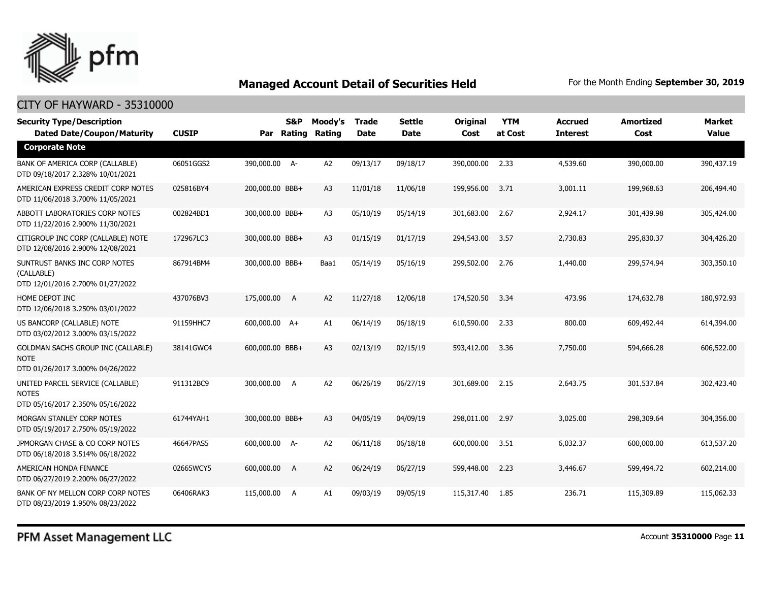## Managed Account Detail of Securities Held

For the Month Ending **September 30, 2019**

CITY OF HAYWARD - 35310000

| Security Type/Description Dated Date/Coupon/Maturity | CUSIP | Par | S&P Rating | Moody's Rating | Trade Date | Settle Date | Original Cost | YTM at Cost | Accrued Interest | Amortized Cost | Market Value |
|---|---|---|---|---|---|---|---|---|---|---|---|
| **Corporate Note** | | | | | | | | | | | |
| BANK OF AMERICA CORP (CALLABLE) DTD 09/18/2017 2.328% 10/01/2021 | 06051GGS2 | 390,000.00 | A- | A2 | 09/13/17 | 09/18/17 | 390,000.00 | 2.33 | 4,539.60 | 390,000.00 | 390,437.19 |
| AMERICAN EXPRESS CREDIT CORP NOTES DTD 11/06/2018 3.700% 11/05/2021 | 025816BY4 | 200,000.00 | BBB+ | A3 | 11/01/18 | 11/06/18 | 199,956.00 | 3.71 | 3,001.11 | 199,968.63 | 206,494.40 |
| ABBOTT LABORATORIES CORP NOTES DTD 11/22/2016 2.900% 11/30/2021 | 002824BD1 | 300,000.00 | BBB+ | A3 | 05/10/19 | 05/14/19 | 301,683.00 | 2.67 | 2,924.17 | 301,439.98 | 305,424.00 |
| CITIGROUP INC CORP (CALLABLE) NOTE DTD 12/08/2016 2.900% 12/08/2021 | 172967LC3 | 300,000.00 | BBB+ | A3 | 01/15/19 | 01/17/19 | 294,543.00 | 3.57 | 2,730.83 | 295,830.37 | 304,426.20 |
| SUNTRUST BANKS INC CORP NOTES (CALLABLE) DTD 12/01/2016 2.700% 01/27/2022 | 867914BM4 | 300,000.00 | BBB+ | Baa1 | 05/14/19 | 05/16/19 | 299,502.00 | 2.76 | 1,440.00 | 299,574.94 | 303,350.10 |
| HOME DEPOT INC DTD 12/06/2018 3.250% 03/01/2022 | 437076BV3 | 175,000.00 | A | A2 | 11/27/18 | 12/06/18 | 174,520.50 | 3.34 | 473.96 | 174,632.78 | 180,972.93 |
| US BANCORP (CALLABLE) NOTE DTD 03/02/2012 3.000% 03/15/2022 | 91159HHC7 | 600,000.00 | A+ | A1 | 06/14/19 | 06/18/19 | 610,590.00 | 2.33 | 800.00 | 609,492.44 | 614,394.00 |
| GOLDMAN SACHS GROUP INC (CALLABLE) NOTE DTD 01/26/2017 3.000% 04/26/2022 | 38141GWC4 | 600,000.00 | BBB+ | A3 | 02/13/19 | 02/15/19 | 593,412.00 | 3.36 | 7,750.00 | 594,666.28 | 606,522.00 |
| UNITED PARCEL SERVICE (CALLABLE) NOTES DTD 05/16/2017 2.350% 05/16/2022 | 911312BC9 | 300,000.00 | A | A2 | 06/26/19 | 06/27/19 | 301,689.00 | 2.15 | 2,643.75 | 301,537.84 | 302,423.40 |
| MORGAN STANLEY CORP NOTES DTD 05/19/2017 2.750% 05/19/2022 | 61744YAH1 | 300,000.00 | BBB+ | A3 | 04/05/19 | 04/09/19 | 298,011.00 | 2.97 | 3,025.00 | 298,309.64 | 304,356.00 |
| JPMORGAN CHASE & CO CORP NOTES DTD 06/18/2018 3.514% 06/18/2022 | 46647PAS5 | 600,000.00 | A- | A2 | 06/11/18 | 06/18/18 | 600,000.00 | 3.51 | 6,032.37 | 600,000.00 | 613,537.20 |
| AMERICAN HONDA FINANCE DTD 06/27/2019 2.200% 06/27/2022 | 02665WCY5 | 600,000.00 | A | A2 | 06/24/19 | 06/27/19 | 599,448.00 | 2.23 | 3,446.67 | 599,494.72 | 602,214.00 |
| BANK OF NY MELLON CORP CORP NOTES DTD 08/23/2019 1.950% 08/23/2022 | 06406RAK3 | 115,000.00 | A | A1 | 09/03/19 | 09/05/19 | 115,317.40 | 1.85 | 236.71 | 115,309.89 | 115,062.33 |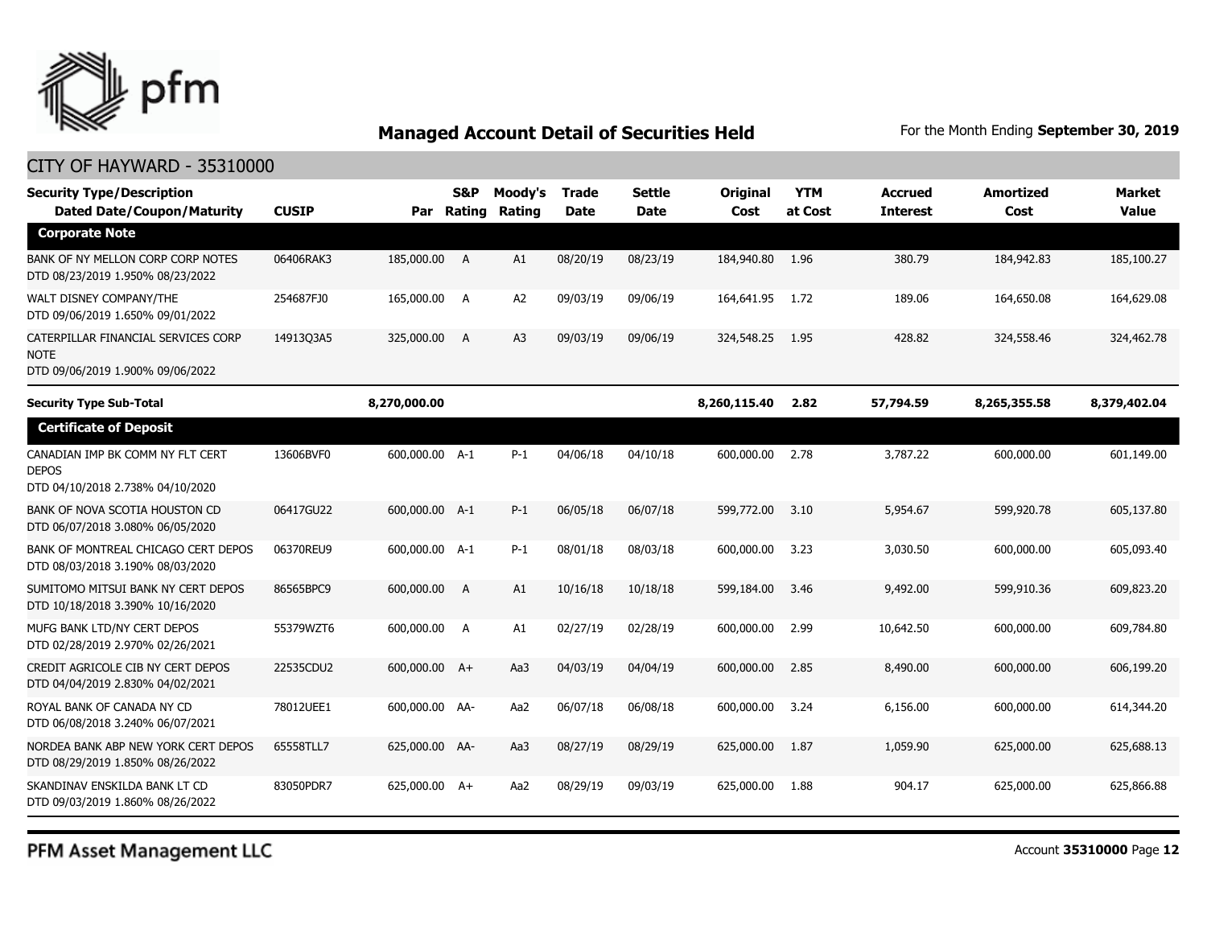## Managed Account Detail of Securities Held

For the Month Ending **September 30, 2019**

CITY OF HAYWARD - 35310000

| Security Type/Description Dated Date/Coupon/Maturity | CUSIP | Par | S&P Rating | Moody's Rating | Trade Date | Settle Date | Original Cost | YTM at Cost | Accrued Interest | Amortized Cost | Market Value |
|---|---|---|---|---|---|---|---|---|---|---|---|
| **Corporate Note** | | | | | | | | | | | |
| BANK OF NY MELLON CORP CORP NOTES DTD 08/23/2019 1.950% 08/23/2022 | 06406RAK3 | 185,000.00 | A | A1 | 08/20/19 | 08/23/19 | 184,940.80 | 1.96 | 380.79 | 184,942.83 | 185,100.27 |
| WALT DISNEY COMPANY/THE DTD 09/06/2019 1.650% 09/01/2022 | 254687FJ0 | 165,000.00 | A | A2 | 09/03/19 | 09/06/19 | 164,641.95 | 1.72 | 189.06 | 164,650.08 | 164,629.08 |
| CATERPILLAR FINANCIAL SERVICES CORP NOTE DTD 09/06/2019 1.900% 09/06/2022 | 14913Q3A5 | 325,000.00 | A | A3 | 09/03/19 | 09/06/19 | 324,548.25 | 1.95 | 428.82 | 324,558.46 | 324,462.78 |
| **Security Type Sub-Total** | | **8,270,000.00** | | | | | **8,260,115.40** | **2.82** | **57,794.59** | **8,265,355.58** | **8,379,402.04** |
| **Certificate of Deposit** | | | | | | | | | | | |
| CANADIAN IMP BK COMM NY FLT CERT DEPOS DTD 04/10/2018 2.738% 04/10/2020 | 13606BVF0 | 600,000.00 | A-1 | P-1 | 04/06/18 | 04/10/18 | 600,000.00 | 2.78 | 3,787.22 | 600,000.00 | 601,149.00 |
| BANK OF NOVA SCOTIA HOUSTON CD DTD 06/07/2018 3.080% 06/05/2020 | 06417GU22 | 600,000.00 | A-1 | P-1 | 06/05/18 | 06/07/18 | 599,772.00 | 3.10 | 5,954.67 | 599,920.78 | 605,137.80 |
| BANK OF MONTREAL CHICAGO CERT DEPOS DTD 08/03/2018 3.190% 08/03/2020 | 06370REU9 | 600,000.00 | A-1 | P-1 | 08/01/18 | 08/03/18 | 600,000.00 | 3.23 | 3,030.50 | 600,000.00 | 605,093.40 |
| SUMITOMO MITSUI BANK NY CERT DEPOS DTD 10/18/2018 3.390% 10/16/2020 | 86565BPC9 | 600,000.00 | A | A1 | 10/16/18 | 10/18/18 | 599,184.00 | 3.46 | 9,492.00 | 599,910.36 | 609,823.20 |
| MUFG BANK LTD/NY CERT DEPOS DTD 02/28/2019 2.970% 02/26/2021 | 55379WZT6 | 600,000.00 | A | A1 | 02/27/19 | 02/28/19 | 600,000.00 | 2.99 | 10,642.50 | 600,000.00 | 609,784.80 |
| CREDIT AGRICOLE CIB NY CERT DEPOS DTD 04/04/2019 2.830% 04/02/2021 | 22535CDU2 | 600,000.00 | A+ | Aa3 | 04/03/19 | 04/04/19 | 600,000.00 | 2.85 | 8,490.00 | 600,000.00 | 606,199.20 |
| ROYAL BANK OF CANADA NY CD DTD 06/08/2018 3.240% 06/07/2021 | 78012UEE1 | 600,000.00 | AA- | Aa2 | 06/07/18 | 06/08/18 | 600,000.00 | 3.24 | 6,156.00 | 600,000.00 | 614,344.20 |
| NORDEA BANK ABP NEW YORK CERT DEPOS DTD 08/29/2019 1.850% 08/26/2022 | 65558TLL7 | 625,000.00 | AA- | Aa3 | 08/27/19 | 08/29/19 | 625,000.00 | 1.87 | 1,059.90 | 625,000.00 | 625,688.13 |
| SKANDINAV ENSKILDA BANK LT CD DTD 09/03/2019 1.860% 08/26/2022 | 83050PDR7 | 625,000.00 | A+ | Aa2 | 08/29/19 | 09/03/19 | 625,000.00 | 1.88 | 904.17 | 625,000.00 | 625,866.88 |

PFM Asset Management LLC

Account **35310000**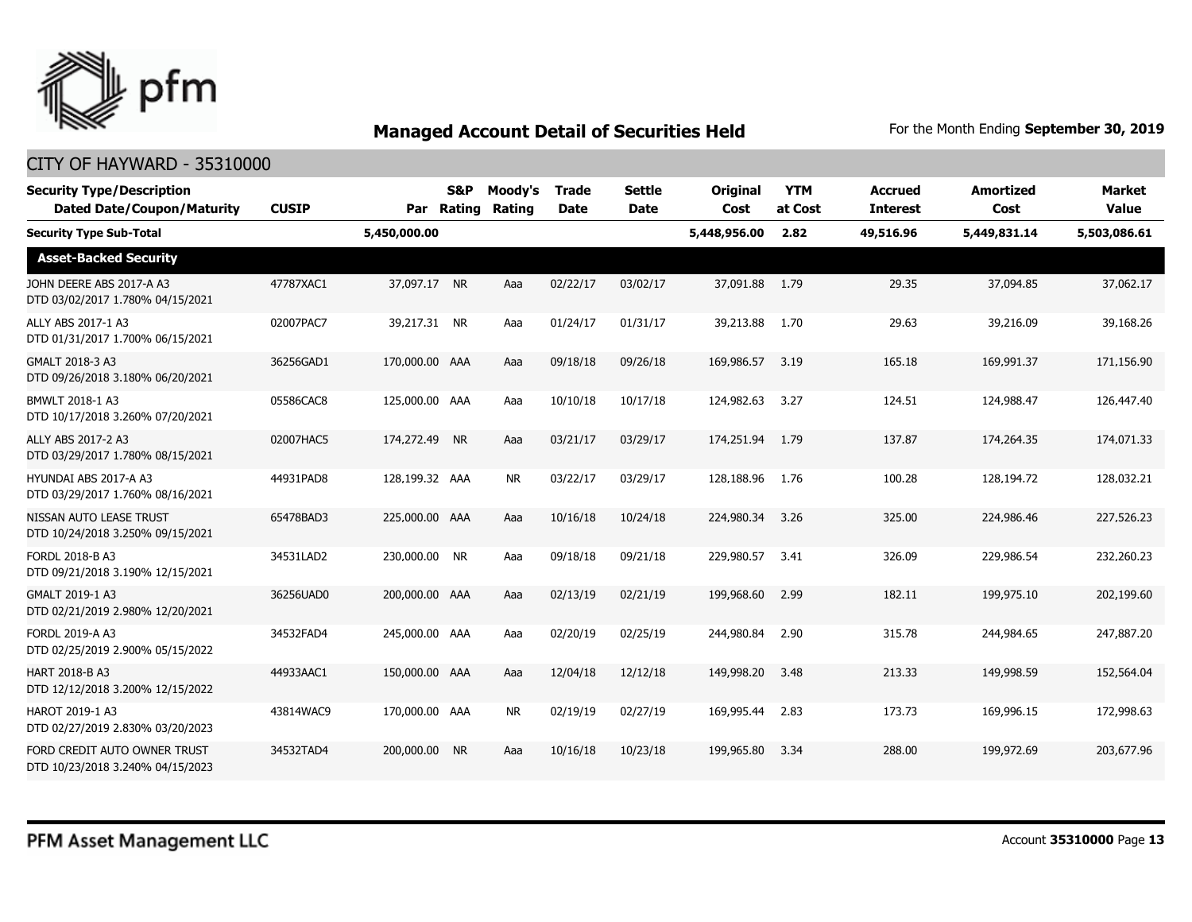## Managed Account Detail of Securities Held

For the Month Ending **September 30, 2019**

CITY OF HAYWARD - 35310000

| Security Type/Description Dated Date/Coupon/Maturity | CUSIP | Par | S&P Rating | Moody's Rating | Trade Date | Settle Date | Original Cost | YTM at Cost | Accrued Interest | Amortized Cost | Market Value |
|---|---|---|---|---|---|---|---|---|---|---|---|
| **Security Type Sub-Total** | | **5,450,000.00** | | | | | **5,448,956.00** | **2.82** | **49,516.96** | **5,449,831.14** | **5,503,086.61** |
| **Asset-Backed Security** | | | | | | | | | | | |
| JOHN DEERE ABS 2017-A A3 DTD 03/02/2017 1.780% 04/15/2021 | 47787XAC1 | 37,097.17 | NR | Aaa | 02/22/17 | 03/02/17 | 37,091.88 | 1.79 | 29.35 | 37,094.85 | 37,062.17 |
| ALLY ABS 2017-1 A3 DTD 01/31/2017 1.700% 06/15/2021 | 02007PAC7 | 39,217.31 | NR | Aaa | 01/24/17 | 01/31/17 | 39,213.88 | 1.70 | 29.63 | 39,216.09 | 39,168.26 |
| GMALT 2018-3 A3 DTD 09/26/2018 3.180% 06/20/2021 | 36256GAD1 | 170,000.00 | AAA | Aaa | 09/18/18 | 09/26/18 | 169,986.57 | 3.19 | 165.18 | 169,991.37 | 171,156.90 |
| BMWLT 2018-1 A3 DTD 10/17/2018 3.260% 07/20/2021 | 05586CAC8 | 125,000.00 | AAA | Aaa | 10/10/18 | 10/17/18 | 124,982.63 | 3.27 | 124.51 | 124,988.47 | 126,447.40 |
| ALLY ABS 2017-2 A3 DTD 03/29/2017 1.780% 08/15/2021 | 02007HAC5 | 174,272.49 | NR | Aaa | 03/21/17 | 03/29/17 | 174,251.94 | 1.79 | 137.87 | 174,264.35 | 174,071.33 |
| HYUNDAI ABS 2017-A A3 DTD 03/29/2017 1.760% 08/16/2021 | 44931PAD8 | 128,199.32 | AAA | NR | 03/22/17 | 03/29/17 | 128,188.96 | 1.76 | 100.28 | 128,194.72 | 128,032.21 |
| NISSAN AUTO LEASE TRUST DTD 10/24/2018 3.250% 09/15/2021 | 65478BAD3 | 225,000.00 | AAA | Aaa | 10/16/18 | 10/24/18 | 224,980.34 | 3.26 | 325.00 | 224,986.46 | 227,526.23 |
| FORDL 2018-B A3 DTD 09/21/2018 3.190% 12/15/2021 | 34531LAD2 | 230,000.00 | NR | Aaa | 09/18/18 | 09/21/18 | 229,980.57 | 3.41 | 326.09 | 229,986.54 | 232,260.23 |
| GMALT 2019-1 A3 DTD 02/21/2019 2.980% 12/20/2021 | 36256UAD0 | 200,000.00 | AAA | Aaa | 02/13/19 | 02/21/19 | 199,968.60 | 2.99 | 182.11 | 199,975.10 | 202,199.60 |
| FORDL 2019-A A3 DTD 02/25/2019 2.900% 05/15/2022 | 34532FAD4 | 245,000.00 | AAA | Aaa | 02/20/19 | 02/25/19 | 244,980.84 | 2.90 | 315.78 | 244,984.65 | 247,887.20 |
| HART 2018-B A3 DTD 12/12/2018 3.200% 12/15/2022 | 44933AAC1 | 150,000.00 | AAA | Aaa | 12/04/18 | 12/12/18 | 149,998.20 | 3.48 | 213.33 | 149,998.59 | 152,564.04 |
| HAROT 2019-1 A3 DTD 02/27/2019 2.830% 03/20/2023 | 43814WAC9 | 170,000.00 | AAA | NR | 02/19/19 | 02/27/19 | 169,995.44 | 2.83 | 173.73 | 169,996.15 | 172,998.63 |
| FORD CREDIT AUTO OWNER TRUST DTD 10/23/2018 3.240% 04/15/2023 | 34532TAD4 | 200,000.00 | NR | Aaa | 10/16/18 | 10/23/18 | 199,965.80 | 3.34 | 288.00 | 199,972.69 | 203,677.96 |

PFM Asset Management LLC

Account **35310000** Page **13**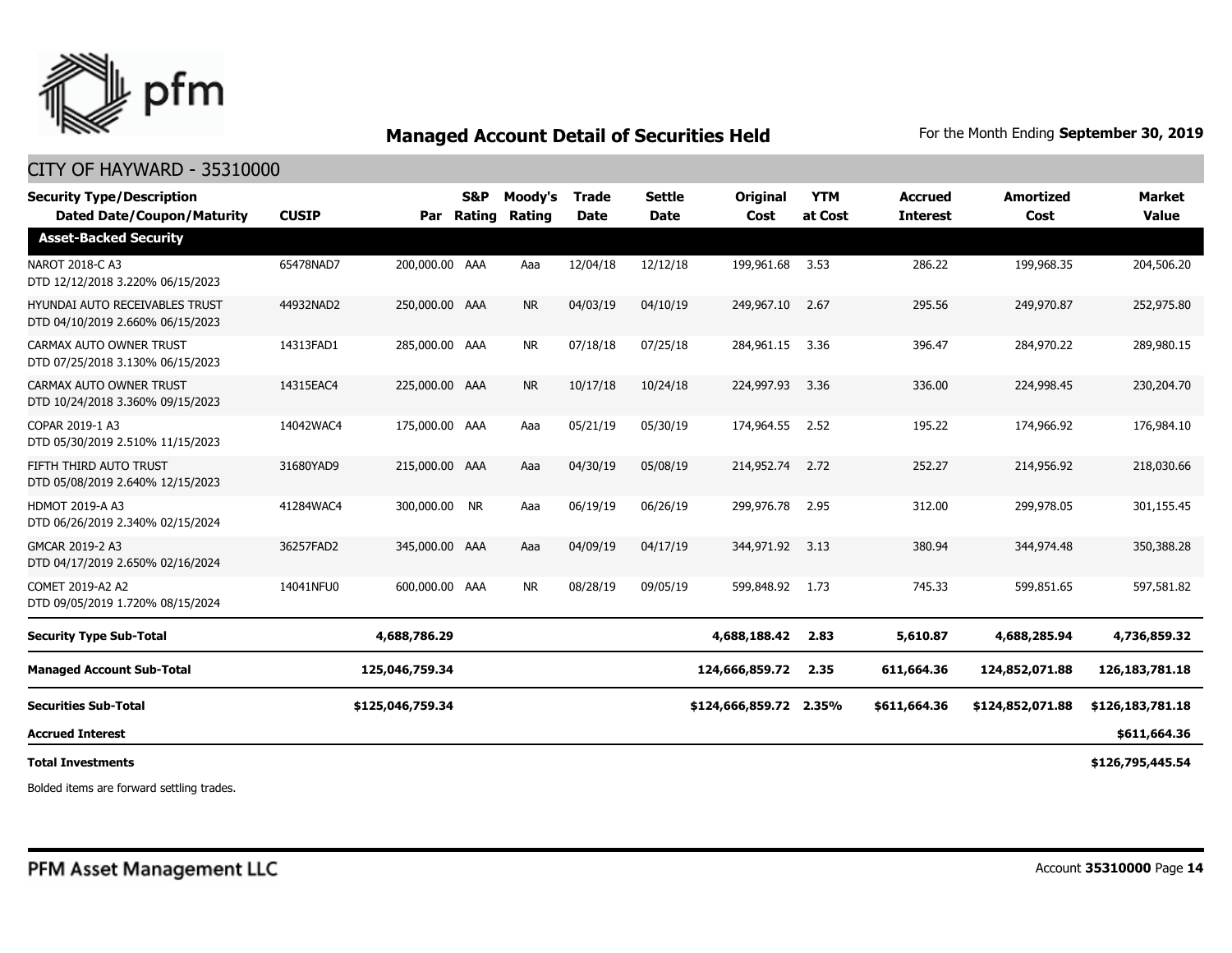## Managed Account Detail of Securities Held

For the Month Ending **September 30, 2019**

CITY OF HAYWARD - 35310000

| Security Type/Description Dated Date/Coupon/Maturity | CUSIP | Par | S&P Rating | Moody's Rating | Trade Date | Settle Date | Original Cost | YTM at Cost | Accrued Interest | Amortized Cost | Market Value |
|---|---|---|---|---|---|---|---|---|---|---|---|
| **Asset-Backed Security** | | | | | | | | | | | |
| NAROT 2018-C A3 DTD 12/12/2018 3.220% 06/15/2023 | 65478NAD7 | 200,000.00 | AAA | Aaa | 12/04/18 | 12/12/18 | 199,961.68 | 3.53 | 286.22 | 199,968.35 | 204,506.20 |
| HYUNDAI AUTO RECEIVABLES TRUST DTD 04/10/2019 2.660% 06/15/2023 | 44932NAD2 | 250,000.00 | AAA | NR | 04/03/19 | 04/10/19 | 249,967.10 | 2.67 | 295.56 | 249,970.87 | 252,975.80 |
| CARMAX AUTO OWNER TRUST DTD 07/25/2018 3.130% 06/15/2023 | 14313FAD1 | 285,000.00 | AAA | NR | 07/18/18 | 07/25/18 | 284,961.15 | 3.36 | 396.47 | 284,970.22 | 289,980.15 |
| CARMAX AUTO OWNER TRUST DTD 10/24/2018 3.360% 09/15/2023 | 14315EAC4 | 225,000.00 | AAA | NR | 10/17/18 | 10/24/18 | 224,997.93 | 3.36 | 336.00 | 224,998.45 | 230,204.70 |
| COPAR 2019-1 A3 DTD 05/30/2019 2.510% 11/15/2023 | 14042WAC4 | 175,000.00 | AAA | Aaa | 05/21/19 | 05/30/19 | 174,964.55 | 2.52 | 195.22 | 174,966.92 | 176,984.10 |
| FIFTH THIRD AUTO TRUST DTD 05/08/2019 2.640% 12/15/2023 | 31680YAD9 | 215,000.00 | AAA | Aaa | 04/30/19 | 05/08/19 | 214,952.74 | 2.72 | 252.27 | 214,956.92 | 218,030.66 |
| HDMOT 2019-A A3 DTD 06/26/2019 2.340% 02/15/2024 | 41284WAC4 | 300,000.00 | NR | Aaa | 06/19/19 | 06/26/19 | 299,976.78 | 2.95 | 312.00 | 299,978.05 | 301,155.45 |
| GMCAR 2019-2 A3 DTD 04/17/2019 2.650% 02/16/2024 | 36257FAD2 | 345,000.00 | AAA | Aaa | 04/09/19 | 04/17/19 | 344,971.92 | 3.13 | 380.94 | 344,974.48 | 350,388.28 |
| COMET 2019-A2 A2 DTD 09/05/2019 1.720% 08/15/2024 | 14041NFU0 | 600,000.00 | AAA | NR | 08/28/19 | 09/05/19 | 599,848.92 | 1.73 | 745.33 | 599,851.65 | 597,581.82 |
| **Security Type Sub-Total** | | **4,688,786.29** | | | | | **4,688,188.42** | **2.83** | **5,610.87** | **4,688,285.94** | **4,736,859.32** |
| **Managed Account Sub-Total** | | **125,046,759.34** | | | | | **124,666,859.72** | **2.35** | **611,664.36** | **124,852,071.88** | **126,183,781.18** |
| **Securities Sub-Total** | | **$125,046,759.34** | | | | | **$124,666,859.72** | **2.35%** | **$611,664.36** | **$124,852,071.88** | **$126,183,781.18** |
| **Accrued Interest** | | | | | | | | | | | **$611,664.36** |
| **Total Investments** | | | | | | | | | | | **$126,795,445.54** |

Bolded items are forward settling trades.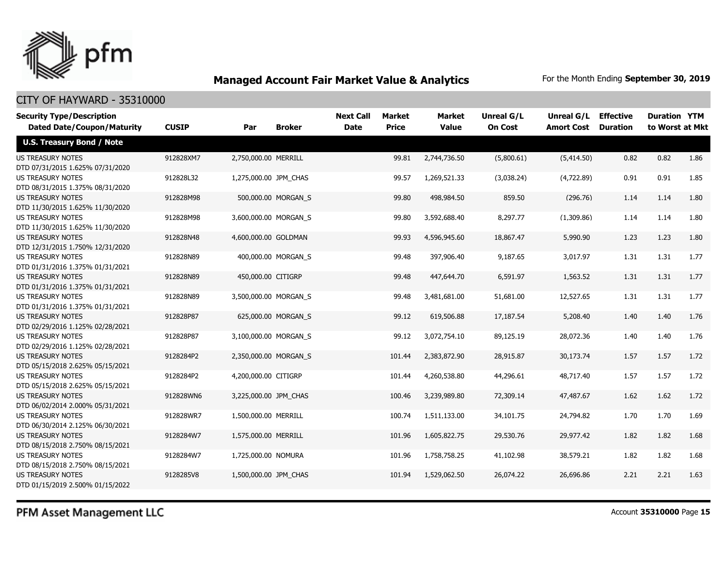# Managed Account Fair Market Value & Analytics

For the Month Ending **September 30, 2019**

## CITY OF HAYWARD - 35310000

| Security Type/Description Dated Date/Coupon/Maturity | CUSIP | Par | Broker | Next Call Date | Market Price | Market Value | Unreal G/L On Cost | Unreal G/L Amort Cost | Effective Duration | Duration to Worst | YTM at Mkt |
|---|---|---|---|---|---|---|---|---|---|---|---|
| **U.S. Treasury Bond / Note** | | | | | | | | | | | |
| US TREASURY NOTES DTD 07/31/2015 1.625% 07/31/2020 | 912828XM7 | 2,750,000.00 | MERRILL | | 99.81 | 2,744,736.50 | (5,800.61) | (5,414.50) | 0.82 | 0.82 | 1.86 |
| US TREASURY NOTES DTD 08/31/2015 1.375% 08/31/2020 | 912828L32 | 1,275,000.00 | JPM_CHAS | | 99.57 | 1,269,521.33 | (3,038.24) | (4,722.89) | 0.91 | 0.91 | 1.85 |
| US TREASURY NOTES DTD 11/30/2015 1.625% 11/30/2020 | 912828M98 | 500,000.00 | MORGAN_S | | 99.80 | 498,984.50 | 859.50 | (296.76) | 1.14 | 1.14 | 1.80 |
| US TREASURY NOTES DTD 11/30/2015 1.625% 11/30/2020 | 912828M98 | 3,600,000.00 | MORGAN_S | | 99.80 | 3,592,688.40 | 8,297.77 | (1,309.86) | 1.14 | 1.14 | 1.80 |
| US TREASURY NOTES DTD 12/31/2015 1.750% 12/31/2020 | 912828N48 | 4,600,000.00 | GOLDMAN | | 99.93 | 4,596,945.60 | 18,867.47 | 5,990.90 | 1.23 | 1.23 | 1.80 |
| US TREASURY NOTES DTD 01/31/2016 1.375% 01/31/2021 | 912828N89 | 400,000.00 | MORGAN_S | | 99.48 | 397,906.40 | 9,187.65 | 3,017.97 | 1.31 | 1.31 | 1.77 |
| US TREASURY NOTES DTD 01/31/2016 1.375% 01/31/2021 | 912828N89 | 450,000.00 | CITIGRP | | 99.48 | 447,644.70 | 6,591.97 | 1,563.52 | 1.31 | 1.31 | 1.77 |
| US TREASURY NOTES DTD 01/31/2016 1.375% 01/31/2021 | 912828N89 | 3,500,000.00 | MORGAN_S | | 99.48 | 3,481,681.00 | 51,681.00 | 12,527.65 | 1.31 | 1.31 | 1.77 |
| US TREASURY NOTES DTD 02/29/2016 1.125% 02/28/2021 | 912828P87 | 625,000.00 | MORGAN_S | | 99.12 | 619,506.88 | 17,187.54 | 5,208.40 | 1.40 | 1.40 | 1.76 |
| US TREASURY NOTES DTD 02/29/2016 1.125% 02/28/2021 | 912828P87 | 3,100,000.00 | MORGAN_S | | 99.12 | 3,072,754.10 | 89,125.19 | 28,072.36 | 1.40 | 1.40 | 1.76 |
| US TREASURY NOTES DTD 05/15/2018 2.625% 05/15/2021 | 9128284P2 | 2,350,000.00 | MORGAN_S | | 101.44 | 2,383,872.90 | 28,915.87 | 30,173.74 | 1.57 | 1.57 | 1.72 |
| US TREASURY NOTES DTD 05/15/2018 2.625% 05/15/2021 | 9128284P2 | 4,200,000.00 | CITIGRP | | 101.44 | 4,260,538.80 | 44,296.61 | 48,717.40 | 1.57 | 1.57 | 1.72 |
| US TREASURY NOTES DTD 06/02/2014 2.000% 05/31/2021 | 912828WN6 | 3,225,000.00 | JPM_CHAS | | 100.46 | 3,239,989.80 | 72,309.14 | 47,487.67 | 1.62 | 1.62 | 1.72 |
| US TREASURY NOTES DTD 06/30/2014 2.125% 06/30/2021 | 912828WR7 | 1,500,000.00 | MERRILL | | 100.74 | 1,511,133.00 | 34,101.75 | 24,794.82 | 1.70 | 1.70 | 1.69 |
| US TREASURY NOTES DTD 08/15/2018 2.750% 08/15/2021 | 9128284W7 | 1,575,000.00 | MERRILL | | 101.96 | 1,605,822.75 | 29,530.76 | 29,977.42 | 1.82 | 1.82 | 1.68 |
| US TREASURY NOTES DTD 08/15/2018 2.750% 08/15/2021 | 9128284W7 | 1,725,000.00 | NOMURA | | 101.96 | 1,758,758.25 | 41,102.98 | 38,579.21 | 1.82 | 1.82 | 1.68 |
| US TREASURY NOTES DTD 01/15/2019 2.500% 01/15/2022 | 9128285V8 | 1,500,000.00 | JPM_CHAS | | 101.94 | 1,529,062.50 | 26,074.22 | 26,696.86 | 2.21 | 2.21 | 1.63 |

PFM Asset Management LLC

Account **35310000**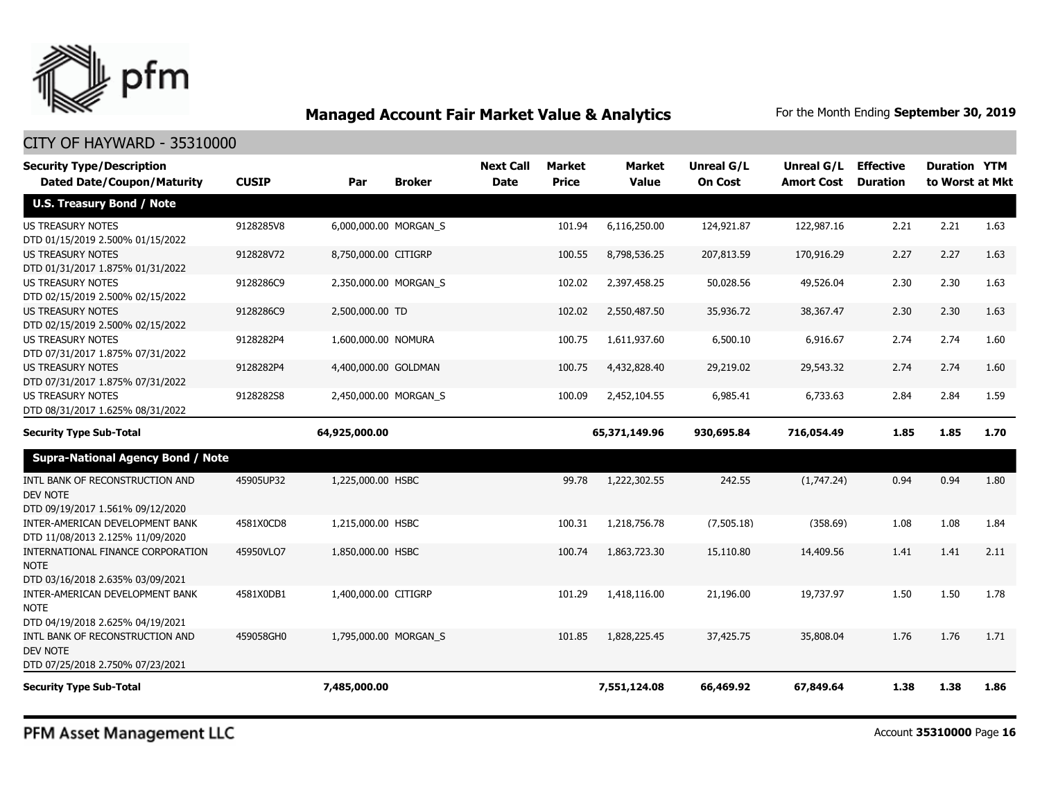# Managed Account Fair Market Value & Analytics

For the Month Ending **September 30, 2019**

## CITY OF HAYWARD - 35310000

| Security Type/Description Dated Date/Coupon/Maturity | CUSIP | Par | Broker | Next Call Date | Market Price | Market Value | Unreal G/L On Cost | Unreal G/L Amort Cost | Effective Duration | Duration to Worst | YTM at Mkt |
|---|---|---|---|---|---|---|---|---|---|---|---|
| **U.S. Treasury Bond / Note** | | | | | | | | | | | |
| US TREASURY NOTES DTD 01/15/2019 2.500% 01/15/2022 | 9128285V8 | 6,000,000.00 | MORGAN_S | | 101.94 | 6,116,250.00 | 124,921.87 | 122,987.16 | 2.21 | 2.21 | 1.63 |
| US TREASURY NOTES DTD 01/31/2017 1.875% 01/31/2022 | 912828V72 | 8,750,000.00 | CITIGRP | | 100.55 | 8,798,536.25 | 207,813.59 | 170,916.29 | 2.27 | 2.27 | 1.63 |
| US TREASURY NOTES DTD 02/15/2019 2.500% 02/15/2022 | 9128286C9 | 2,350,000.00 | MORGAN_S | | 102.02 | 2,397,458.25 | 50,028.56 | 49,526.04 | 2.30 | 2.30 | 1.63 |
| US TREASURY NOTES DTD 02/15/2019 2.500% 02/15/2022 | 9128286C9 | 2,500,000.00 | TD | | 102.02 | 2,550,487.50 | 35,936.72 | 38,367.47 | 2.30 | 2.30 | 1.63 |
| US TREASURY NOTES DTD 07/31/2017 1.875% 07/31/2022 | 9128282P4 | 1,600,000.00 | NOMURA | | 100.75 | 1,611,937.60 | 6,500.10 | 6,916.67 | 2.74 | 2.74 | 1.60 |
| US TREASURY NOTES DTD 07/31/2017 1.875% 07/31/2022 | 9128282P4 | 4,400,000.00 | GOLDMAN | | 100.75 | 4,432,828.40 | 29,219.02 | 29,543.32 | 2.74 | 2.74 | 1.60 |
| US TREASURY NOTES DTD 08/31/2017 1.625% 08/31/2022 | 9128282S8 | 2,450,000.00 | MORGAN_S | | 100.09 | 2,452,104.55 | 6,985.41 | 6,733.63 | 2.84 | 2.84 | 1.59 |
| **Security Type Sub-Total** | | **64,925,000.00** | | | | **65,371,149.96** | **930,695.84** | **716,054.49** | **1.85** | **1.85** | **1.70** |
| **Supra-National Agency Bond / Note** | | | | | | | | | | | |
| INTL BANK OF RECONSTRUCTION AND DEV NOTE DTD 09/19/2017 1.561% 09/12/2020 | 45905UP32 | 1,225,000.00 | HSBC | | 99.78 | 1,222,302.55 | 242.55 | (1,747.24) | 0.94 | 0.94 | 1.80 |
| INTER-AMERICAN DEVELOPMENT BANK DTD 11/08/2013 2.125% 11/09/2020 | 4581X0CD8 | 1,215,000.00 | HSBC | | 100.31 | 1,218,756.78 | (7,505.18) | (358.69) | 1.08 | 1.08 | 1.84 |
| INTERNATIONAL FINANCE CORPORATION NOTE DTD 03/16/2018 2.635% 03/09/2021 | 45950VLQ7 | 1,850,000.00 | HSBC | | 100.74 | 1,863,723.30 | 15,110.80 | 14,409.56 | 1.41 | 1.41 | 2.11 |
| INTER-AMERICAN DEVELOPMENT BANK NOTE DTD 04/19/2018 2.625% 04/19/2021 | 4581X0DB1 | 1,400,000.00 | CITIGRP | | 101.29 | 1,418,116.00 | 21,196.00 | 19,737.97 | 1.50 | 1.50 | 1.78 |
| INTL BANK OF RECONSTRUCTION AND DEV NOTE DTD 07/25/2018 2.750% 07/23/2021 | 459058GH0 | 1,795,000.00 | MORGAN_S | | 101.85 | 1,828,225.45 | 37,425.75 | 35,808.04 | 1.76 | 1.76 | 1.71 |
| **Security Type Sub-Total** | | **7,485,000.00** | | | | **7,551,124.08** | **66,469.92** | **67,849.64** | **1.38** | **1.38** | **1.86** |

PFM Asset Management LLC

Account **35310000**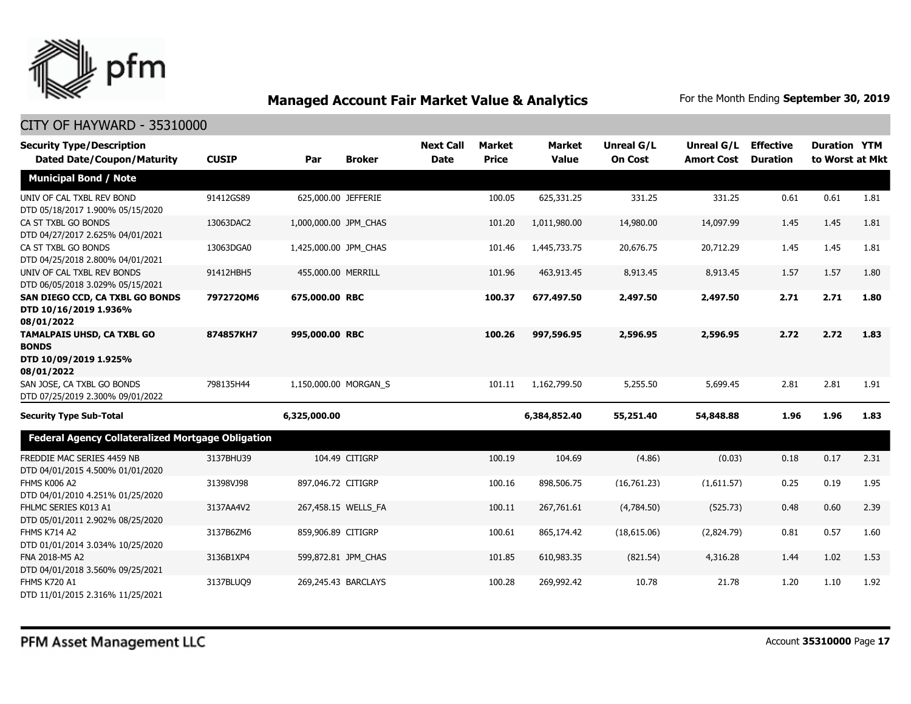# Managed Account Fair Market Value & Analytics

For the Month Ending **September 30, 2019**

## CITY OF HAYWARD - 35310000

| Security Type/Description Dated Date/Coupon/Maturity | CUSIP | Par | Broker | Next Call Date | Market Price | Market Value | Unreal G/L On Cost | Unreal G/L Amort Cost | Effective Duration | Duration to Worst | YTM at Mkt |
|---|---|---|---|---|---|---|---|---|---|---|---|
| **Municipal Bond / Note** | | | | | | | | | | | |
| UNIV OF CAL TXBL REV BOND DTD 05/18/2017 1.900% 05/15/2020 | 91412GS89 | 625,000.00 | JEFFERIE | | 100.05 | 625,331.25 | 331.25 | 331.25 | 0.61 | 0.61 | 1.81 |
| CA ST TXBL GO BONDS DTD 04/27/2017 2.625% 04/01/2021 | 13063DAC2 | 1,000,000.00 | JPM_CHAS | | 101.20 | 1,011,980.00 | 14,980.00 | 14,097.99 | 1.45 | 1.45 | 1.81 |
| CA ST TXBL GO BONDS DTD 04/25/2018 2.800% 04/01/2021 | 13063DGA0 | 1,425,000.00 | JPM_CHAS | | 101.46 | 1,445,733.75 | 20,676.75 | 20,712.29 | 1.45 | 1.45 | 1.81 |
| UNIV OF CAL TXBL REV BONDS DTD 06/05/2018 3.029% 05/15/2021 | 91412HBH5 | 455,000.00 | MERRILL | | 101.96 | 463,913.45 | 8,913.45 | 8,913.45 | 1.57 | 1.57 | 1.80 |
| **SAN DIEGO CCD, CA TXBL GO BONDS DTD 10/16/2019 1.936% 08/01/2022** | **797272QM6** | **675,000.00** | **RBC** | | **100.37** | **677,497.50** | **2,497.50** | **2,497.50** | **2.71** | **2.71** | **1.80** |
| **TAMALPAIS UHSD, CA TXBL GO BONDS DTD 10/09/2019 1.925% 08/01/2022** | **874857KH7** | **995,000.00** | **RBC** | | **100.26** | **997,596.95** | **2,596.95** | **2,596.95** | **2.72** | **2.72** | **1.83** |
| SAN JOSE, CA TXBL GO BONDS DTD 07/25/2019 2.300% 09/01/2022 | 798135H44 | 1,150,000.00 | MORGAN_S | | 101.11 | 1,162,799.50 | 5,255.50 | 5,699.45 | 2.81 | 2.81 | 1.91 |
| **Security Type Sub-Total** | | **6,325,000.00** | | | | **6,384,852.40** | **55,251.40** | **54,848.88** | **1.96** | **1.96** | **1.83** |
| **Federal Agency Collateralized Mortgage Obligation** | | | | | | | | | | | |
| FREDDIE MAC SERIES 4459 NB DTD 04/01/2015 4.500% 01/01/2020 | 3137BHU39 | 104.49 | CITIGRP | | 100.19 | 104.69 | (4.86) | (0.03) | 0.18 | 0.17 | 2.31 |
| FHMS K006 A2 DTD 04/01/2010 4.251% 01/25/2020 | 31398VJ98 | 897,046.72 | CITIGRP | | 100.16 | 898,506.75 | (16,761.23) | (1,611.57) | 0.25 | 0.19 | 1.95 |
| FHLMC SERIES K013 A1 DTD 05/01/2011 2.902% 08/25/2020 | 3137AA4V2 | 267,458.15 | WELLS_FA | | 100.11 | 267,761.61 | (4,784.50) | (525.73) | 0.48 | 0.60 | 2.39 |
| FHMS K714 A2 DTD 01/01/2014 3.034% 10/25/2020 | 3137B6ZM6 | 859,906.89 | CITIGRP | | 100.61 | 865,174.42 | (18,615.06) | (2,824.79) | 0.81 | 0.57 | 1.60 |
| FNA 2018-M5 A2 DTD 04/01/2018 3.560% 09/25/2021 | 3136B1XP4 | 599,872.81 | JPM_CHAS | | 101.85 | 610,983.35 | (821.54) | 4,316.28 | 1.44 | 1.02 | 1.53 |
| FHMS K720 A1 DTD 11/01/2015 2.316% 11/25/2021 | 3137BLUQ9 | 269,245.43 | BARCLAYS | | 100.28 | 269,992.42 | 10.78 | 21.78 | 1.20 | 1.10 | 1.92 |

PFM Asset Management LLC

Account **35310000**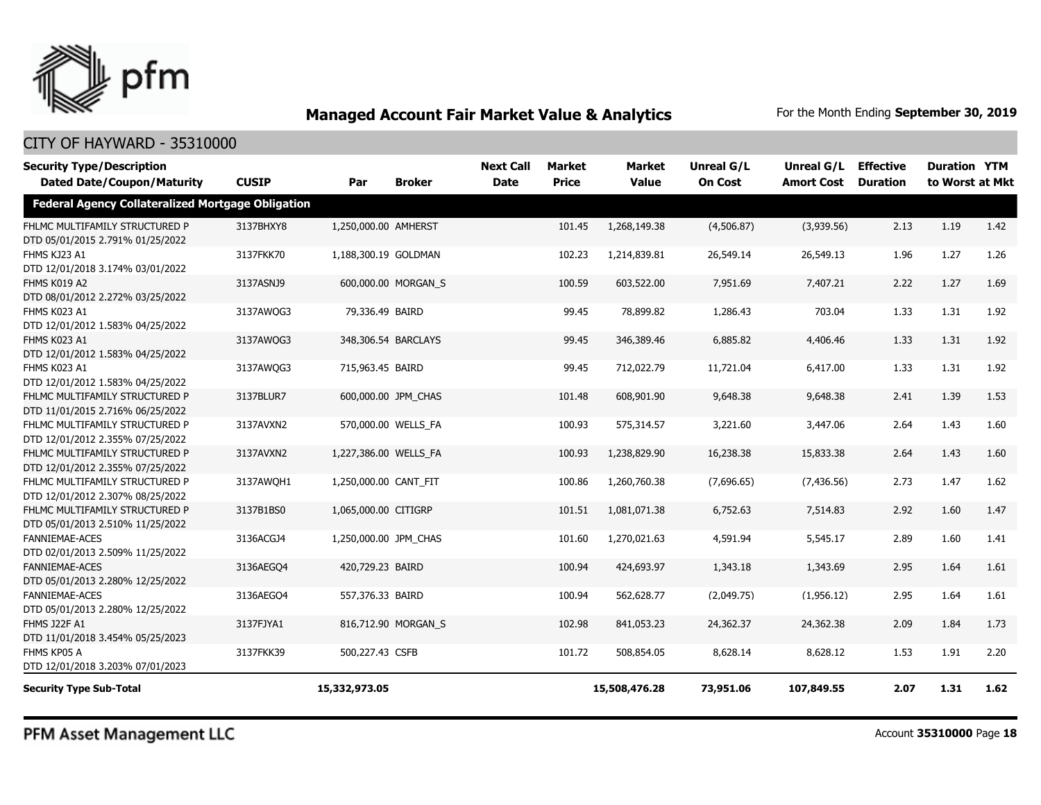## Managed Account Fair Market Value & Analytics

For the Month Ending **September 30, 2019**

CITY OF HAYWARD - 35310000

| Security Type/Description Dated Date/Coupon/Maturity | CUSIP | Par | Broker | Next Call Date | Market Price | Market Value | Unreal G/L On Cost | Unreal G/L Amort Cost | Effective Duration | Duration to Worst | YTM at Mkt |
|---|---|---|---|---|---|---|---|---|---|---|---|
| **Federal Agency Collateralized Mortgage Obligation** | | | | | | | | | | | |
| FHLMC MULTIFAMILY STRUCTURED P DTD 05/01/2015 2.791% 01/25/2022 | 3137BHXY8 | 1,250,000.00 | AMHERST | | 101.45 | 1,268,149.38 | (4,506.87) | (3,939.56) | 2.13 | 1.19 | 1.42 |
| FHMS KJ23 A1 DTD 12/01/2018 3.174% 03/01/2022 | 3137FKK70 | 1,188,300.19 | GOLDMAN | | 102.23 | 1,214,839.81 | 26,549.14 | 26,549.13 | 1.96 | 1.27 | 1.26 |
| FHMS K019 A2 DTD 08/01/2012 2.272% 03/25/2022 | 3137ASNJ9 | 600,000.00 | MORGAN_S | | 100.59 | 603,522.00 | 7,951.69 | 7,407.21 | 2.22 | 1.27 | 1.69 |
| FHMS K023 A1 DTD 12/01/2012 1.583% 04/25/2022 | 3137AWQG3 | 79,336.49 | BAIRD | | 99.45 | 78,899.82 | 1,286.43 | 703.04 | 1.33 | 1.31 | 1.92 |
| FHMS K023 A1 DTD 12/01/2012 1.583% 04/25/2022 | 3137AWQG3 | 348,306.54 | BARCLAYS | | 99.45 | 346,389.46 | 6,885.82 | 4,406.46 | 1.33 | 1.31 | 1.92 |
| FHMS K023 A1 DTD 12/01/2012 1.583% 04/25/2022 | 3137AWQG3 | 715,963.45 | BAIRD | | 99.45 | 712,022.79 | 11,721.04 | 6,417.00 | 1.33 | 1.31 | 1.92 |
| FHLMC MULTIFAMILY STRUCTURED P DTD 11/01/2015 2.716% 06/25/2022 | 3137BLUR7 | 600,000.00 | JPM_CHAS | | 101.48 | 608,901.90 | 9,648.38 | 9,648.38 | 2.41 | 1.39 | 1.53 |
| FHLMC MULTIFAMILY STRUCTURED P DTD 12/01/2012 2.355% 07/25/2022 | 3137AVXN2 | 570,000.00 | WELLS_FA | | 100.93 | 575,314.57 | 3,221.60 | 3,447.06 | 2.64 | 1.43 | 1.60 |
| FHLMC MULTIFAMILY STRUCTURED P DTD 12/01/2012 2.355% 07/25/2022 | 3137AVXN2 | 1,227,386.00 | WELLS_FA | | 100.93 | 1,238,829.90 | 16,238.38 | 15,833.38 | 2.64 | 1.43 | 1.60 |
| FHLMC MULTIFAMILY STRUCTURED P DTD 12/01/2012 2.307% 08/25/2022 | 3137AWQH1 | 1,250,000.00 | CANT_FIT | | 100.86 | 1,260,760.38 | (7,696.65) | (7,436.56) | 2.73 | 1.47 | 1.62 |
| FHLMC MULTIFAMILY STRUCTURED P DTD 05/01/2013 2.510% 11/25/2022 | 3137B1BS0 | 1,065,000.00 | CITIGRP | | 101.51 | 1,081,071.38 | 6,752.63 | 7,514.83 | 2.92 | 1.60 | 1.47 |
| FANNIEMAE-ACES DTD 02/01/2013 2.509% 11/25/2022 | 3136ACGJ4 | 1,250,000.00 | JPM_CHAS | | 101.60 | 1,270,021.63 | 4,591.94 | 5,545.17 | 2.89 | 1.60 | 1.41 |
| FANNIEMAE-ACES DTD 05/01/2013 2.280% 12/25/2022 | 3136AEGQ4 | 420,729.23 | BAIRD | | 100.94 | 424,693.97 | 1,343.18 | 1,343.69 | 2.95 | 1.64 | 1.61 |
| FANNIEMAE-ACES DTD 05/01/2013 2.280% 12/25/2022 | 3136AEGQ4 | 557,376.33 | BAIRD | | 100.94 | 562,628.77 | (2,049.75) | (1,956.12) | 2.95 | 1.64 | 1.61 |
| FHMS J22F A1 DTD 11/01/2018 3.454% 05/25/2023 | 3137FJYA1 | 816,712.90 | MORGAN_S | | 102.98 | 841,053.23 | 24,362.37 | 24,362.38 | 2.09 | 1.84 | 1.73 |
| FHMS KP05 A DTD 12/01/2018 3.203% 07/01/2023 | 3137FKK39 | 500,227.43 | CSFB | | 101.72 | 508,854.05 | 8,628.14 | 8,628.12 | 1.53 | 1.91 | 2.20 |
| **Security Type Sub-Total** | | **15,332,973.05** | | | | **15,508,476.28** | **73,951.06** | **107,849.55** | **2.07** | **1.31** | **1.62** |

PFM Asset Management LLC

Account **35310000** Page **18**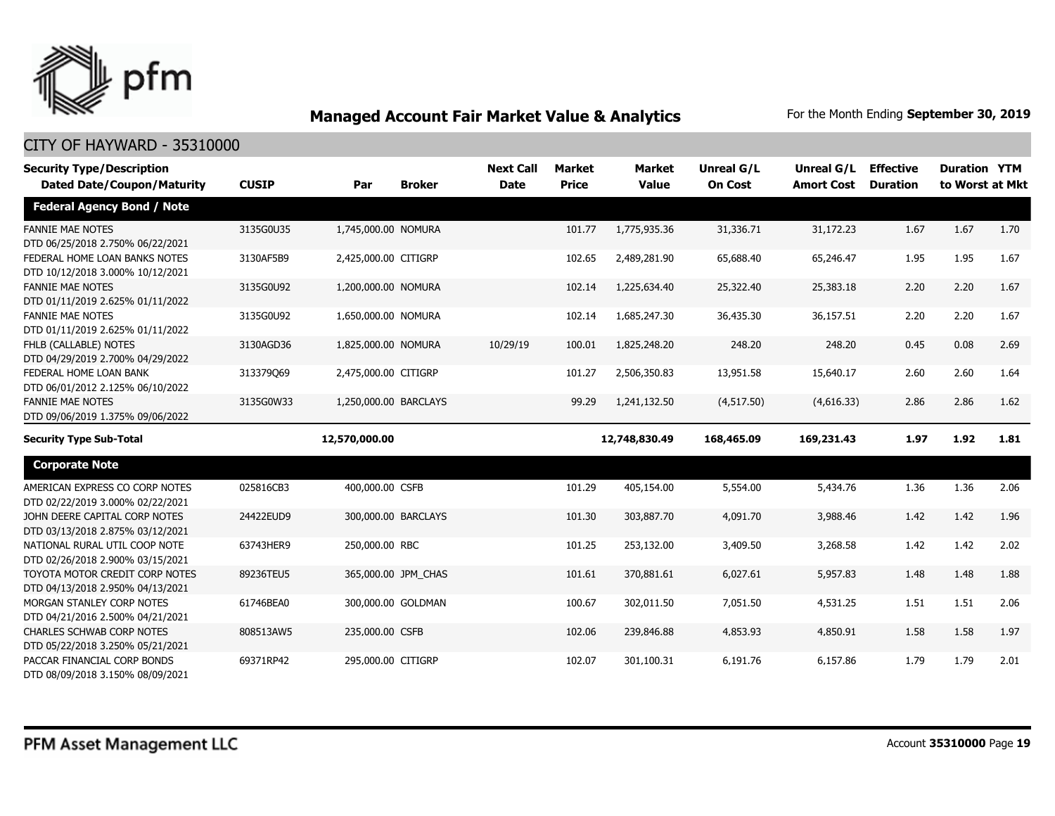## Managed Account Fair Market Value & Analytics

For the Month Ending **September 30, 2019**

### CITY OF HAYWARD - 35310000

| Security Type/Description Dated Date/Coupon/Maturity | CUSIP | Par | Broker | Next Call Date | Market Price | Market Value | Unreal G/L On Cost | Unreal G/L Amort Cost | Effective Duration | Duration to Worst | YTM at Mkt |
|---|---|---|---|---|---|---|---|---|---|---|---|
| **Federal Agency Bond / Note** | | | | | | | | | | | |
| FANNIE MAE NOTES DTD 06/25/2018 2.750% 06/22/2021 | 3135G0U35 | 1,745,000.00 | NOMURA | | 101.77 | 1,775,935.36 | 31,336.71 | 31,172.23 | 1.67 | 1.67 | 1.70 |
| FEDERAL HOME LOAN BANKS NOTES DTD 10/12/2018 3.000% 10/12/2021 | 3130AF5B9 | 2,425,000.00 | CITIGRP | | 102.65 | 2,489,281.90 | 65,688.40 | 65,246.47 | 1.95 | 1.95 | 1.67 |
| FANNIE MAE NOTES DTD 01/11/2019 2.625% 01/11/2022 | 3135G0U92 | 1,200,000.00 | NOMURA | | 102.14 | 1,225,634.40 | 25,322.40 | 25,383.18 | 2.20 | 2.20 | 1.67 |
| FANNIE MAE NOTES DTD 01/11/2019 2.625% 01/11/2022 | 3135G0U92 | 1,650,000.00 | NOMURA | | 102.14 | 1,685,247.30 | 36,435.30 | 36,157.51 | 2.20 | 2.20 | 1.67 |
| FHLB (CALLABLE) NOTES DTD 04/29/2019 2.700% 04/29/2022 | 3130AGD36 | 1,825,000.00 | NOMURA | 10/29/19 | 100.01 | 1,825,248.20 | 248.20 | 248.20 | 0.45 | 0.08 | 2.69 |
| FEDERAL HOME LOAN BANK DTD 06/01/2012 2.125% 06/10/2022 | 313379Q69 | 2,475,000.00 | CITIGRP | | 101.27 | 2,506,350.83 | 13,951.58 | 15,640.17 | 2.60 | 2.60 | 1.64 |
| FANNIE MAE NOTES DTD 09/06/2019 1.375% 09/06/2022 | 3135G0W33 | 1,250,000.00 | BARCLAYS | | 99.29 | 1,241,132.50 | (4,517.50) | (4,616.33) | 2.86 | 2.86 | 1.62 |
| **Security Type Sub-Total** | | **12,570,000.00** | | | | **12,748,830.49** | **168,465.09** | **169,231.43** | **1.97** | **1.92** | **1.81** |
| **Corporate Note** | | | | | | | | | | | |
| AMERICAN EXPRESS CO CORP NOTES DTD 02/22/2019 3.000% 02/22/2021 | 025816CB3 | 400,000.00 | CSFB | | 101.29 | 405,154.00 | 5,554.00 | 5,434.76 | 1.36 | 1.36 | 2.06 |
| JOHN DEERE CAPITAL CORP NOTES DTD 03/13/2018 2.875% 03/12/2021 | 24422EUD9 | 300,000.00 | BARCLAYS | | 101.30 | 303,887.70 | 4,091.70 | 3,988.46 | 1.42 | 1.42 | 1.96 |
| NATIONAL RURAL UTIL COOP NOTE DTD 02/26/2018 2.900% 03/15/2021 | 63743HER9 | 250,000.00 | RBC | | 101.25 | 253,132.00 | 3,409.50 | 3,268.58 | 1.42 | 1.42 | 2.02 |
| TOYOTA MOTOR CREDIT CORP NOTES DTD 04/13/2018 2.950% 04/13/2021 | 89236TEU5 | 365,000.00 | JPM_CHAS | | 101.61 | 370,881.61 | 6,027.61 | 5,957.83 | 1.48 | 1.48 | 1.88 |
| MORGAN STANLEY CORP NOTES DTD 04/21/2016 2.500% 04/21/2021 | 61746BEA0 | 300,000.00 | GOLDMAN | | 100.67 | 302,011.50 | 7,051.50 | 4,531.25 | 1.51 | 1.51 | 2.06 |
| CHARLES SCHWAB CORP NOTES DTD 05/22/2018 3.250% 05/21/2021 | 808513AW5 | 235,000.00 | CSFB | | 102.06 | 239,846.88 | 4,853.93 | 4,850.91 | 1.58 | 1.58 | 1.97 |
| PACCAR FINANCIAL CORP BONDS DTD 08/09/2018 3.150% 08/09/2021 | 69371RP42 | 295,000.00 | CITIGRP | | 102.07 | 301,100.31 | 6,191.76 | 6,157.86 | 1.79 | 1.79 | 2.01 |

PFM Asset Management LLC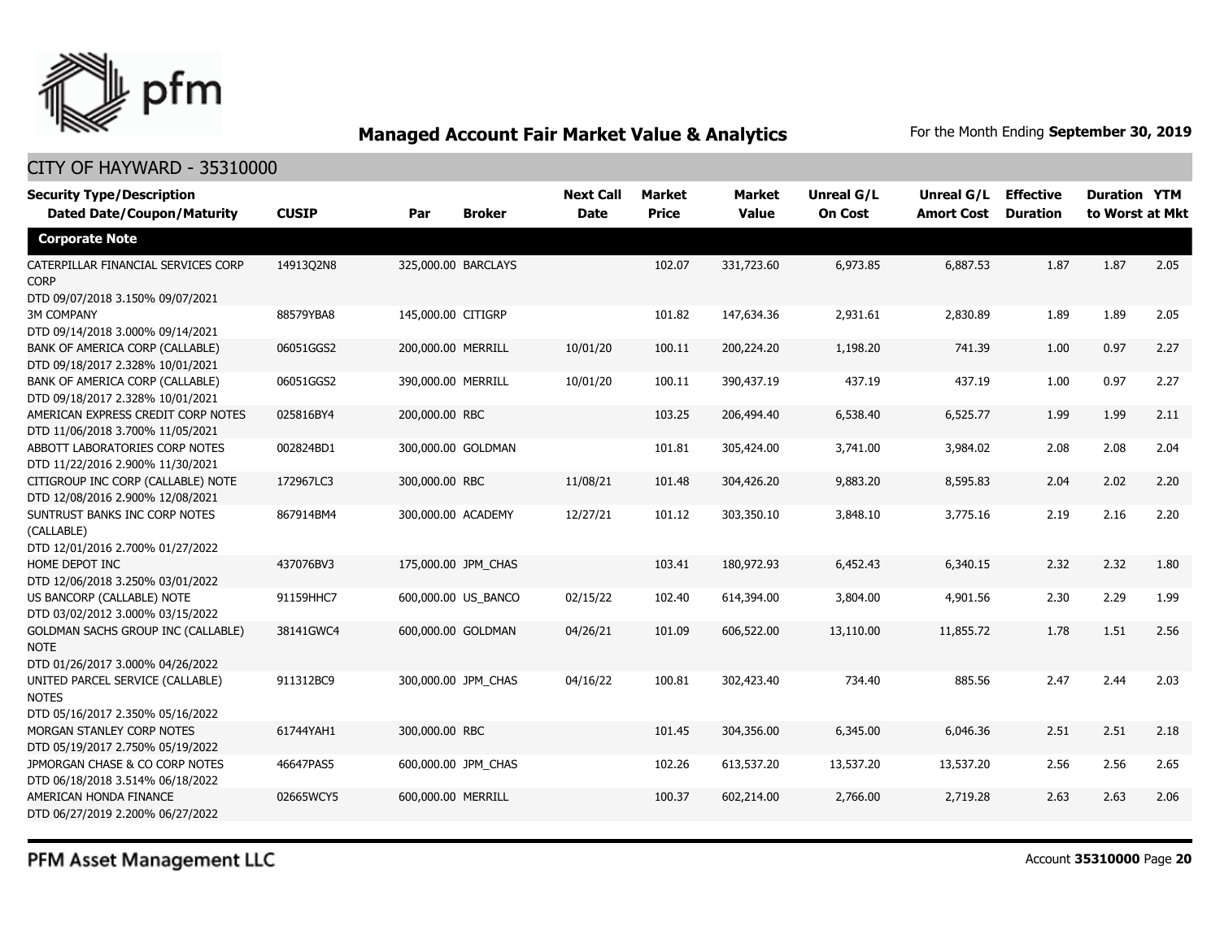## Managed Account Fair Market Value & Analytics

For the Month Ending **September 30, 2019**

CITY OF HAYWARD - 35310000

| Security Type/Description Dated Date/Coupon/Maturity | CUSIP | Par | Broker | Next Call Date | Market Price | Market Value | Unreal G/L On Cost | Unreal G/L Amort Cost | Effective Duration | Duration to Worst | YTM at Mkt |
|---|---|---|---|---|---|---|---|---|---|---|---|
| **Corporate Note** | | | | | | | | | | | |
| CATERPILLAR FINANCIAL SERVICES CORP CORP DTD 09/07/2018 3.150% 09/07/2021 | 14913Q2N8 | 325,000.00 | BARCLAYS | | 102.07 | 331,723.60 | 6,973.85 | 6,887.53 | 1.87 | 1.87 | 2.05 |
| 3M COMPANY DTD 09/14/2018 3.000% 09/14/2021 | 88579YBA8 | 145,000.00 | CITIGRP | | 101.82 | 147,634.36 | 2,931.61 | 2,830.89 | 1.89 | 1.89 | 2.05 |
| BANK OF AMERICA CORP (CALLABLE) DTD 09/18/2017 2.328% 10/01/2021 | 06051GGS2 | 200,000.00 | MERRILL | 10/01/20 | 100.11 | 200,224.20 | 1,198.20 | 741.39 | 1.00 | 0.97 | 2.27 |
| BANK OF AMERICA CORP (CALLABLE) DTD 09/18/2017 2.328% 10/01/2021 | 06051GGS2 | 390,000.00 | MERRILL | 10/01/20 | 100.11 | 390,437.19 | 437.19 | 437.19 | 1.00 | 0.97 | 2.27 |
| AMERICAN EXPRESS CREDIT CORP NOTES DTD 11/06/2018 3.700% 11/05/2021 | 025816BY4 | 200,000.00 | RBC | | 103.25 | 206,494.40 | 6,538.40 | 6,525.77 | 1.99 | 1.99 | 2.11 |
| ABBOTT LABORATORIES CORP NOTES DTD 11/22/2016 2.900% 11/30/2021 | 002824BD1 | 300,000.00 | GOLDMAN | | 101.81 | 305,424.00 | 3,741.00 | 3,984.02 | 2.08 | 2.08 | 2.04 |
| CITIGROUP INC CORP (CALLABLE) NOTE DTD 12/08/2016 2.900% 12/08/2021 | 172967LC3 | 300,000.00 | RBC | 11/08/21 | 101.48 | 304,426.20 | 9,883.20 | 8,595.83 | 2.04 | 2.02 | 2.20 |
| SUNTRUST BANKS INC CORP NOTES (CALLABLE) DTD 12/01/2016 2.700% 01/27/2022 | 867914BM4 | 300,000.00 | ACADEMY | 12/27/21 | 101.12 | 303,350.10 | 3,848.10 | 3,775.16 | 2.19 | 2.16 | 2.20 |
| HOME DEPOT INC DTD 12/06/2018 3.250% 03/01/2022 | 437076BV3 | 175,000.00 | JPM_CHAS | | 103.41 | 180,972.93 | 6,452.43 | 6,340.15 | 2.32 | 2.32 | 1.80 |
| US BANCORP (CALLABLE) NOTE DTD 03/02/2012 3.000% 03/15/2022 | 91159HHC7 | 600,000.00 | US_BANCO | 02/15/22 | 102.40 | 614,394.00 | 3,804.00 | 4,901.56 | 2.30 | 2.29 | 1.99 |
| GOLDMAN SACHS GROUP INC (CALLABLE) NOTE DTD 01/26/2017 3.000% 04/26/2022 | 38141GWC4 | 600,000.00 | GOLDMAN | 04/26/21 | 101.09 | 606,522.00 | 13,110.00 | 11,855.72 | 1.78 | 1.51 | 2.56 |
| UNITED PARCEL SERVICE (CALLABLE) NOTES DTD 05/16/2017 2.350% 05/16/2022 | 911312BC9 | 300,000.00 | JPM_CHAS | 04/16/22 | 100.81 | 302,423.40 | 734.40 | 885.56 | 2.47 | 2.44 | 2.03 |
| MORGAN STANLEY CORP NOTES DTD 05/19/2017 2.750% 05/19/2022 | 61744YAH1 | 300,000.00 | RBC | | 101.45 | 304,356.00 | 6,345.00 | 6,046.36 | 2.51 | 2.51 | 2.18 |
| JPMORGAN CHASE & CO CORP NOTES DTD 06/18/2018 3.514% 06/18/2022 | 46647PAS5 | 600,000.00 | JPM_CHAS | | 102.26 | 613,537.20 | 13,537.20 | 13,537.20 | 2.56 | 2.56 | 2.65 |
| AMERICAN HONDA FINANCE DTD 06/27/2019 2.200% 06/27/2022 | 02665WCY5 | 600,000.00 | MERRILL | | 100.37 | 602,214.00 | 2,766.00 | 2,719.28 | 2.63 | 2.63 | 2.06 |

PFM Asset Management LLC

Account **35310000**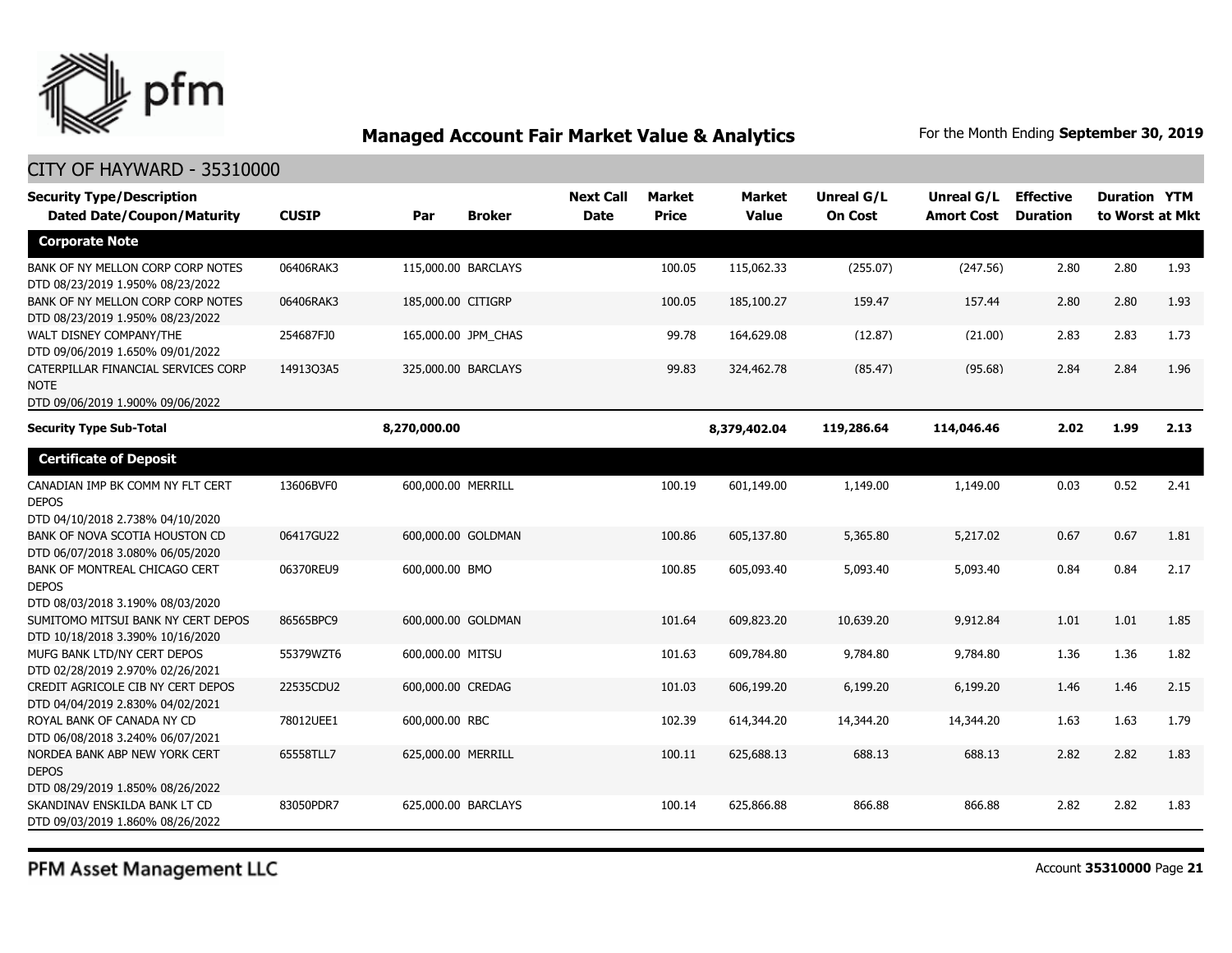## Managed Account Fair Market Value & Analytics

For the Month Ending **September 30, 2019**

CITY OF HAYWARD - 35310000

| Security Type/Description Dated Date/Coupon/Maturity | CUSIP | Par | Broker | Next Call Date | Market Price | Market Value | Unreal G/L On Cost | Unreal G/L Amort Cost | Effective Duration | Duration to Worst | YTM at Mkt |
|---|---|---|---|---|---|---|---|---|---|---|---|
| **Corporate Note** | | | | | | | | | | | |
| BANK OF NY MELLON CORP CORP NOTES DTD 08/23/2019 1.950% 08/23/2022 | 06406RAK3 | 115,000.00 | BARCLAYS | | 100.05 | 115,062.33 | (255.07) | (247.56) | 2.80 | 2.80 | 1.93 |
| BANK OF NY MELLON CORP CORP NOTES DTD 08/23/2019 1.950% 08/23/2022 | 06406RAK3 | 185,000.00 | CITIGRP | | 100.05 | 185,100.27 | 159.47 | 157.44 | 2.80 | 2.80 | 1.93 |
| WALT DISNEY COMPANY/THE DTD 09/06/2019 1.650% 09/01/2022 | 254687FJ0 | 165,000.00 | JPM_CHAS | | 99.78 | 164,629.08 | (12.87) | (21.00) | 2.83 | 2.83 | 1.73 |
| CATERPILLAR FINANCIAL SERVICES CORP NOTE DTD 09/06/2019 1.900% 09/06/2022 | 14913Q3A5 | 325,000.00 | BARCLAYS | | 99.83 | 324,462.78 | (85.47) | (95.68) | 2.84 | 2.84 | 1.96 |
| **Security Type Sub-Total** | | **8,270,000.00** | | | | **8,379,402.04** | **119,286.64** | **114,046.46** | **2.02** | **1.99** | **2.13** |
| **Certificate of Deposit** | | | | | | | | | | | |
| CANADIAN IMP BK COMM NY FLT CERT DEPOS DTD 04/10/2018 2.738% 04/10/2020 | 13606BVF0 | 600,000.00 | MERRILL | | 100.19 | 601,149.00 | 1,149.00 | 1,149.00 | 0.03 | 0.52 | 2.41 |
| BANK OF NOVA SCOTIA HOUSTON CD DTD 06/07/2018 3.080% 06/05/2020 | 06417GU22 | 600,000.00 | GOLDMAN | | 100.86 | 605,137.80 | 5,365.80 | 5,217.02 | 0.67 | 0.67 | 1.81 |
| BANK OF MONTREAL CHICAGO CERT DEPOS DTD 08/03/2018 3.190% 08/03/2020 | 06370REU9 | 600,000.00 | BMO | | 100.85 | 605,093.40 | 5,093.40 | 5,093.40 | 0.84 | 0.84 | 2.17 |
| SUMITOMO MITSUI BANK NY CERT DEPOS DTD 10/18/2018 3.390% 10/16/2020 | 86565BPC9 | 600,000.00 | GOLDMAN | | 101.64 | 609,823.20 | 10,639.20 | 9,912.84 | 1.01 | 1.01 | 1.85 |
| MUFG BANK LTD/NY CERT DEPOS DTD 02/28/2019 2.970% 02/26/2021 | 55379WZT6 | 600,000.00 | MITSU | | 101.63 | 609,784.80 | 9,784.80 | 9,784.80 | 1.36 | 1.36 | 1.82 |
| CREDIT AGRICOLE CIB NY CERT DEPOS DTD 04/04/2019 2.830% 04/02/2021 | 22535CDU2 | 600,000.00 | CREDAG | | 101.03 | 606,199.20 | 6,199.20 | 6,199.20 | 1.46 | 1.46 | 2.15 |
| ROYAL BANK OF CANADA NY CD DTD 06/08/2018 3.240% 06/07/2021 | 78012UEE1 | 600,000.00 | RBC | | 102.39 | 614,344.20 | 14,344.20 | 14,344.20 | 1.63 | 1.63 | 1.79 |
| NORDEA BANK ABP NEW YORK CERT DEPOS DTD 08/29/2019 1.850% 08/26/2022 | 65558TLL7 | 625,000.00 | MERRILL | | 100.11 | 625,688.13 | 688.13 | 688.13 | 2.82 | 2.82 | 1.83 |
| SKANDINAV ENSKILDA BANK LT CD DTD 09/03/2019 1.860% 08/26/2022 | 83050PDR7 | 625,000.00 | BARCLAYS | | 100.14 | 625,866.88 | 866.88 | 866.88 | 2.82 | 2.82 | 1.83 |

PFM Asset Management LLC

Account **35310000**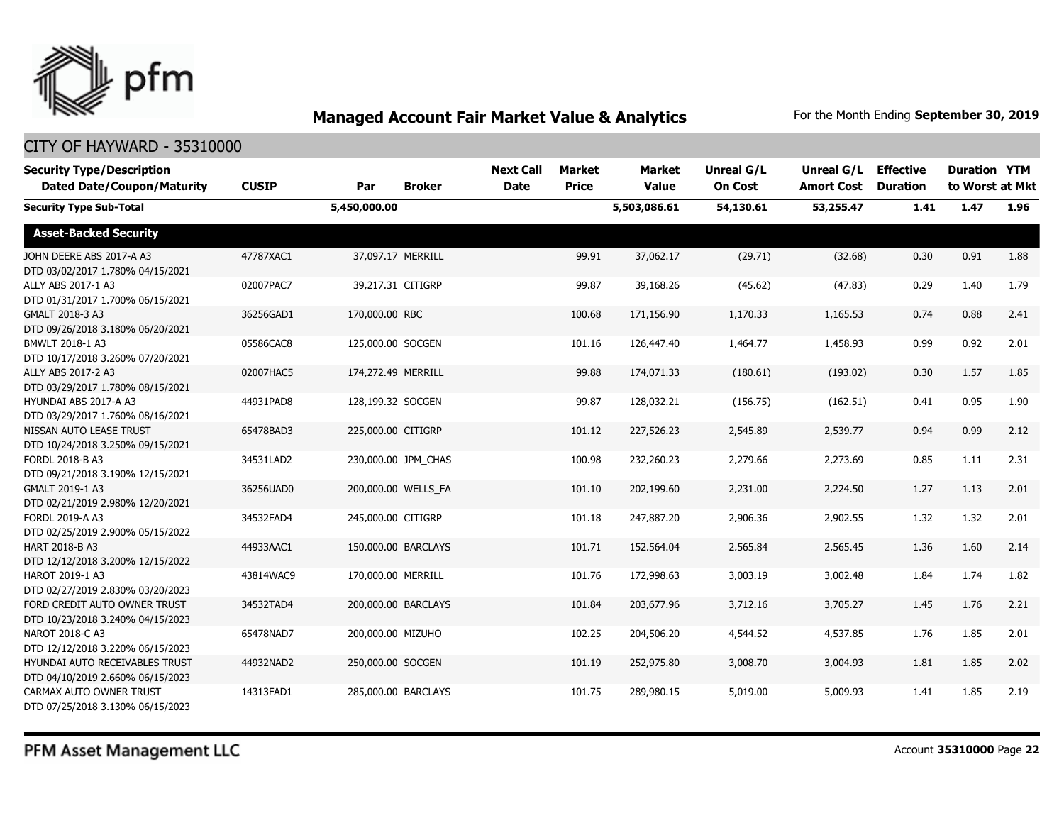## Managed Account Fair Market Value & Analytics

For the Month Ending **September 30, 2019**

CITY OF HAYWARD - 35310000

| Security Type/Description Dated Date/Coupon/Maturity | CUSIP | Par | Broker | Next Call Date | Market Price | Market Value | Unreal G/L On Cost | Unreal G/L Amort Cost | Effective Duration | Duration to Worst | YTM at Mkt |
|---|---|---|---|---|---|---|---|---|---|---|---|
| **Security Type Sub-Total** | | **5,450,000.00** | | | | **5,503,086.61** | **54,130.61** | **53,255.47** | **1.41** | **1.47** | **1.96** |
| **Asset-Backed Security** | | | | | | | | | | | |
| JOHN DEERE ABS 2017-A A3 DTD 03/02/2017 1.780% 04/15/2021 | 47787XAC1 | 37,097.17 | MERRILL | | 99.91 | 37,062.17 | (29.71) | (32.68) | 0.30 | 0.91 | 1.88 |
| ALLY ABS 2017-1 A3 DTD 01/31/2017 1.700% 06/15/2021 | 02007PAC7 | 39,217.31 | CITIGRP | | 99.87 | 39,168.26 | (45.62) | (47.83) | 0.29 | 1.40 | 1.79 |
| GMALT 2018-3 A3 DTD 09/26/2018 3.180% 06/20/2021 | 36256GAD1 | 170,000.00 | RBC | | 100.68 | 171,156.90 | 1,170.33 | 1,165.53 | 0.74 | 0.88 | 2.41 |
| BMWLT 2018-1 A3 DTD 10/17/2018 3.260% 07/20/2021 | 05586CAC8 | 125,000.00 | SOCGEN | | 101.16 | 126,447.40 | 1,464.77 | 1,458.93 | 0.99 | 0.92 | 2.01 |
| ALLY ABS 2017-2 A3 DTD 03/29/2017 1.780% 08/15/2021 | 02007HAC5 | 174,272.49 | MERRILL | | 99.88 | 174,071.33 | (180.61) | (193.02) | 0.30 | 1.57 | 1.85 |
| HYUNDAI ABS 2017-A A3 DTD 03/29/2017 1.760% 08/16/2021 | 44931PAD8 | 128,199.32 | SOCGEN | | 99.87 | 128,032.21 | (156.75) | (162.51) | 0.41 | 0.95 | 1.90 |
| NISSAN AUTO LEASE TRUST DTD 10/24/2018 3.250% 09/15/2021 | 65478BAD3 | 225,000.00 | CITIGRP | | 101.12 | 227,526.23 | 2,545.89 | 2,539.77 | 0.94 | 0.99 | 2.12 |
| FORDL 2018-B A3 DTD 09/21/2018 3.190% 12/15/2021 | 34531LAD2 | 230,000.00 | JPM_CHAS | | 100.98 | 232,260.23 | 2,279.66 | 2,273.69 | 0.85 | 1.11 | 2.31 |
| GMALT 2019-1 A3 DTD 02/21/2019 2.980% 12/20/2021 | 36256UAD0 | 200,000.00 | WELLS_FA | | 101.10 | 202,199.60 | 2,231.00 | 2,224.50 | 1.27 | 1.13 | 2.01 |
| FORDL 2019-A A3 DTD 02/25/2019 2.900% 05/15/2022 | 34532FAD4 | 245,000.00 | CITIGRP | | 101.18 | 247,887.20 | 2,906.36 | 2,902.55 | 1.32 | 1.32 | 2.01 |
| HART 2018-B A3 DTD 12/12/2018 3.200% 12/15/2022 | 44933AAC1 | 150,000.00 | BARCLAYS | | 101.71 | 152,564.04 | 2,565.84 | 2,565.45 | 1.36 | 1.60 | 2.14 |
| HAROT 2019-1 A3 DTD 02/27/2019 2.830% 03/20/2023 | 43814WAC9 | 170,000.00 | MERRILL | | 101.76 | 172,998.63 | 3,003.19 | 3,002.48 | 1.84 | 1.74 | 1.82 |
| FORD CREDIT AUTO OWNER TRUST DTD 10/23/2018 3.240% 04/15/2023 | 34532TAD4 | 200,000.00 | BARCLAYS | | 101.84 | 203,677.96 | 3,712.16 | 3,705.27 | 1.45 | 1.76 | 2.21 |
| NAROT 2018-C A3 DTD 12/12/2018 3.220% 06/15/2023 | 65478NAD7 | 200,000.00 | MIZUHO | | 102.25 | 204,506.20 | 4,544.52 | 4,537.85 | 1.76 | 1.85 | 2.01 |
| HYUNDAI AUTO RECEIVABLES TRUST DTD 04/10/2019 2.660% 06/15/2023 | 44932NAD2 | 250,000.00 | SOCGEN | | 101.19 | 252,975.80 | 3,008.70 | 3,004.93 | 1.81 | 1.85 | 2.02 |
| CARMAX AUTO OWNER TRUST DTD 07/25/2018 3.130% 06/15/2023 | 14313FAD1 | 285,000.00 | BARCLAYS | | 101.75 | 289,980.15 | 5,019.00 | 5,009.93 | 1.41 | 1.85 | 2.19 |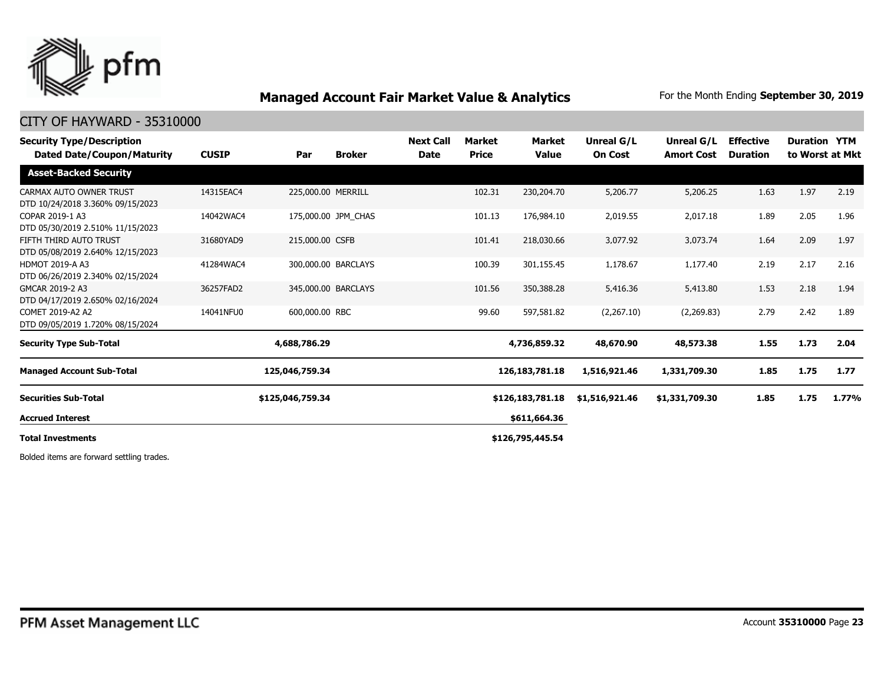## Managed Account Fair Market Value & Analytics

For the Month Ending **September 30, 2019**

### CITY OF HAYWARD - 35310000

| Security Type/Description Dated Date/Coupon/Maturity | CUSIP | Par | Broker | Next Call Date | Market Price | Market Value | Unreal G/L On Cost | Unreal G/L Amort Cost | Effective Duration | Duration to Worst | YTM at Mkt |
|---|---|---|---|---|---|---|---|---|---|---|---|
| **Asset-Backed Security** | | | | | | | | | | | |
| CARMAX AUTO OWNER TRUST DTD 10/24/2018 3.360% 09/15/2023 | 14315EAC4 | 225,000.00 | MERRILL | | 102.31 | 230,204.70 | 5,206.77 | 5,206.25 | 1.63 | 1.97 | 2.19 |
| COPAR 2019-1 A3 DTD 05/30/2019 2.510% 11/15/2023 | 14042WAC4 | 175,000.00 | JPM_CHAS | | 101.13 | 176,984.10 | 2,019.55 | 2,017.18 | 1.89 | 2.05 | 1.96 |
| FIFTH THIRD AUTO TRUST DTD 05/08/2019 2.640% 12/15/2023 | 31680YAD9 | 215,000.00 | CSFB | | 101.41 | 218,030.66 | 3,077.92 | 3,073.74 | 1.64 | 2.09 | 1.97 |
| HDMOT 2019-A A3 DTD 06/26/2019 2.340% 02/15/2024 | 41284WAC4 | 300,000.00 | BARCLAYS | | 100.39 | 301,155.45 | 1,178.67 | 1,177.40 | 2.19 | 2.17 | 2.16 |
| GMCAR 2019-2 A3 DTD 04/17/2019 2.650% 02/16/2024 | 36257FAD2 | 345,000.00 | BARCLAYS | | 101.56 | 350,388.28 | 5,416.36 | 5,413.80 | 1.53 | 2.18 | 1.94 |
| COMET 2019-A2 A2 DTD 09/05/2019 1.720% 08/15/2024 | 14041NFU0 | 600,000.00 | RBC | | 99.60 | 597,581.82 | (2,267.10) | (2,269.83) | 2.79 | 2.42 | 1.89 |
| **Security Type Sub-Total** | | **4,688,786.29** | | | | **4,736,859.32** | **48,670.90** | **48,573.38** | **1.55** | **1.73** | **2.04** |
| **Managed Account Sub-Total** | | **125,046,759.34** | | | | **126,183,781.18** | **1,516,921.46** | **1,331,709.30** | **1.85** | **1.75** | **1.77** |
| **Securities Sub-Total** | | **$125,046,759.34** | | | | **$126,183,781.18** | **$1,516,921.46** | **$1,331,709.30** | **1.85** | **1.75** | **1.77%** |
| **Accrued Interest** | | | | | | **$611,664.36** | | | | | |
| **Total Investments** | | | | | | **$126,795,445.54** | | | | | |

Bolded items are forward settling trades.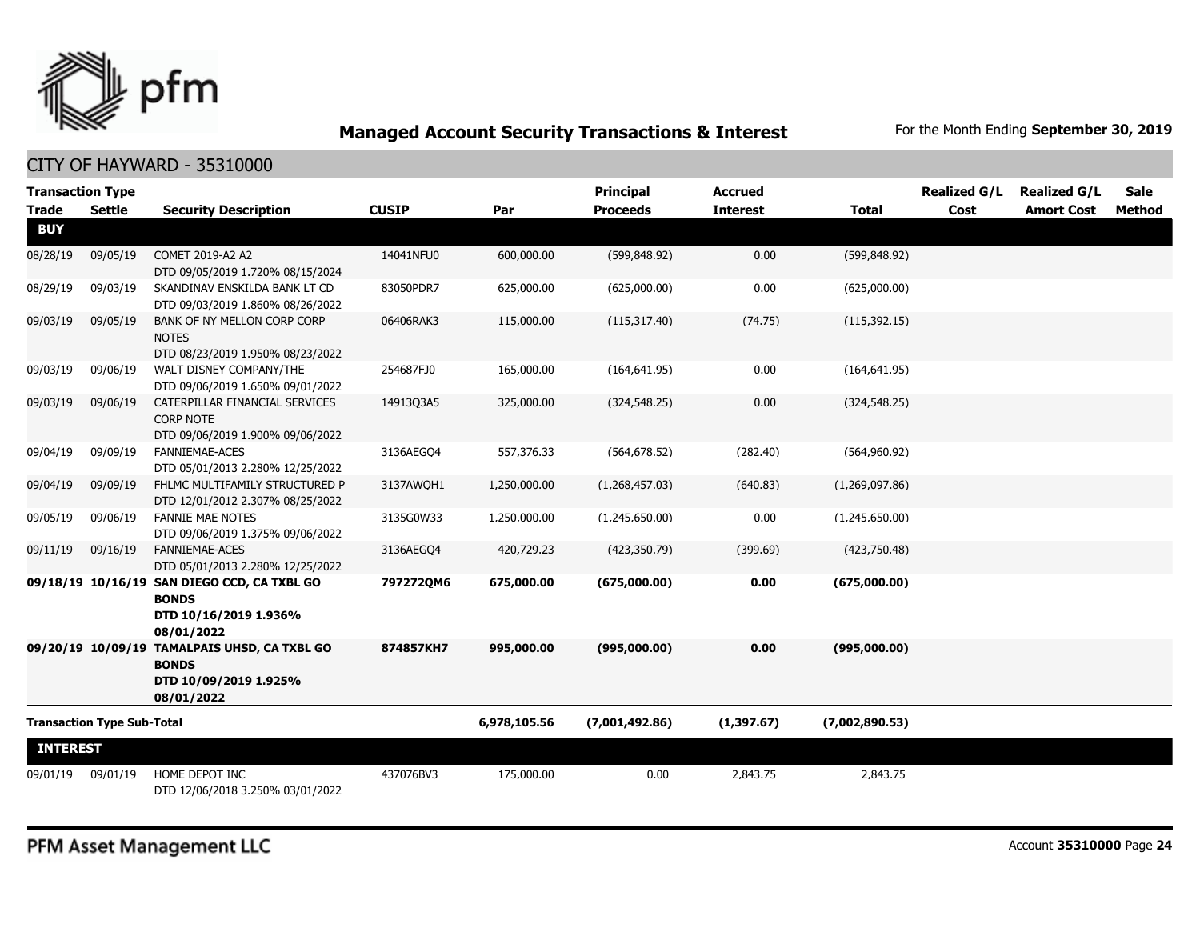## Managed Account Security Transactions & Interest

For the Month Ending **September 30, 2019**

### CITY OF HAYWARD - 35310000

| Transaction Type Trade | Settle | Security Description | CUSIP | Par | Principal Proceeds | Accrued Interest | Total | Realized G/L Cost | Realized G/L Amort Cost | Sale Method |
|---|---|---|---|---|---|---|---|---|---|---|
| **BUY** | | | | | | | | | | |
| 08/28/19 | 09/05/19 | COMET 2019-A2 A2 DTD 09/05/2019 1.720% 08/15/2024 | 14041NFU0 | 600,000.00 | (599,848.92) | 0.00 | (599,848.92) | | | |
| 08/29/19 | 09/03/19 | SKANDINAV ENSKILDA BANK LT CD DTD 09/03/2019 1.860% 08/26/2022 | 83050PDR7 | 625,000.00 | (625,000.00) | 0.00 | (625,000.00) | | | |
| 09/03/19 | 09/05/19 | BANK OF NY MELLON CORP CORP NOTES DTD 08/23/2019 1.950% 08/23/2022 | 06406RAK3 | 115,000.00 | (115,317.40) | (74.75) | (115,392.15) | | | |
| 09/03/19 | 09/06/19 | WALT DISNEY COMPANY/THE DTD 09/06/2019 1.650% 09/01/2022 | 254687FJ0 | 165,000.00 | (164,641.95) | 0.00 | (164,641.95) | | | |
| 09/03/19 | 09/06/19 | CATERPILLAR FINANCIAL SERVICES CORP NOTE DTD 09/06/2019 1.900% 09/06/2022 | 14913Q3A5 | 325,000.00 | (324,548.25) | 0.00 | (324,548.25) | | | |
| 09/04/19 | 09/09/19 | FANNIEMAE-ACES DTD 05/01/2013 2.280% 12/25/2022 | 3136AEGQ4 | 557,376.33 | (564,678.52) | (282.40) | (564,960.92) | | | |
| 09/04/19 | 09/09/19 | FHLMC MULTIFAMILY STRUCTURED P DTD 12/01/2012 2.307% 08/25/2022 | 3137AWQH1 | 1,250,000.00 | (1,268,457.03) | (640.83) | (1,269,097.86) | | | |
| 09/05/19 | 09/06/19 | FANNIE MAE NOTES DTD 09/06/2019 1.375% 09/06/2022 | 3135G0W33 | 1,250,000.00 | (1,245,650.00) | 0.00 | (1,245,650.00) | | | |
| 09/11/19 | 09/16/19 | FANNIEMAE-ACES DTD 05/01/2013 2.280% 12/25/2022 | 3136AEGQ4 | 420,729.23 | (423,350.79) | (399.69) | (423,750.48) | | | |
| **09/18/19** | **10/16/19** | **SAN DIEGO CCD, CA TXBL GO BONDS DTD 10/16/2019 1.936% 08/01/2022** | **797272QM6** | **675,000.00** | **(675,000.00)** | **0.00** | **(675,000.00)** | | | |
| **09/20/19** | **10/09/19** | **TAMALPAIS UHSD, CA TXBL GO BONDS DTD 10/09/2019 1.925% 08/01/2022** | **874857KH7** | **995,000.00** | **(995,000.00)** | **0.00** | **(995,000.00)** | | | |
| **Transaction Type Sub-Total** | | | | **6,978,105.56** | **(7,001,492.86)** | **(1,397.67)** | **(7,002,890.53)** | | | |
| **INTEREST** | | | | | | | | | | |
| 09/01/19 | 09/01/19 | HOME DEPOT INC DTD 12/06/2018 3.250% 03/01/2022 | 437076BV3 | 175,000.00 | 0.00 | 2,843.75 | 2,843.75 | | | |

PFM Asset Management LLC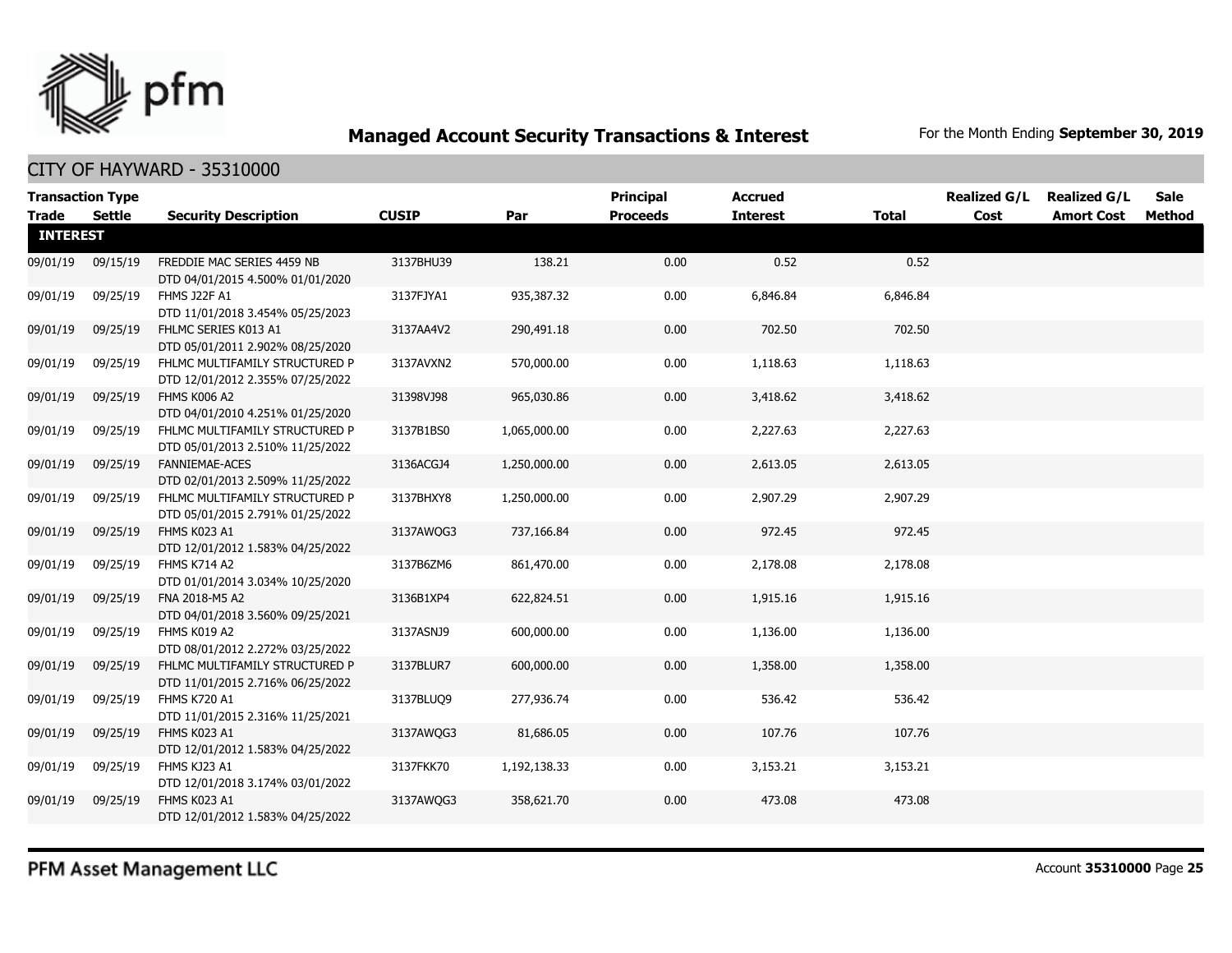# Managed Account Security Transactions & Interest

For the Month Ending **September 30, 2019**

## CITY OF HAYWARD - 35310000

| Transaction Type Trade | Settle | Security Description | CUSIP | Par | Principal Proceeds | Accrued Interest | Total | Realized G/L Cost | Realized G/L Amort Cost | Sale Method |
|---|---|---|---|---|---|---|---|---|---|---|
| **INTEREST** | | | | | | | | | | |
| 09/01/19 | 09/15/19 | FREDDIE MAC SERIES 4459 NB DTD 04/01/2015 4.500% 01/01/2020 | 3137BHU39 | 138.21 | 0.00 | 0.52 | 0.52 | | | |
| 09/01/19 | 09/25/19 | FHMS J22F A1 DTD 11/01/2018 3.454% 05/25/2023 | 3137FJYA1 | 935,387.32 | 0.00 | 6,846.84 | 6,846.84 | | | |
| 09/01/19 | 09/25/19 | FHLMC SERIES K013 A1 DTD 05/01/2011 2.902% 08/25/2020 | 3137AA4V2 | 290,491.18 | 0.00 | 702.50 | 702.50 | | | |
| 09/01/19 | 09/25/19 | FHLMC MULTIFAMILY STRUCTURED P DTD 12/01/2012 2.355% 07/25/2022 | 3137AVXN2 | 570,000.00 | 0.00 | 1,118.63 | 1,118.63 | | | |
| 09/01/19 | 09/25/19 | FHMS K006 A2 DTD 04/01/2010 4.251% 01/25/2020 | 31398VJ98 | 965,030.86 | 0.00 | 3,418.62 | 3,418.62 | | | |
| 09/01/19 | 09/25/19 | FHLMC MULTIFAMILY STRUCTURED P DTD 05/01/2013 2.510% 11/25/2022 | 3137B1BS0 | 1,065,000.00 | 0.00 | 2,227.63 | 2,227.63 | | | |
| 09/01/19 | 09/25/19 | FANNIEMAE-ACES DTD 02/01/2013 2.509% 11/25/2022 | 3136ACGJ4 | 1,250,000.00 | 0.00 | 2,613.05 | 2,613.05 | | | |
| 09/01/19 | 09/25/19 | FHLMC MULTIFAMILY STRUCTURED P DTD 05/01/2015 2.791% 01/25/2022 | 3137BHXY8 | 1,250,000.00 | 0.00 | 2,907.29 | 2,907.29 | | | |
| 09/01/19 | 09/25/19 | FHMS K023 A1 DTD 12/01/2012 1.583% 04/25/2022 | 3137AWQG3 | 737,166.84 | 0.00 | 972.45 | 972.45 | | | |
| 09/01/19 | 09/25/19 | FHMS K714 A2 DTD 01/01/2014 3.034% 10/25/2020 | 3137B6ZM6 | 861,470.00 | 0.00 | 2,178.08 | 2,178.08 | | | |
| 09/01/19 | 09/25/19 | FNA 2018-M5 A2 DTD 04/01/2018 3.560% 09/25/2021 | 3136B1XP4 | 622,824.51 | 0.00 | 1,915.16 | 1,915.16 | | | |
| 09/01/19 | 09/25/19 | FHMS K019 A2 DTD 08/01/2012 2.272% 03/25/2022 | 3137ASNJ9 | 600,000.00 | 0.00 | 1,136.00 | 1,136.00 | | | |
| 09/01/19 | 09/25/19 | FHLMC MULTIFAMILY STRUCTURED P DTD 11/01/2015 2.716% 06/25/2022 | 3137BLUR7 | 600,000.00 | 0.00 | 1,358.00 | 1,358.00 | | | |
| 09/01/19 | 09/25/19 | FHMS K720 A1 DTD 11/01/2015 2.316% 11/25/2021 | 3137BLUQ9 | 277,936.74 | 0.00 | 536.42 | 536.42 | | | |
| 09/01/19 | 09/25/19 | FHMS K023 A1 DTD 12/01/2012 1.583% 04/25/2022 | 3137AWQG3 | 81,686.05 | 0.00 | 107.76 | 107.76 | | | |
| 09/01/19 | 09/25/19 | FHMS KJ23 A1 DTD 12/01/2018 3.174% 03/01/2022 | 3137FKK70 | 1,192,138.33 | 0.00 | 3,153.21 | 3,153.21 | | | |
| 09/01/19 | 09/25/19 | FHMS K023 A1 DTD 12/01/2012 1.583% 04/25/2022 | 3137AWQG3 | 358,621.70 | 0.00 | 473.08 | 473.08 | | | |

PFM Asset Management LLC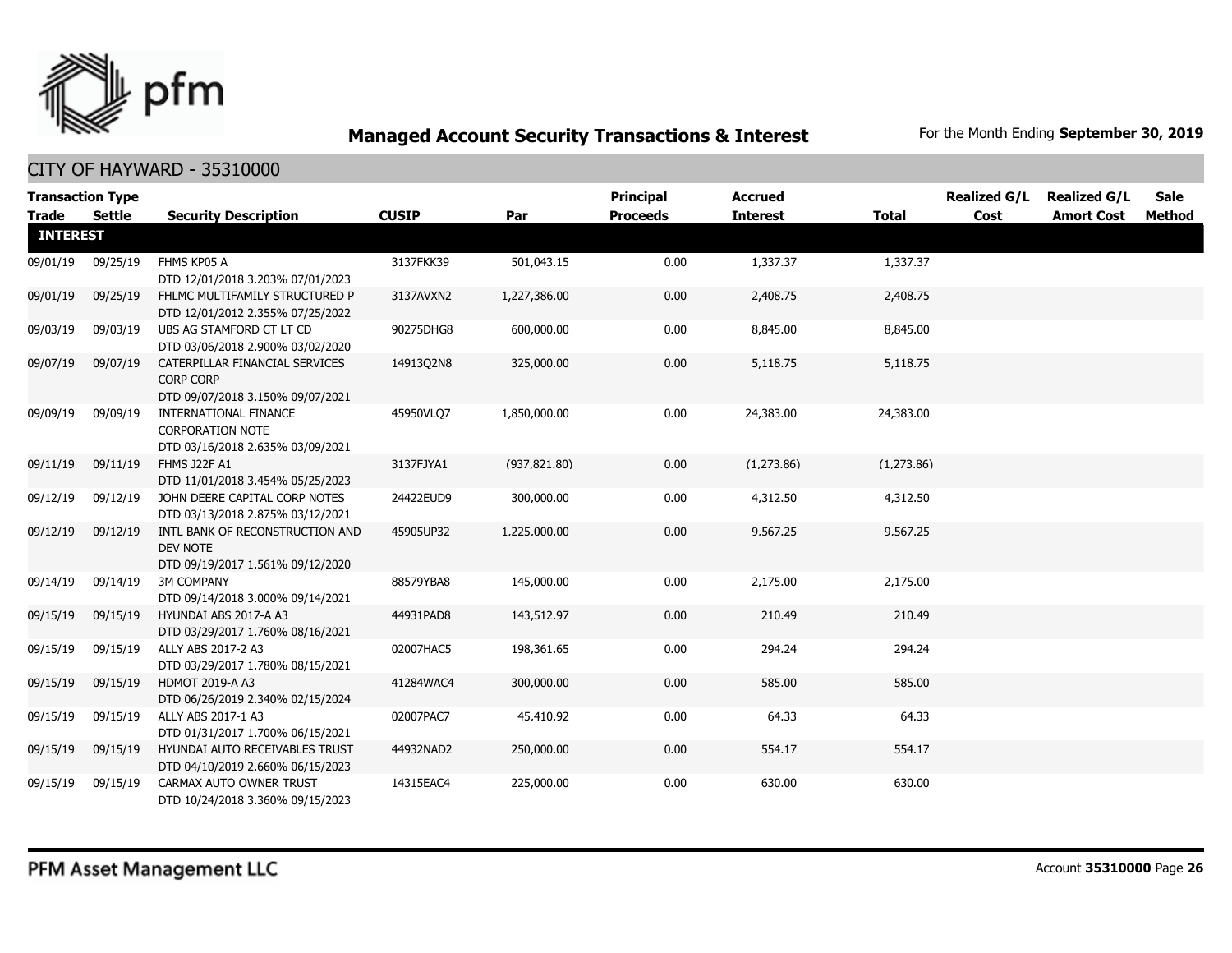## Managed Account Security Transactions & Interest

For the Month Ending **September 30, 2019**

### CITY OF HAYWARD - 35310000

| Transaction Type Trade | Settle | Security Description | CUSIP | Par | Principal Proceeds | Accrued Interest | Total | Realized G/L Cost | Realized G/L Amort Cost | Sale Method |
|---|---|---|---|---|---|---|---|---|---|---|
| **INTEREST** | | | | | | | | | | |
| 09/01/19 | 09/25/19 | FHMS KP05 A DTD 12/01/2018 3.203% 07/01/2023 | 3137FKK39 | 501,043.15 | 0.00 | 1,337.37 | 1,337.37 | | | |
| 09/01/19 | 09/25/19 | FHLMC MULTIFAMILY STRUCTURED P DTD 12/01/2012 2.355% 07/25/2022 | 3137AVXN2 | 1,227,386.00 | 0.00 | 2,408.75 | 2,408.75 | | | |
| 09/03/19 | 09/03/19 | UBS AG STAMFORD CT LT CD DTD 03/06/2018 2.900% 03/02/2020 | 90275DHG8 | 600,000.00 | 0.00 | 8,845.00 | 8,845.00 | | | |
| 09/07/19 | 09/07/19 | CATERPILLAR FINANCIAL SERVICES CORP CORP DTD 09/07/2018 3.150% 09/07/2021 | 14913Q2N8 | 325,000.00 | 0.00 | 5,118.75 | 5,118.75 | | | |
| 09/09/19 | 09/09/19 | INTERNATIONAL FINANCE CORPORATION NOTE DTD 03/16/2018 2.635% 03/09/2021 | 45950VLQ7 | 1,850,000.00 | 0.00 | 24,383.00 | 24,383.00 | | | |
| 09/11/19 | 09/11/19 | FHMS J22F A1 DTD 11/01/2018 3.454% 05/25/2023 | 3137FJYA1 | (937,821.80) | 0.00 | (1,273.86) | (1,273.86) | | | |
| 09/12/19 | 09/12/19 | JOHN DEERE CAPITAL CORP NOTES DTD 03/13/2018 2.875% 03/12/2021 | 24422EUD9 | 300,000.00 | 0.00 | 4,312.50 | 4,312.50 | | | |
| 09/12/19 | 09/12/19 | INTL BANK OF RECONSTRUCTION AND DEV NOTE DTD 09/19/2017 1.561% 09/12/2020 | 45905UP32 | 1,225,000.00 | 0.00 | 9,567.25 | 9,567.25 | | | |
| 09/14/19 | 09/14/19 | 3M COMPANY DTD 09/14/2018 3.000% 09/14/2021 | 88579YBA8 | 145,000.00 | 0.00 | 2,175.00 | 2,175.00 | | | |
| 09/15/19 | 09/15/19 | HYUNDAI ABS 2017-A A3 DTD 03/29/2017 1.760% 08/16/2021 | 44931PAD8 | 143,512.97 | 0.00 | 210.49 | 210.49 | | | |
| 09/15/19 | 09/15/19 | ALLY ABS 2017-2 A3 DTD 03/29/2017 1.780% 08/15/2021 | 02007HAC5 | 198,361.65 | 0.00 | 294.24 | 294.24 | | | |
| 09/15/19 | 09/15/19 | HDMOT 2019-A A3 DTD 06/26/2019 2.340% 02/15/2024 | 41284WAC4 | 300,000.00 | 0.00 | 585.00 | 585.00 | | | |
| 09/15/19 | 09/15/19 | ALLY ABS 2017-1 A3 DTD 01/31/2017 1.700% 06/15/2021 | 02007PAC7 | 45,410.92 | 0.00 | 64.33 | 64.33 | | | |
| 09/15/19 | 09/15/19 | HYUNDAI AUTO RECEIVABLES TRUST DTD 04/10/2019 2.660% 06/15/2023 | 44932NAD2 | 250,000.00 | 0.00 | 554.17 | 554.17 | | | |
| 09/15/19 | 09/15/19 | CARMAX AUTO OWNER TRUST DTD 10/24/2018 3.360% 09/15/2023 | 14315EAC4 | 225,000.00 | 0.00 | 630.00 | 630.00 | | | |

PFM Asset Management LLC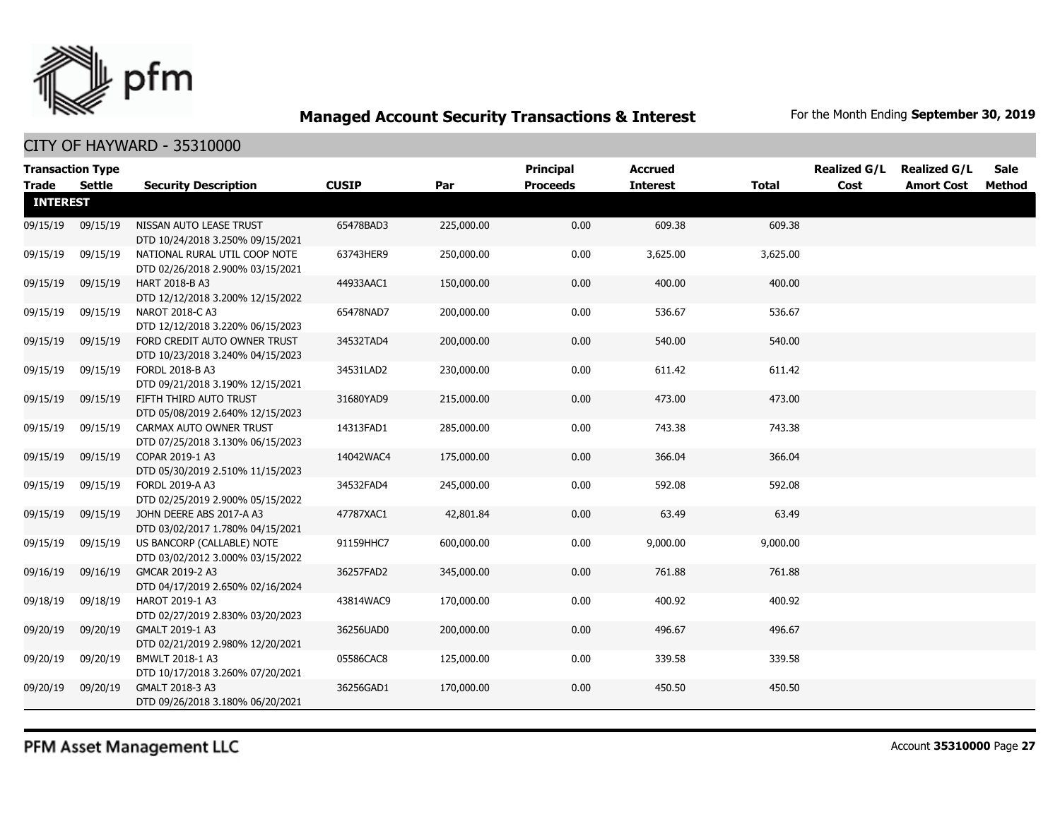## Managed Account Security Transactions & Interest

For the Month Ending **September 30, 2019**

### CITY OF HAYWARD - 35310000

| Transaction Type Trade | Settle | Security Description | CUSIP | Par | Principal Proceeds | Accrued Interest | Total | Realized G/L Cost | Realized G/L Amort Cost | Sale Method |
|---|---|---|---|---|---|---|---|---|---|---|
| **INTEREST** | | | | | | | | | | |
| 09/15/19 | 09/15/19 | NISSAN AUTO LEASE TRUST DTD 10/24/2018 3.250% 09/15/2021 | 65478BAD3 | 225,000.00 | 0.00 | 609.38 | 609.38 | | | |
| 09/15/19 | 09/15/19 | NATIONAL RURAL UTIL COOP NOTE DTD 02/26/2018 2.900% 03/15/2021 | 63743HER9 | 250,000.00 | 0.00 | 3,625.00 | 3,625.00 | | | |
| 09/15/19 | 09/15/19 | HART 2018-B A3 DTD 12/12/2018 3.200% 12/15/2022 | 44933AAC1 | 150,000.00 | 0.00 | 400.00 | 400.00 | | | |
| 09/15/19 | 09/15/19 | NAROT 2018-C A3 DTD 12/12/2018 3.220% 06/15/2023 | 65478NAD7 | 200,000.00 | 0.00 | 536.67 | 536.67 | | | |
| 09/15/19 | 09/15/19 | FORD CREDIT AUTO OWNER TRUST DTD 10/23/2018 3.240% 04/15/2023 | 34532TAD4 | 200,000.00 | 0.00 | 540.00 | 540.00 | | | |
| 09/15/19 | 09/15/19 | FORDL 2018-B A3 DTD 09/21/2018 3.190% 12/15/2021 | 34531LAD2 | 230,000.00 | 0.00 | 611.42 | 611.42 | | | |
| 09/15/19 | 09/15/19 | FIFTH THIRD AUTO TRUST DTD 05/08/2019 2.640% 12/15/2023 | 31680YAD9 | 215,000.00 | 0.00 | 473.00 | 473.00 | | | |
| 09/15/19 | 09/15/19 | CARMAX AUTO OWNER TRUST DTD 07/25/2018 3.130% 06/15/2023 | 14313FAD1 | 285,000.00 | 0.00 | 743.38 | 743.38 | | | |
| 09/15/19 | 09/15/19 | COPAR 2019-1 A3 DTD 05/30/2019 2.510% 11/15/2023 | 14042WAC4 | 175,000.00 | 0.00 | 366.04 | 366.04 | | | |
| 09/15/19 | 09/15/19 | FORDL 2019-A A3 DTD 02/25/2019 2.900% 05/15/2022 | 34532FAD4 | 245,000.00 | 0.00 | 592.08 | 592.08 | | | |
| 09/15/19 | 09/15/19 | JOHN DEERE ABS 2017-A A3 DTD 03/02/2017 1.780% 04/15/2021 | 47787XAC1 | 42,801.84 | 0.00 | 63.49 | 63.49 | | | |
| 09/15/19 | 09/15/19 | US BANCORP (CALLABLE) NOTE DTD 03/02/2012 3.000% 03/15/2022 | 91159HHC7 | 600,000.00 | 0.00 | 9,000.00 | 9,000.00 | | | |
| 09/16/19 | 09/16/19 | GMCAR 2019-2 A3 DTD 04/17/2019 2.650% 02/16/2024 | 36257FAD2 | 345,000.00 | 0.00 | 761.88 | 761.88 | | | |
| 09/18/19 | 09/18/19 | HAROT 2019-1 A3 DTD 02/27/2019 2.830% 03/20/2023 | 43814WAC9 | 170,000.00 | 0.00 | 400.92 | 400.92 | | | |
| 09/20/19 | 09/20/19 | GMALT 2019-1 A3 DTD 02/21/2019 2.980% 12/20/2021 | 36256UAD0 | 200,000.00 | 0.00 | 496.67 | 496.67 | | | |
| 09/20/19 | 09/20/19 | BMWLT 2018-1 A3 DTD 10/17/2018 3.260% 07/20/2021 | 05586CAC8 | 125,000.00 | 0.00 | 339.58 | 339.58 | | | |
| 09/20/19 | 09/20/19 | GMALT 2018-3 A3 DTD 09/26/2018 3.180% 06/20/2021 | 36256GAD1 | 170,000.00 | 0.00 | 450.50 | 450.50 | | | |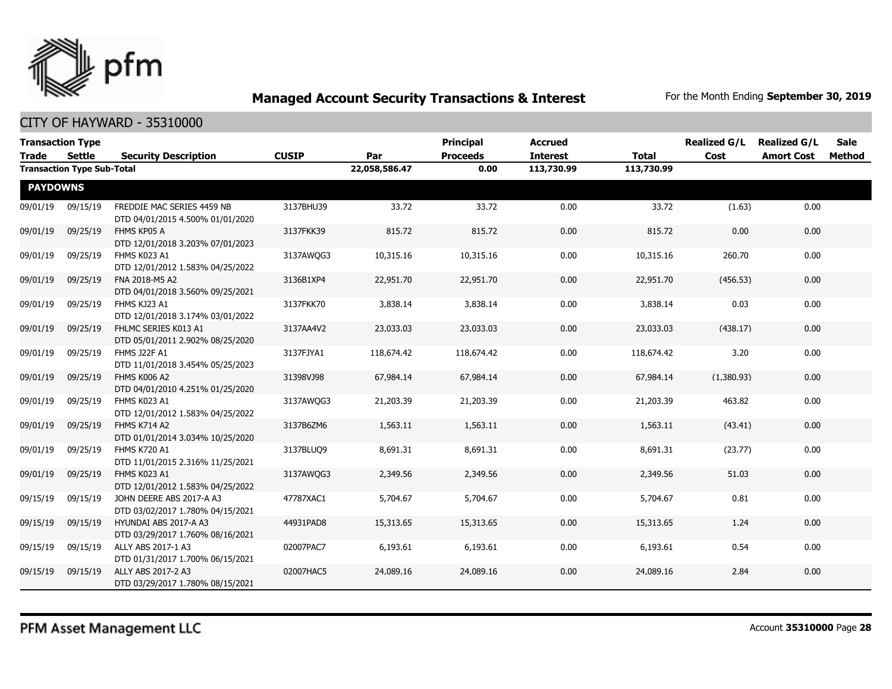# Managed Account Security Transactions & Interest

For the Month Ending **September 30, 2019**

## CITY OF HAYWARD - 35310000

| Transaction Type Trade | Settle | Security Description | CUSIP | Par | Principal Proceeds | Accrued Interest | Total | Realized G/L Cost | Realized G/L Amort Cost | Sale Method |
|---|---|---|---|---|---|---|---|---|---|---|
| **Transaction Type Sub-Total** | | | | **22,058,586.47** | **0.00** | **113,730.99** | **113,730.99** | | | |
| **PAYDOWNS** | | | | | | | | | | |
| 09/01/19 | 09/15/19 | FREDDIE MAC SERIES 4459 NB DTD 04/01/2015 4.500% 01/01/2020 | 3137BHU39 | 33.72 | 33.72 | 0.00 | 33.72 | (1.63) | 0.00 | |
| 09/01/19 | 09/25/19 | FHMS KP05 A DTD 12/01/2018 3.203% 07/01/2023 | 3137FKK39 | 815.72 | 815.72 | 0.00 | 815.72 | 0.00 | 0.00 | |
| 09/01/19 | 09/25/19 | FHMS K023 A1 DTD 12/01/2012 1.583% 04/25/2022 | 3137AWQG3 | 10,315.16 | 10,315.16 | 0.00 | 10,315.16 | 260.70 | 0.00 | |
| 09/01/19 | 09/25/19 | FNA 2018-M5 A2 DTD 04/01/2018 3.560% 09/25/2021 | 3136B1XP4 | 22,951.70 | 22,951.70 | 0.00 | 22,951.70 | (456.53) | 0.00 | |
| 09/01/19 | 09/25/19 | FHMS KJ23 A1 DTD 12/01/2018 3.174% 03/01/2022 | 3137FKK70 | 3,838.14 | 3,838.14 | 0.00 | 3,838.14 | 0.03 | 0.00 | |
| 09/01/19 | 09/25/19 | FHLMC SERIES K013 A1 DTD 05/01/2011 2.902% 08/25/2020 | 3137AA4V2 | 23,033.03 | 23,033.03 | 0.00 | 23,033.03 | (438.17) | 0.00 | |
| 09/01/19 | 09/25/19 | FHMS J22F A1 DTD 11/01/2018 3.454% 05/25/2023 | 3137FJYA1 | 118,674.42 | 118,674.42 | 0.00 | 118,674.42 | 3.20 | 0.00 | |
| 09/01/19 | 09/25/19 | FHMS K006 A2 DTD 04/01/2010 4.251% 01/25/2020 | 31398VJ98 | 67,984.14 | 67,984.14 | 0.00 | 67,984.14 | (1,380.93) | 0.00 | |
| 09/01/19 | 09/25/19 | FHMS K023 A1 DTD 12/01/2012 1.583% 04/25/2022 | 3137AWQG3 | 21,203.39 | 21,203.39 | 0.00 | 21,203.39 | 463.82 | 0.00 | |
| 09/01/19 | 09/25/19 | FHMS K714 A2 DTD 01/01/2014 3.034% 10/25/2020 | 3137B6ZM6 | 1,563.11 | 1,563.11 | 0.00 | 1,563.11 | (43.41) | 0.00 | |
| 09/01/19 | 09/25/19 | FHMS K720 A1 DTD 11/01/2015 2.316% 11/25/2021 | 3137BLUQ9 | 8,691.31 | 8,691.31 | 0.00 | 8,691.31 | (23.77) | 0.00 | |
| 09/01/19 | 09/25/19 | FHMS K023 A1 DTD 12/01/2012 1.583% 04/25/2022 | 3137AWQG3 | 2,349.56 | 2,349.56 | 0.00 | 2,349.56 | 51.03 | 0.00 | |
| 09/15/19 | 09/15/19 | JOHN DEERE ABS 2017-A A3 DTD 03/02/2017 1.780% 04/15/2021 | 47787XAC1 | 5,704.67 | 5,704.67 | 0.00 | 5,704.67 | 0.81 | 0.00 | |
| 09/15/19 | 09/15/19 | HYUNDAI ABS 2017-A A3 DTD 03/29/2017 1.760% 08/16/2021 | 44931PAD8 | 15,313.65 | 15,313.65 | 0.00 | 15,313.65 | 1.24 | 0.00 | |
| 09/15/19 | 09/15/19 | ALLY ABS 2017-1 A3 DTD 01/31/2017 1.700% 06/15/2021 | 02007PAC7 | 6,193.61 | 6,193.61 | 0.00 | 6,193.61 | 0.54 | 0.00 | |
| 09/15/19 | 09/15/19 | ALLY ABS 2017-2 A3 DTD 03/29/2017 1.780% 08/15/2021 | 02007HAC5 | 24,089.16 | 24,089.16 | 0.00 | 24,089.16 | 2.84 | 0.00 | |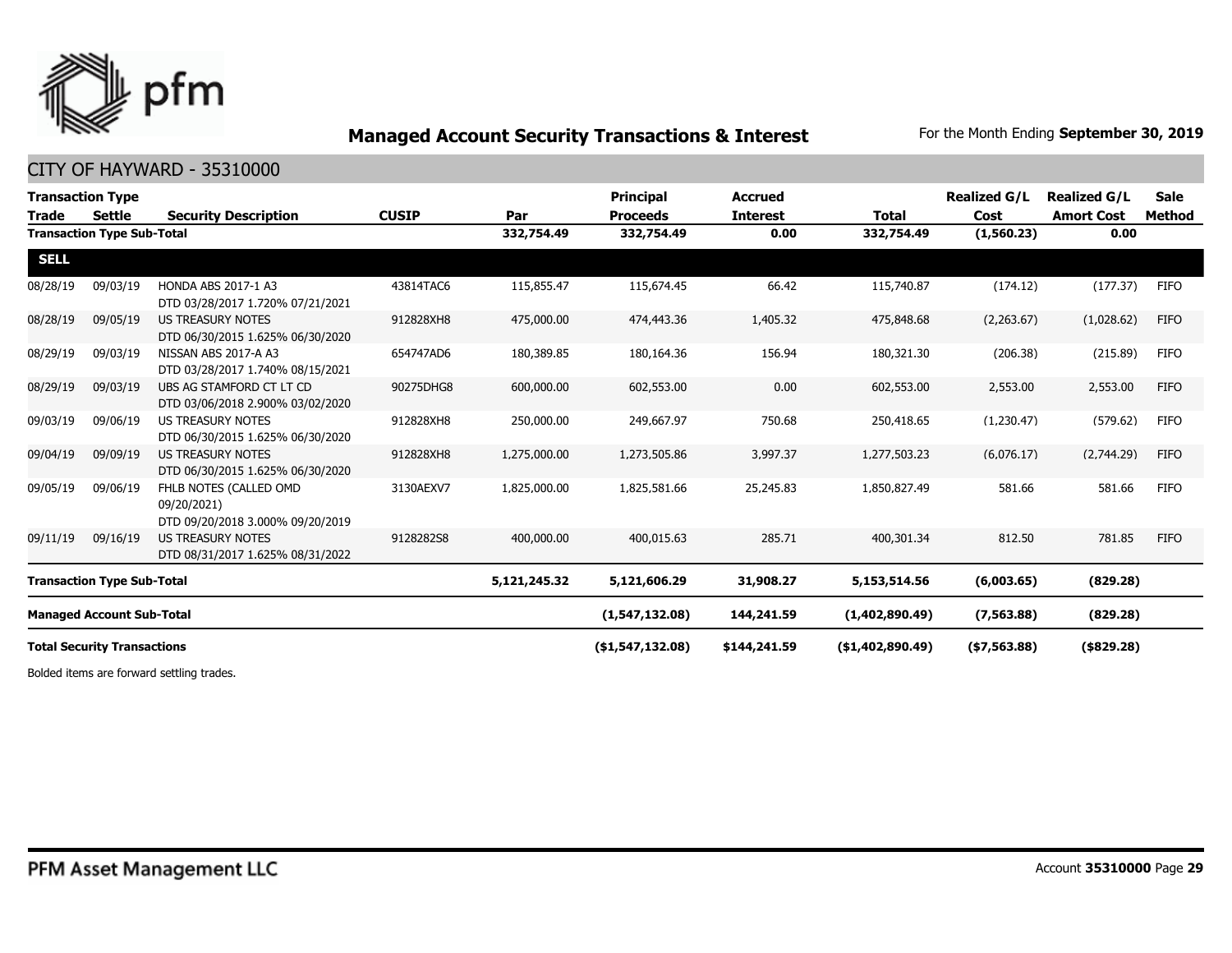## Managed Account Security Transactions & Interest

For the Month Ending **September 30, 2019**

CITY OF HAYWARD - 35310000

| Transaction Type Trade | Settle | Security Description | CUSIP | Par | Principal Proceeds | Accrued Interest | Total | Realized G/L Cost | Realized G/L Amort Cost | Sale Method |
|---|---|---|---|---|---|---|---|---|---|---|
| **Transaction Type Sub-Total** | | | | **332,754.49** | **332,754.49** | **0.00** | **332,754.49** | **(1,560.23)** | **0.00** | |
| **SELL** | | | | | | | | | | |
| 08/28/19 | 09/03/19 | HONDA ABS 2017-1 A3 DTD 03/28/2017 1.720% 07/21/2021 | 43814TAC6 | 115,855.47 | 115,674.45 | 66.42 | 115,740.87 | (174.12) | (177.37) | FIFO |
| 08/28/19 | 09/05/19 | US TREASURY NOTES DTD 06/30/2015 1.625% 06/30/2020 | 912828XH8 | 475,000.00 | 474,443.36 | 1,405.32 | 475,848.68 | (2,263.67) | (1,028.62) | FIFO |
| 08/29/19 | 09/03/19 | NISSAN ABS 2017-A A3 DTD 03/28/2017 1.740% 08/15/2021 | 654747AD6 | 180,389.85 | 180,164.36 | 156.94 | 180,321.30 | (206.38) | (215.89) | FIFO |
| 08/29/19 | 09/03/19 | UBS AG STAMFORD CT LT CD DTD 03/06/2018 2.900% 03/02/2020 | 90275DHG8 | 600,000.00 | 602,553.00 | 0.00 | 602,553.00 | 2,553.00 | 2,553.00 | FIFO |
| 09/03/19 | 09/06/19 | US TREASURY NOTES DTD 06/30/2015 1.625% 06/30/2020 | 912828XH8 | 250,000.00 | 249,667.97 | 750.68 | 250,418.65 | (1,230.47) | (579.62) | FIFO |
| 09/04/19 | 09/09/19 | US TREASURY NOTES DTD 06/30/2015 1.625% 06/30/2020 | 912828XH8 | 1,275,000.00 | 1,273,505.86 | 3,997.37 | 1,277,503.23 | (6,076.17) | (2,744.29) | FIFO |
| 09/05/19 | 09/06/19 | FHLB NOTES (CALLED OMD 09/20/2021) DTD 09/20/2018 3.000% 09/20/2019 | 3130AEXV7 | 1,825,000.00 | 1,825,581.66 | 25,245.83 | 1,850,827.49 | 581.66 | 581.66 | FIFO |
| 09/11/19 | 09/16/19 | US TREASURY NOTES DTD 08/31/2017 1.625% 08/31/2022 | 9128282S8 | 400,000.00 | 400,015.63 | 285.71 | 400,301.34 | 812.50 | 781.85 | FIFO |
| **Transaction Type Sub-Total** | | | | **5,121,245.32** | **5,121,606.29** | **31,908.27** | **5,153,514.56** | **(6,003.65)** | **(829.28)** | |
| **Managed Account Sub-Total** | | | | | **(1,547,132.08)** | **144,241.59** | **(1,402,890.49)** | **(7,563.88)** | **(829.28)** | |
| **Total Security Transactions** | | | | | **($1,547,132.08)** | **$144,241.59** | **($1,402,890.49)** | **($7,563.88)** | **($829.28)** | |

Bolded items are forward settling trades.